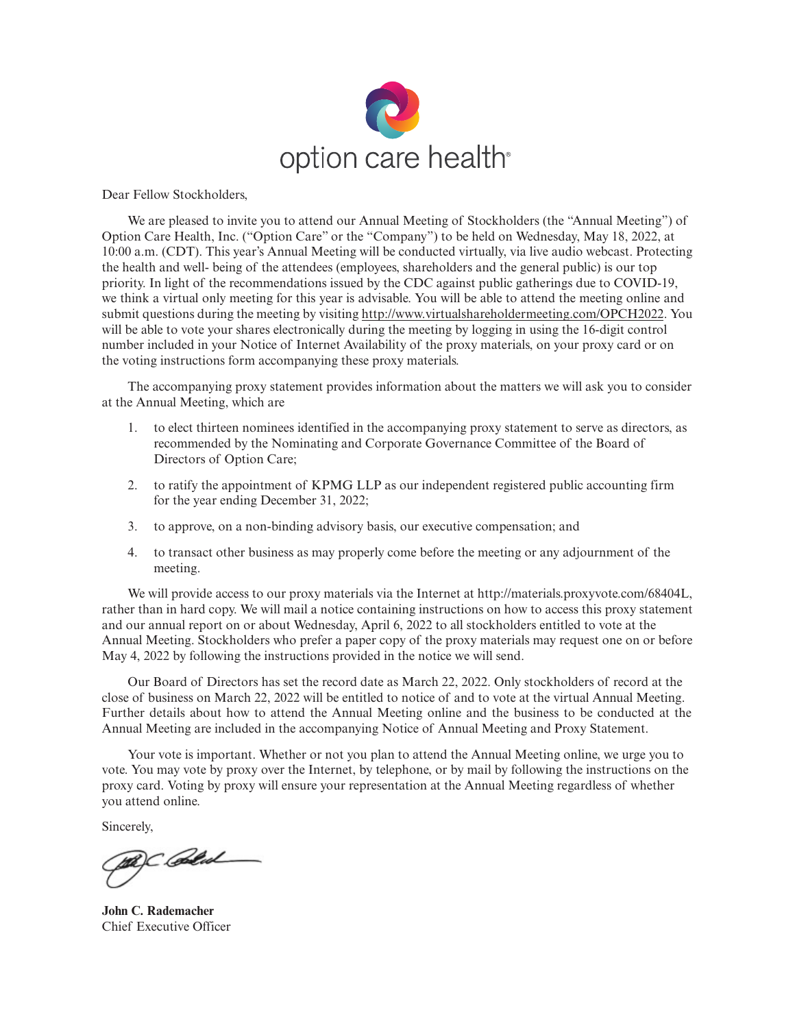option care health®

Dear Fellow Stockholders,

We are pleased to invite you to attend our Annual Meeting of Stockholders (the "Annual Meeting") of Option Care Health, Inc. ("Option Care" or the "Company") to be held on Wednesday, May 18, 2022, at 10:00 a.m. (CDT). This year's Annual Meeting will be conducted virtually, via live audio webcast. Protecting the health and well- being of the attendees (employees, shareholders and the general public) is our top priority. In light of the recommendations issued by the CDC against public gatherings due to COVID-19, we think a virtual only meeting for this year is advisable. You will be able to attend the meeting online and submit questions during the meeting by visiting http://www.virtualshareholdermeeting.com/OPCH2022. You will be able to vote your shares electronically during the meeting by logging in using the 16-digit control number included in your Notice of Internet Availability of the proxy materials, on your proxy card or on the voting instructions form accompanying these proxy materials.

The accompanying proxy statement provides information about the matters we will ask you to consider at the Annual Meeting, which are

1. to elect thirteen nominees identified in the accompanying proxy statement to serve as directors, as recommended by the Nominating and Corporate Governance Committee of the Board of Directors of Option Care;
2. to ratify the appointment of KPMG LLP as our independent registered public accounting firm for the year ending December 31, 2022;
3. to approve, on a non-binding advisory basis, our executive compensation; and
4. to transact other business as may properly come before the meeting or any adjournment of the meeting.

We will provide access to our proxy materials via the Internet at http://materials.proxyvote.com/68404L, rather than in hard copy. We will mail a notice containing instructions on how to access this proxy statement and our annual report on or about Wednesday, April 6, 2022 to all stockholders entitled to vote at the Annual Meeting. Stockholders who prefer a paper copy of the proxy materials may request one on or before May 4, 2022 by following the instructions provided in the notice we will send.

Our Board of Directors has set the record date as March 22, 2022. Only stockholders of record at the close of business on March 22, 2022 will be entitled to notice of and to vote at the virtual Annual Meeting. Further details about how to attend the Annual Meeting online and the business to be conducted at the Annual Meeting are included in the accompanying Notice of Annual Meeting and Proxy Statement.

Your vote is important. Whether or not you plan to attend the Annual Meeting online, we urge you to vote. You may vote by proxy over the Internet, by telephone, or by mail by following the instructions on the proxy card. Voting by proxy will ensure your representation at the Annual Meeting regardless of whether you attend online.

Sincerely,

**John C. Rademacher**
Chief Executive Officer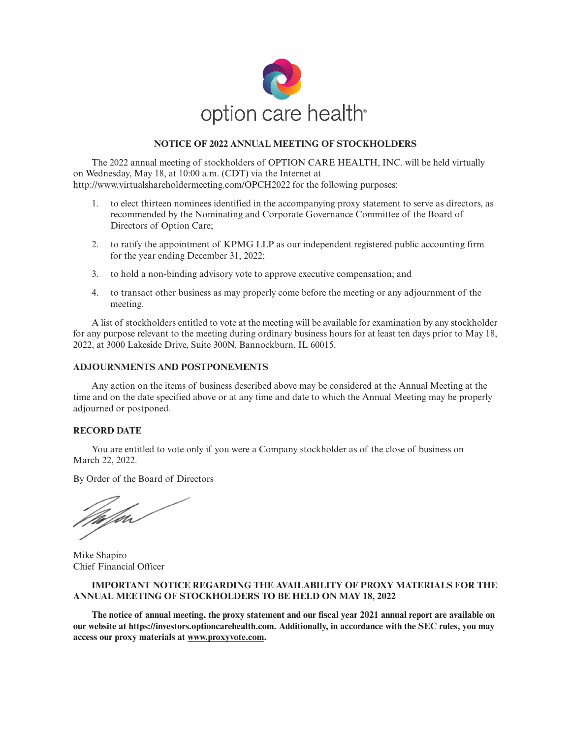option care health

## NOTICE OF 2022 ANNUAL MEETING OF STOCKHOLDERS

The 2022 annual meeting of stockholders of OPTION CARE HEALTH, INC. will be held virtually on Wednesday, May 18, at 10:00 a.m. (CDT) via the Internet at http://www.virtualshareholdermeeting.com/OPCH2022 for the following purposes:

1. to elect thirteen nominees identified in the accompanying proxy statement to serve as directors, as recommended by the Nominating and Corporate Governance Committee of the Board of Directors of Option Care;
2. to ratify the appointment of KPMG LLP as our independent registered public accounting firm for the year ending December 31, 2022;
3. to hold a non-binding advisory vote to approve executive compensation; and
4. to transact other business as may properly come before the meeting or any adjournment of the meeting.

A list of stockholders entitled to vote at the meeting will be available for examination by any stockholder for any purpose relevant to the meeting during ordinary business hours for at least ten days prior to May 18, 2022, at 3000 Lakeside Drive, Suite 300N, Bannockburn, IL 60015.

### ADJOURNMENTS AND POSTPONEMENTS

Any action on the items of business described above may be considered at the Annual Meeting at the time and on the date specified above or at any time and date to which the Annual Meeting may be properly adjourned or postponed.

### RECORD DATE

You are entitled to vote only if you were a Company stockholder as of the close of business on March 22, 2022.

By Order of the Board of Directors

Mike Shapiro
Chief Financial Officer

**IMPORTANT NOTICE REGARDING THE AVAILABILITY OF PROXY MATERIALS FOR THE ANNUAL MEETING OF STOCKHOLDERS TO BE HELD ON MAY 18, 2022**

**The notice of annual meeting, the proxy statement and our fiscal year 2021 annual report are available on our website at https://investors.optioncarehealth.com. Additionally, in accordance with the SEC rules, you may access our proxy materials at www.proxyvote.com.**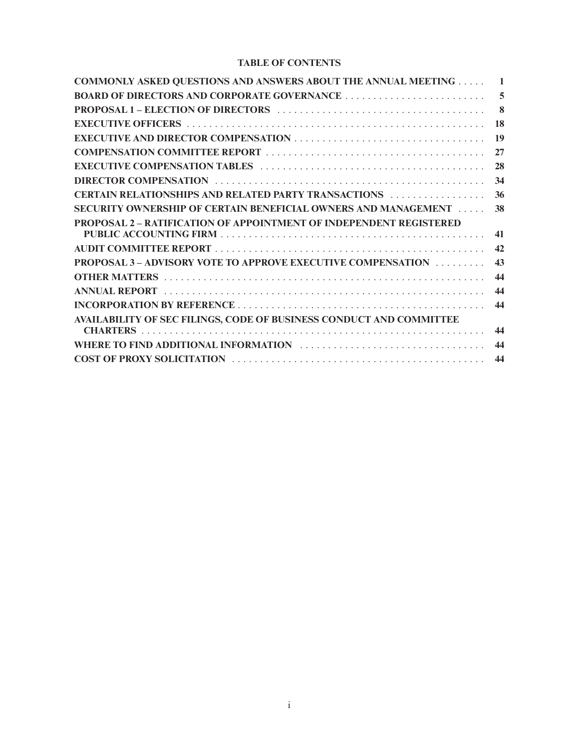# TABLE OF CONTENTS

| | |
|---|---|
| **COMMONLY ASKED QUESTIONS AND ANSWERS ABOUT THE ANNUAL MEETING** | **1** |
| **BOARD OF DIRECTORS AND CORPORATE GOVERNANCE** | **5** |
| **PROPOSAL 1 – ELECTION OF DIRECTORS** | **8** |
| **EXECUTIVE OFFICERS** | **18** |
| **EXECUTIVE AND DIRECTOR COMPENSATION** | **19** |
| **COMPENSATION COMMITTEE REPORT** | **27** |
| **EXECUTIVE COMPENSATION TABLES** | **28** |
| **DIRECTOR COMPENSATION** | **34** |
| **CERTAIN RELATIONSHIPS AND RELATED PARTY TRANSACTIONS** | **36** |
| **SECURITY OWNERSHIP OF CERTAIN BENEFICIAL OWNERS AND MANAGEMENT** | **38** |
| **PROPOSAL 2 – RATIFICATION OF APPOINTMENT OF INDEPENDENT REGISTERED PUBLIC ACCOUNTING FIRM** | **41** |
| **AUDIT COMMITTEE REPORT** | **42** |
| **PROPOSAL 3 – ADVISORY VOTE TO APPROVE EXECUTIVE COMPENSATION** | **43** |
| **OTHER MATTERS** | **44** |
| **ANNUAL REPORT** | **44** |
| **INCORPORATION BY REFERENCE** | **44** |
| **AVAILABILITY OF SEC FILINGS, CODE OF BUSINESS CONDUCT AND COMMITTEE CHARTERS** | **44** |
| **WHERE TO FIND ADDITIONAL INFORMATION** | **44** |
| **COST OF PROXY SOLICITATION** | **44** |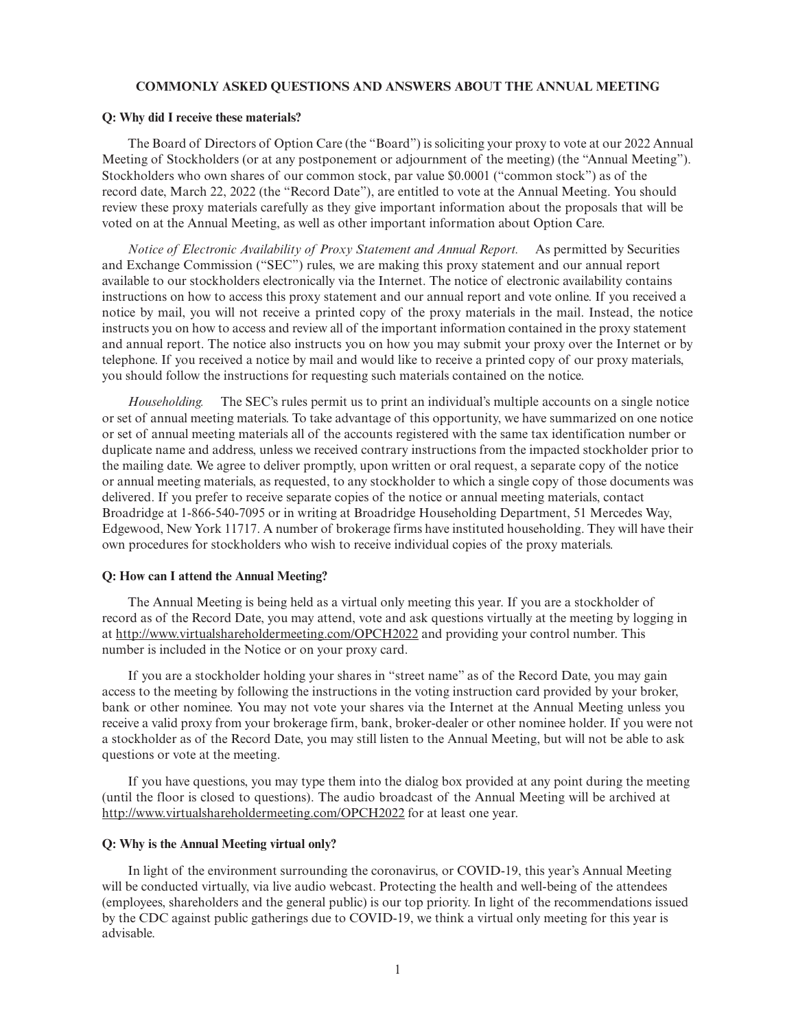## COMMONLY ASKED QUESTIONS AND ANSWERS ABOUT THE ANNUAL MEETING

**Q: Why did I receive these materials?**

The Board of Directors of Option Care (the "Board") is soliciting your proxy to vote at our 2022 Annual Meeting of Stockholders (or at any postponement or adjournment of the meeting) (the "Annual Meeting"). Stockholders who own shares of our common stock, par value $0.0001 ("common stock") as of the record date, March 22, 2022 (the "Record Date"), are entitled to vote at the Annual Meeting. You should review these proxy materials carefully as they give important information about the proposals that will be voted on at the Annual Meeting, as well as other important information about Option Care.

*Notice of Electronic Availability of Proxy Statement and Annual Report.* As permitted by Securities and Exchange Commission ("SEC") rules, we are making this proxy statement and our annual report available to our stockholders electronically via the Internet. The notice of electronic availability contains instructions on how to access this proxy statement and our annual report and vote online. If you received a notice by mail, you will not receive a printed copy of the proxy materials in the mail. Instead, the notice instructs you on how to access and review all of the important information contained in the proxy statement and annual report. The notice also instructs you on how you may submit your proxy over the Internet or by telephone. If you received a notice by mail and would like to receive a printed copy of our proxy materials, you should follow the instructions for requesting such materials contained on the notice.

*Householding.* The SEC's rules permit us to print an individual's multiple accounts on a single notice or set of annual meeting materials. To take advantage of this opportunity, we have summarized on one notice or set of annual meeting materials all of the accounts registered with the same tax identification number or duplicate name and address, unless we received contrary instructions from the impacted stockholder prior to the mailing date. We agree to deliver promptly, upon written or oral request, a separate copy of the notice or annual meeting materials, as requested, to any stockholder to which a single copy of those documents was delivered. If you prefer to receive separate copies of the notice or annual meeting materials, contact Broadridge at 1-866-540-7095 or in writing at Broadridge Householding Department, 51 Mercedes Way, Edgewood, New York 11717. A number of brokerage firms have instituted householding. They will have their own procedures for stockholders who wish to receive individual copies of the proxy materials.

**Q: How can I attend the Annual Meeting?**

The Annual Meeting is being held as a virtual only meeting this year. If you are a stockholder of record as of the Record Date, you may attend, vote and ask questions virtually at the meeting by logging in at http://www.virtualshareholdermeeting.com/OPCH2022 and providing your control number. This number is included in the Notice or on your proxy card.

If you are a stockholder holding your shares in "street name" as of the Record Date, you may gain access to the meeting by following the instructions in the voting instruction card provided by your broker, bank or other nominee. You may not vote your shares via the Internet at the Annual Meeting unless you receive a valid proxy from your brokerage firm, bank, broker-dealer or other nominee holder. If you were not a stockholder as of the Record Date, you may still listen to the Annual Meeting, but will not be able to ask questions or vote at the meeting.

If you have questions, you may type them into the dialog box provided at any point during the meeting (until the floor is closed to questions). The audio broadcast of the Annual Meeting will be archived at http://www.virtualshareholdermeeting.com/OPCH2022 for at least one year.

**Q: Why is the Annual Meeting virtual only?**

In light of the environment surrounding the coronavirus, or COVID-19, this year's Annual Meeting will be conducted virtually, via live audio webcast. Protecting the health and well-being of the attendees (employees, shareholders and the general public) is our top priority. In light of the recommendations issued by the CDC against public gatherings due to COVID-19, we think a virtual only meeting for this year is advisable.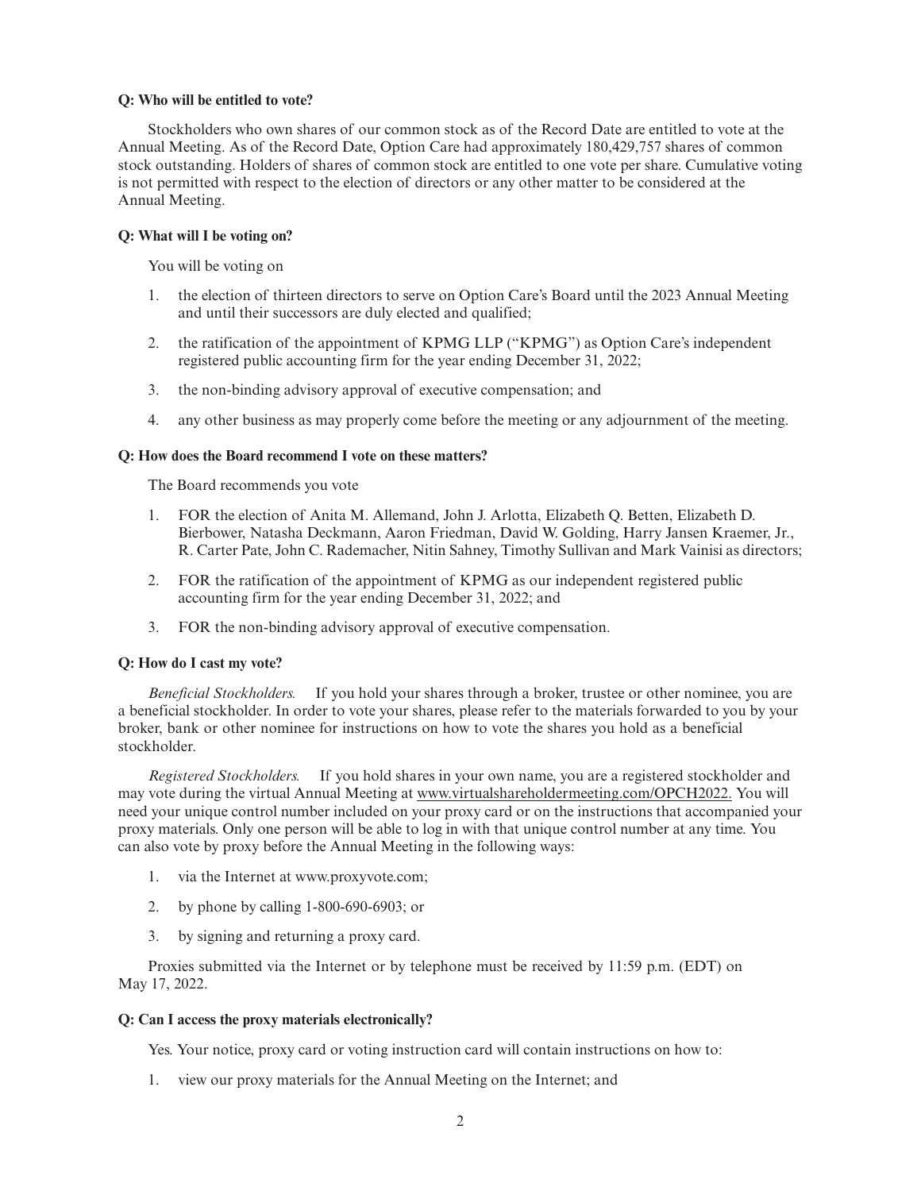**Q: Who will be entitled to vote?**

Stockholders who own shares of our common stock as of the Record Date are entitled to vote at the Annual Meeting. As of the Record Date, Option Care had approximately 180,429,757 shares of common stock outstanding. Holders of shares of common stock are entitled to one vote per share. Cumulative voting is not permitted with respect to the election of directors or any other matter to be considered at the Annual Meeting.

**Q: What will I be voting on?**

You will be voting on

1. the election of thirteen directors to serve on Option Care's Board until the 2023 Annual Meeting and until their successors are duly elected and qualified;
2. the ratification of the appointment of KPMG LLP ("KPMG") as Option Care's independent registered public accounting firm for the year ending December 31, 2022;
3. the non-binding advisory approval of executive compensation; and
4. any other business as may properly come before the meeting or any adjournment of the meeting.

**Q: How does the Board recommend I vote on these matters?**

The Board recommends you vote

1. FOR the election of Anita M. Allemand, John J. Arlotta, Elizabeth Q. Betten, Elizabeth D. Bierbower, Natasha Deckmann, Aaron Friedman, David W. Golding, Harry Jansen Kraemer, Jr., R. Carter Pate, John C. Rademacher, Nitin Sahney, Timothy Sullivan and Mark Vainisi as directors;
2. FOR the ratification of the appointment of KPMG as our independent registered public accounting firm for the year ending December 31, 2022; and
3. FOR the non-binding advisory approval of executive compensation.

**Q: How do I cast my vote?**

*Beneficial Stockholders.* If you hold your shares through a broker, trustee or other nominee, you are a beneficial stockholder. In order to vote your shares, please refer to the materials forwarded to you by your broker, bank or other nominee for instructions on how to vote the shares you hold as a beneficial stockholder.

*Registered Stockholders.* If you hold shares in your own name, you are a registered stockholder and may vote during the virtual Annual Meeting at www.virtualshareholdermeeting.com/OPCH2022. You will need your unique control number included on your proxy card or on the instructions that accompanied your proxy materials. Only one person will be able to log in with that unique control number at any time. You can also vote by proxy before the Annual Meeting in the following ways:

1. via the Internet at www.proxyvote.com;
2. by phone by calling 1-800-690-6903; or
3. by signing and returning a proxy card.

Proxies submitted via the Internet or by telephone must be received by 11:59 p.m. (EDT) on May 17, 2022.

**Q: Can I access the proxy materials electronically?**

Yes. Your notice, proxy card or voting instruction card will contain instructions on how to:

1. view our proxy materials for the Annual Meeting on the Internet; and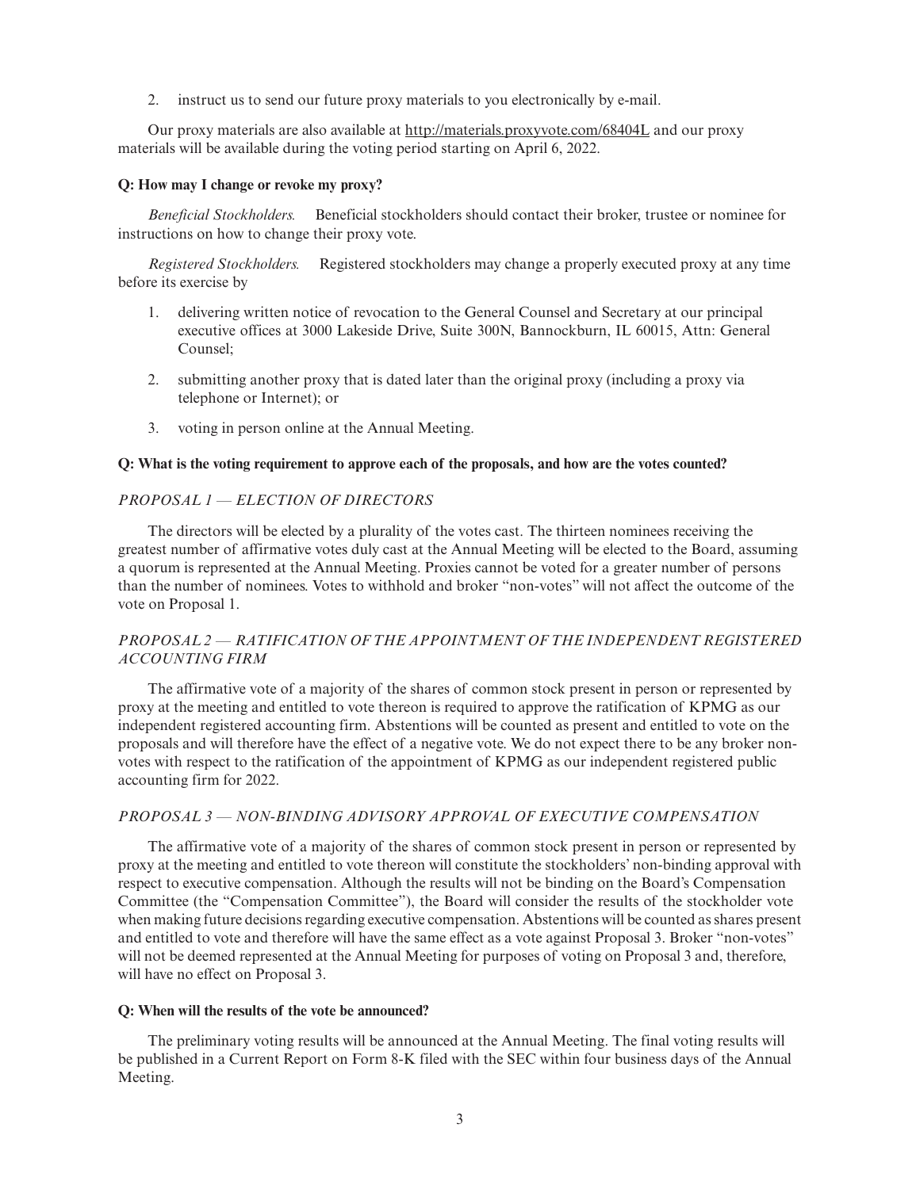2. instruct us to send our future proxy materials to you electronically by e-mail.

Our proxy materials are also available at http://materials.proxyvote.com/68404L and our proxy materials will be available during the voting period starting on April 6, 2022.

**Q: How may I change or revoke my proxy?**

*Beneficial Stockholders.* Beneficial stockholders should contact their broker, trustee or nominee for instructions on how to change their proxy vote.

*Registered Stockholders.* Registered stockholders may change a properly executed proxy at any time before its exercise by

1. delivering written notice of revocation to the General Counsel and Secretary at our principal executive offices at 3000 Lakeside Drive, Suite 300N, Bannockburn, IL 60015, Attn: General Counsel;
2. submitting another proxy that is dated later than the original proxy (including a proxy via telephone or Internet); or
3. voting in person online at the Annual Meeting.

**Q: What is the voting requirement to approve each of the proposals, and how are the votes counted?**

*PROPOSAL 1 — ELECTION OF DIRECTORS*

The directors will be elected by a plurality of the votes cast. The thirteen nominees receiving the greatest number of affirmative votes duly cast at the Annual Meeting will be elected to the Board, assuming a quorum is represented at the Annual Meeting. Proxies cannot be voted for a greater number of persons than the number of nominees. Votes to withhold and broker "non-votes" will not affect the outcome of the vote on Proposal 1.

*PROPOSAL 2 — RATIFICATION OF THE APPOINTMENT OF THE INDEPENDENT REGISTERED ACCOUNTING FIRM*

The affirmative vote of a majority of the shares of common stock present in person or represented by proxy at the meeting and entitled to vote thereon is required to approve the ratification of KPMG as our independent registered accounting firm. Abstentions will be counted as present and entitled to vote on the proposals and will therefore have the effect of a negative vote. We do not expect there to be any broker non-votes with respect to the ratification of the appointment of KPMG as our independent registered public accounting firm for 2022.

*PROPOSAL 3 — NON-BINDING ADVISORY APPROVAL OF EXECUTIVE COMPENSATION*

The affirmative vote of a majority of the shares of common stock present in person or represented by proxy at the meeting and entitled to vote thereon will constitute the stockholders' non-binding approval with respect to executive compensation. Although the results will not be binding on the Board's Compensation Committee (the "Compensation Committee"), the Board will consider the results of the stockholder vote when making future decisions regarding executive compensation. Abstentions will be counted as shares present and entitled to vote and therefore will have the same effect as a vote against Proposal 3. Broker "non-votes" will not be deemed represented at the Annual Meeting for purposes of voting on Proposal 3 and, therefore, will have no effect on Proposal 3.

**Q: When will the results of the vote be announced?**

The preliminary voting results will be announced at the Annual Meeting. The final voting results will be published in a Current Report on Form 8-K filed with the SEC within four business days of the Annual Meeting.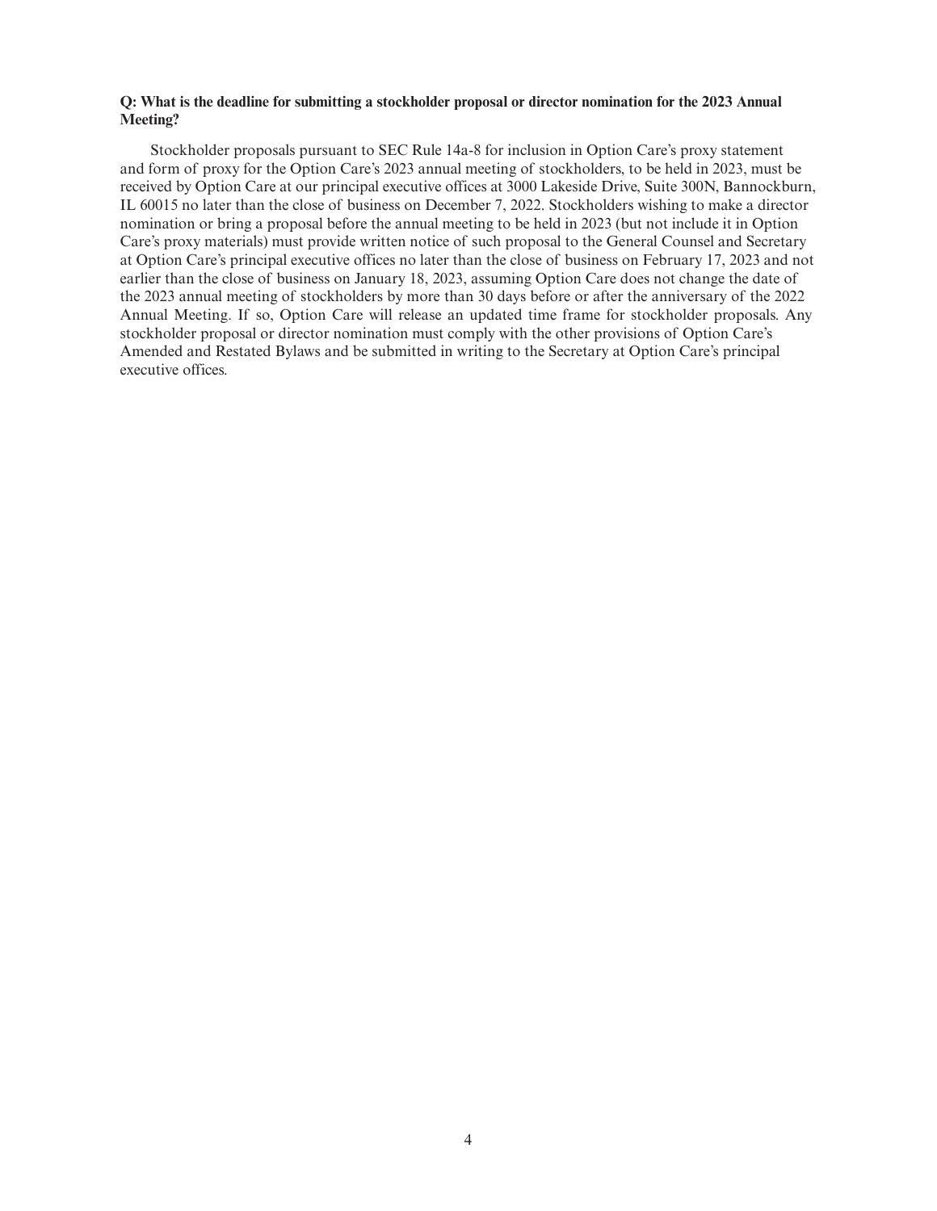**Q: What is the deadline for submitting a stockholder proposal or director nomination for the 2023 Annual Meeting?**

Stockholder proposals pursuant to SEC Rule 14a-8 for inclusion in Option Care's proxy statement and form of proxy for the Option Care's 2023 annual meeting of stockholders, to be held in 2023, must be received by Option Care at our principal executive offices at 3000 Lakeside Drive, Suite 300N, Bannockburn, IL 60015 no later than the close of business on December 7, 2022. Stockholders wishing to make a director nomination or bring a proposal before the annual meeting to be held in 2023 (but not include it in Option Care's proxy materials) must provide written notice of such proposal to the General Counsel and Secretary at Option Care's principal executive offices no later than the close of business on February 17, 2023 and not earlier than the close of business on January 18, 2023, assuming Option Care does not change the date of the 2023 annual meeting of stockholders by more than 30 days before or after the anniversary of the 2022 Annual Meeting. If so, Option Care will release an updated time frame for stockholder proposals. Any stockholder proposal or director nomination must comply with the other provisions of Option Care's Amended and Restated Bylaws and be submitted in writing to the Secretary at Option Care's principal executive offices.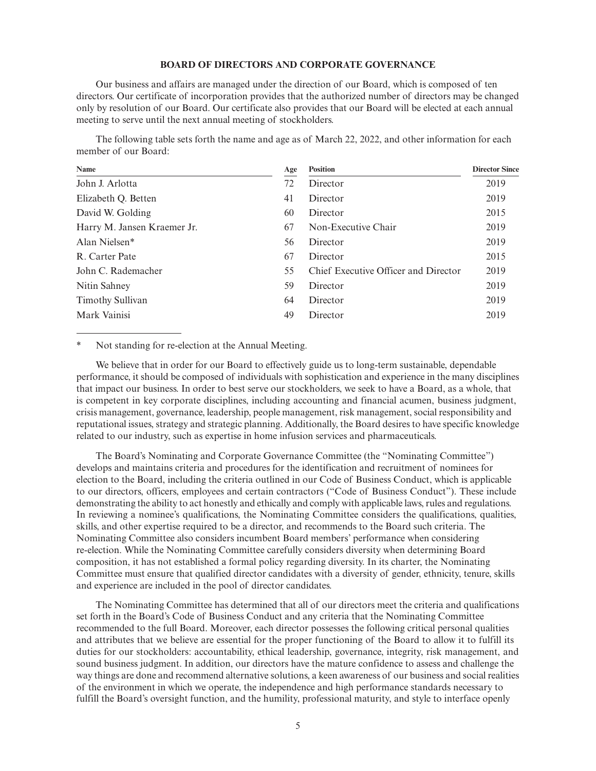## BOARD OF DIRECTORS AND CORPORATE GOVERNANCE

Our business and affairs are managed under the direction of our Board, which is composed of ten directors. Our certificate of incorporation provides that the authorized number of directors may be changed only by resolution of our Board. Our certificate also provides that our Board will be elected at each annual meeting to serve until the next annual meeting of stockholders.

The following table sets forth the name and age as of March 22, 2022, and other information for each member of our Board:

| Name | Age | Position | Director Since |
|---|---|---|---|
| John J. Arlotta | 72 | Director | 2019 |
| Elizabeth Q. Betten | 41 | Director | 2019 |
| David W. Golding | 60 | Director | 2015 |
| Harry M. Jansen Kraemer Jr. | 67 | Non-Executive Chair | 2019 |
| Alan Nielsen* | 56 | Director | 2019 |
| R. Carter Pate | 67 | Director | 2015 |
| John C. Rademacher | 55 | Chief Executive Officer and Director | 2019 |
| Nitin Sahney | 59 | Director | 2019 |
| Timothy Sullivan | 64 | Director | 2019 |
| Mark Vainisi | 49 | Director | 2019 |

\* Not standing for re-election at the Annual Meeting.

We believe that in order for our Board to effectively guide us to long-term sustainable, dependable performance, it should be composed of individuals with sophistication and experience in the many disciplines that impact our business. In order to best serve our stockholders, we seek to have a Board, as a whole, that is competent in key corporate disciplines, including accounting and financial acumen, business judgment, crisis management, governance, leadership, people management, risk management, social responsibility and reputational issues, strategy and strategic planning. Additionally, the Board desires to have specific knowledge related to our industry, such as expertise in home infusion services and pharmaceuticals.

The Board's Nominating and Corporate Governance Committee (the "Nominating Committee") develops and maintains criteria and procedures for the identification and recruitment of nominees for election to the Board, including the criteria outlined in our Code of Business Conduct, which is applicable to our directors, officers, employees and certain contractors ("Code of Business Conduct"). These include demonstrating the ability to act honestly and ethically and comply with applicable laws, rules and regulations. In reviewing a nominee's qualifications, the Nominating Committee considers the qualifications, qualities, skills, and other expertise required to be a director, and recommends to the Board such criteria. The Nominating Committee also considers incumbent Board members' performance when considering re-election. While the Nominating Committee carefully considers diversity when determining Board composition, it has not established a formal policy regarding diversity. In its charter, the Nominating Committee must ensure that qualified director candidates with a diversity of gender, ethnicity, tenure, skills and experience are included in the pool of director candidates.

The Nominating Committee has determined that all of our directors meet the criteria and qualifications set forth in the Board's Code of Business Conduct and any criteria that the Nominating Committee recommended to the full Board. Moreover, each director possesses the following critical personal qualities and attributes that we believe are essential for the proper functioning of the Board to allow it to fulfill its duties for our stockholders: accountability, ethical leadership, governance, integrity, risk management, and sound business judgment. In addition, our directors have the mature confidence to assess and challenge the way things are done and recommend alternative solutions, a keen awareness of our business and social realities of the environment in which we operate, the independence and high performance standards necessary to fulfill the Board's oversight function, and the humility, professional maturity, and style to interface openly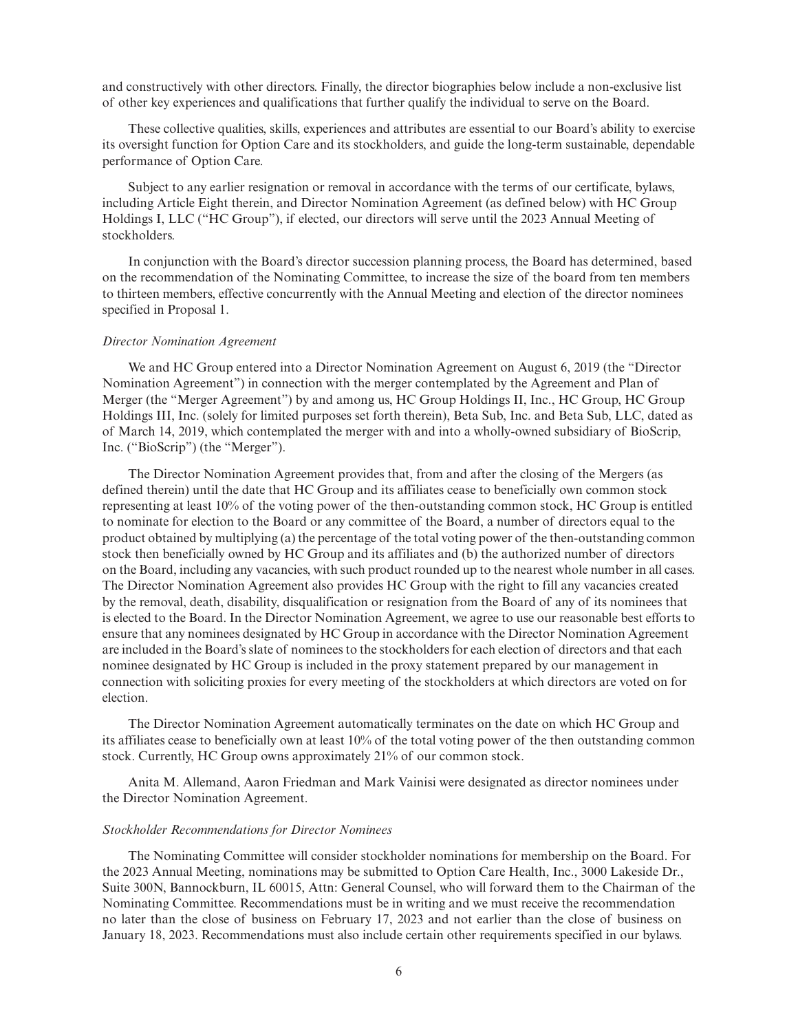and constructively with other directors. Finally, the director biographies below include a non-exclusive list of other key experiences and qualifications that further qualify the individual to serve on the Board.

These collective qualities, skills, experiences and attributes are essential to our Board's ability to exercise its oversight function for Option Care and its stockholders, and guide the long-term sustainable, dependable performance of Option Care.

Subject to any earlier resignation or removal in accordance with the terms of our certificate, bylaws, including Article Eight therein, and Director Nomination Agreement (as defined below) with HC Group Holdings I, LLC ("HC Group"), if elected, our directors will serve until the 2023 Annual Meeting of stockholders.

In conjunction with the Board's director succession planning process, the Board has determined, based on the recommendation of the Nominating Committee, to increase the size of the board from ten members to thirteen members, effective concurrently with the Annual Meeting and election of the director nominees specified in Proposal 1.

*Director Nomination Agreement*

We and HC Group entered into a Director Nomination Agreement on August 6, 2019 (the "Director Nomination Agreement") in connection with the merger contemplated by the Agreement and Plan of Merger (the "Merger Agreement") by and among us, HC Group Holdings II, Inc., HC Group, HC Group Holdings III, Inc. (solely for limited purposes set forth therein), Beta Sub, Inc. and Beta Sub, LLC, dated as of March 14, 2019, which contemplated the merger with and into a wholly-owned subsidiary of BioScrip, Inc. ("BioScrip") (the "Merger").

The Director Nomination Agreement provides that, from and after the closing of the Mergers (as defined therein) until the date that HC Group and its affiliates cease to beneficially own common stock representing at least 10% of the voting power of the then-outstanding common stock, HC Group is entitled to nominate for election to the Board or any committee of the Board, a number of directors equal to the product obtained by multiplying (a) the percentage of the total voting power of the then-outstanding common stock then beneficially owned by HC Group and its affiliates and (b) the authorized number of directors on the Board, including any vacancies, with such product rounded up to the nearest whole number in all cases. The Director Nomination Agreement also provides HC Group with the right to fill any vacancies created by the removal, death, disability, disqualification or resignation from the Board of any of its nominees that is elected to the Board. In the Director Nomination Agreement, we agree to use our reasonable best efforts to ensure that any nominees designated by HC Group in accordance with the Director Nomination Agreement are included in the Board's slate of nominees to the stockholders for each election of directors and that each nominee designated by HC Group is included in the proxy statement prepared by our management in connection with soliciting proxies for every meeting of the stockholders at which directors are voted on for election.

The Director Nomination Agreement automatically terminates on the date on which HC Group and its affiliates cease to beneficially own at least 10% of the total voting power of the then outstanding common stock. Currently, HC Group owns approximately 21% of our common stock.

Anita M. Allemand, Aaron Friedman and Mark Vainisi were designated as director nominees under the Director Nomination Agreement.

*Stockholder Recommendations for Director Nominees*

The Nominating Committee will consider stockholder nominations for membership on the Board. For the 2023 Annual Meeting, nominations may be submitted to Option Care Health, Inc., 3000 Lakeside Dr., Suite 300N, Bannockburn, IL 60015, Attn: General Counsel, who will forward them to the Chairman of the Nominating Committee. Recommendations must be in writing and we must receive the recommendation no later than the close of business on February 17, 2023 and not earlier than the close of business on January 18, 2023. Recommendations must also include certain other requirements specified in our bylaws.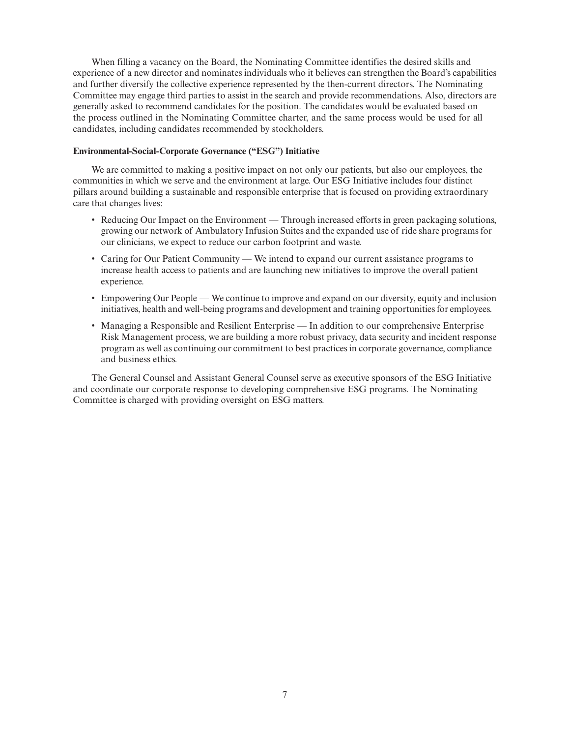When filling a vacancy on the Board, the Nominating Committee identifies the desired skills and experience of a new director and nominates individuals who it believes can strengthen the Board's capabilities and further diversify the collective experience represented by the then-current directors. The Nominating Committee may engage third parties to assist in the search and provide recommendations. Also, directors are generally asked to recommend candidates for the position. The candidates would be evaluated based on the process outlined in the Nominating Committee charter, and the same process would be used for all candidates, including candidates recommended by stockholders.

**Environmental-Social-Corporate Governance ("ESG") Initiative**

We are committed to making a positive impact on not only our patients, but also our employees, the communities in which we serve and the environment at large. Our ESG Initiative includes four distinct pillars around building a sustainable and responsible enterprise that is focused on providing extraordinary care that changes lives:

- Reducing Our Impact on the Environment — Through increased efforts in green packaging solutions, growing our network of Ambulatory Infusion Suites and the expanded use of ride share programs for our clinicians, we expect to reduce our carbon footprint and waste.
- Caring for Our Patient Community — We intend to expand our current assistance programs to increase health access to patients and are launching new initiatives to improve the overall patient experience.
- Empowering Our People — We continue to improve and expand on our diversity, equity and inclusion initiatives, health and well-being programs and development and training opportunities for employees.
- Managing a Responsible and Resilient Enterprise — In addition to our comprehensive Enterprise Risk Management process, we are building a more robust privacy, data security and incident response program as well as continuing our commitment to best practices in corporate governance, compliance and business ethics.

The General Counsel and Assistant General Counsel serve as executive sponsors of the ESG Initiative and coordinate our corporate response to developing comprehensive ESG programs. The Nominating Committee is charged with providing oversight on ESG matters.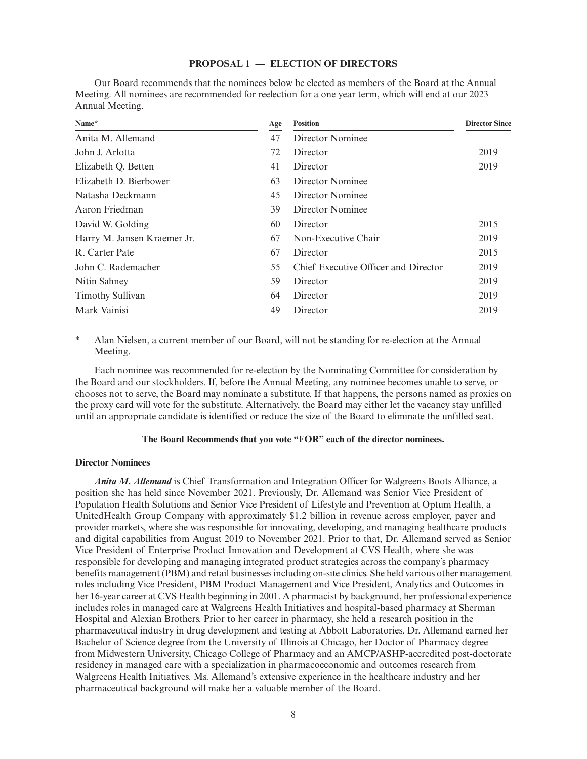## PROPOSAL 1 — ELECTION OF DIRECTORS

Our Board recommends that the nominees below be elected as members of the Board at the Annual Meeting. All nominees are recommended for reelection for a one year term, which will end at our 2023 Annual Meeting.

| Name* | Age | Position | Director Since |
|---|---|---|---|
| Anita M. Allemand | 47 | Director Nominee | — |
| John J. Arlotta | 72 | Director | 2019 |
| Elizabeth Q. Betten | 41 | Director | 2019 |
| Elizabeth D. Bierbower | 63 | Director Nominee | — |
| Natasha Deckmann | 45 | Director Nominee | — |
| Aaron Friedman | 39 | Director Nominee | — |
| David W. Golding | 60 | Director | 2015 |
| Harry M. Jansen Kraemer Jr. | 67 | Non-Executive Chair | 2019 |
| R. Carter Pate | 67 | Director | 2015 |
| John C. Rademacher | 55 | Chief Executive Officer and Director | 2019 |
| Nitin Sahney | 59 | Director | 2019 |
| Timothy Sullivan | 64 | Director | 2019 |
| Mark Vainisi | 49 | Director | 2019 |

\* Alan Nielsen, a current member of our Board, will not be standing for re-election at the Annual Meeting.

Each nominee was recommended for re-election by the Nominating Committee for consideration by the Board and our stockholders. If, before the Annual Meeting, any nominee becomes unable to serve, or chooses not to serve, the Board may nominate a substitute. If that happens, the persons named as proxies on the proxy card will vote for the substitute. Alternatively, the Board may either let the vacancy stay unfilled until an appropriate candidate is identified or reduce the size of the Board to eliminate the unfilled seat.

**The Board Recommends that you vote "FOR" each of the director nominees.**

### Director Nominees

***Anita M. Allemand*** is Chief Transformation and Integration Officer for Walgreens Boots Alliance, a position she has held since November 2021. Previously, Dr. Allemand was Senior Vice President of Population Health Solutions and Senior Vice President of Lifestyle and Prevention at Optum Health, a UnitedHealth Group Company with approximately $1.2 billion in revenue across employer, payer and provider markets, where she was responsible for innovating, developing, and managing healthcare products and digital capabilities from August 2019 to November 2021. Prior to that, Dr. Allemand served as Senior Vice President of Enterprise Product Innovation and Development at CVS Health, where she was responsible for developing and managing integrated product strategies across the company's pharmacy benefits management (PBM) and retail businesses including on-site clinics. She held various other management roles including Vice President, PBM Product Management and Vice President, Analytics and Outcomes in her 16-year career at CVS Health beginning in 2001. A pharmacist by background, her professional experience includes roles in managed care at Walgreens Health Initiatives and hospital-based pharmacy at Sherman Hospital and Alexian Brothers. Prior to her career in pharmacy, she held a research position in the pharmaceutical industry in drug development and testing at Abbott Laboratories. Dr. Allemand earned her Bachelor of Science degree from the University of Illinois at Chicago, her Doctor of Pharmacy degree from Midwestern University, Chicago College of Pharmacy and an AMCP/ASHP-accredited post-doctorate residency in managed care with a specialization in pharmacoeconomic and outcomes research from Walgreens Health Initiatives. Ms. Allemand's extensive experience in the healthcare industry and her pharmaceutical background will make her a valuable member of the Board.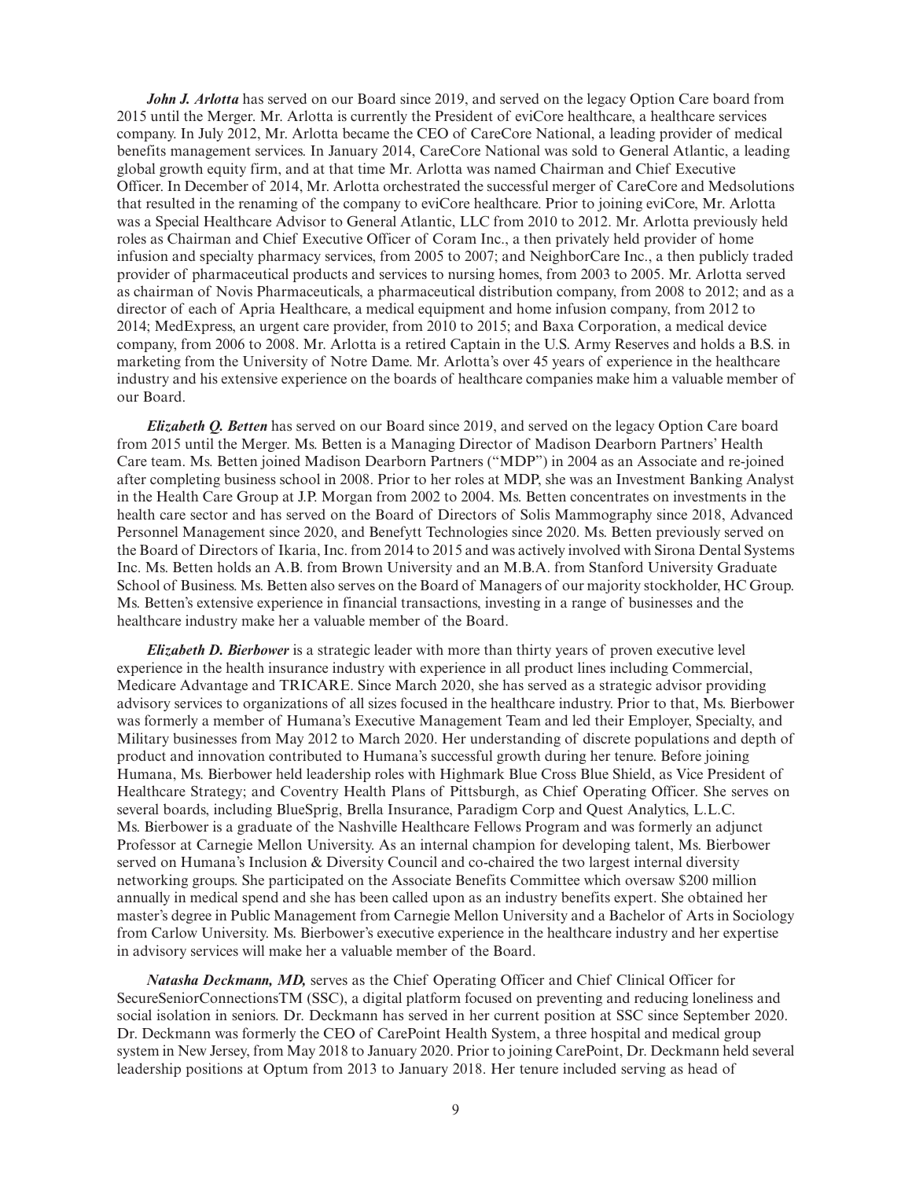***John J. Arlotta*** has served on our Board since 2019, and served on the legacy Option Care board from 2015 until the Merger. Mr. Arlotta is currently the President of eviCore healthcare, a healthcare services company. In July 2012, Mr. Arlotta became the CEO of CareCore National, a leading provider of medical benefits management services. In January 2014, CareCore National was sold to General Atlantic, a leading global growth equity firm, and at that time Mr. Arlotta was named Chairman and Chief Executive Officer. In December of 2014, Mr. Arlotta orchestrated the successful merger of CareCore and Medsolutions that resulted in the renaming of the company to eviCore healthcare. Prior to joining eviCore, Mr. Arlotta was a Special Healthcare Advisor to General Atlantic, LLC from 2010 to 2012. Mr. Arlotta previously held roles as Chairman and Chief Executive Officer of Coram Inc., a then privately held provider of home infusion and specialty pharmacy services, from 2005 to 2007; and NeighborCare Inc., a then publicly traded provider of pharmaceutical products and services to nursing homes, from 2003 to 2005. Mr. Arlotta served as chairman of Novis Pharmaceuticals, a pharmaceutical distribution company, from 2008 to 2012; and as a director of each of Apria Healthcare, a medical equipment and home infusion company, from 2012 to 2014; MedExpress, an urgent care provider, from 2010 to 2015; and Baxa Corporation, a medical device company, from 2006 to 2008. Mr. Arlotta is a retired Captain in the U.S. Army Reserves and holds a B.S. in marketing from the University of Notre Dame. Mr. Arlotta's over 45 years of experience in the healthcare industry and his extensive experience on the boards of healthcare companies make him a valuable member of our Board.

***Elizabeth Q. Betten*** has served on our Board since 2019, and served on the legacy Option Care board from 2015 until the Merger. Ms. Betten is a Managing Director of Madison Dearborn Partners' Health Care team. Ms. Betten joined Madison Dearborn Partners ("MDP") in 2004 as an Associate and re-joined after completing business school in 2008. Prior to her roles at MDP, she was an Investment Banking Analyst in the Health Care Group at J.P. Morgan from 2002 to 2004. Ms. Betten concentrates on investments in the health care sector and has served on the Board of Directors of Solis Mammography since 2018, Advanced Personnel Management since 2020, and Benefytt Technologies since 2020. Ms. Betten previously served on the Board of Directors of Ikaria, Inc. from 2014 to 2015 and was actively involved with Sirona Dental Systems Inc. Ms. Betten holds an A.B. from Brown University and an M.B.A. from Stanford University Graduate School of Business. Ms. Betten also serves on the Board of Managers of our majority stockholder, HC Group. Ms. Betten's extensive experience in financial transactions, investing in a range of businesses and the healthcare industry make her a valuable member of the Board.

***Elizabeth D. Bierbower*** is a strategic leader with more than thirty years of proven executive level experience in the health insurance industry with experience in all product lines including Commercial, Medicare Advantage and TRICARE. Since March 2020, she has served as a strategic advisor providing advisory services to organizations of all sizes focused in the healthcare industry. Prior to that, Ms. Bierbower was formerly a member of Humana's Executive Management Team and led their Employer, Specialty, and Military businesses from May 2012 to March 2020. Her understanding of discrete populations and depth of product and innovation contributed to Humana's successful growth during her tenure. Before joining Humana, Ms. Bierbower held leadership roles with Highmark Blue Cross Blue Shield, as Vice President of Healthcare Strategy; and Coventry Health Plans of Pittsburgh, as Chief Operating Officer. She serves on several boards, including BlueSprig, Brella Insurance, Paradigm Corp and Quest Analytics, L.L.C. Ms. Bierbower is a graduate of the Nashville Healthcare Fellows Program and was formerly an adjunct Professor at Carnegie Mellon University. As an internal champion for developing talent, Ms. Bierbower served on Humana's Inclusion & Diversity Council and co-chaired the two largest internal diversity networking groups. She participated on the Associate Benefits Committee which oversaw $200 million annually in medical spend and she has been called upon as an industry benefits expert. She obtained her master's degree in Public Management from Carnegie Mellon University and a Bachelor of Arts in Sociology from Carlow University. Ms. Bierbower's executive experience in the healthcare industry and her expertise in advisory services will make her a valuable member of the Board.

***Natasha Deckmann, MD,*** serves as the Chief Operating Officer and Chief Clinical Officer for SecureSeniorConnectionsTM (SSC), a digital platform focused on preventing and reducing loneliness and social isolation in seniors. Dr. Deckmann has served in her current position at SSC since September 2020. Dr. Deckmann was formerly the CEO of CarePoint Health System, a three hospital and medical group system in New Jersey, from May 2018 to January 2020. Prior to joining CarePoint, Dr. Deckmann held several leadership positions at Optum from 2013 to January 2018. Her tenure included serving as head of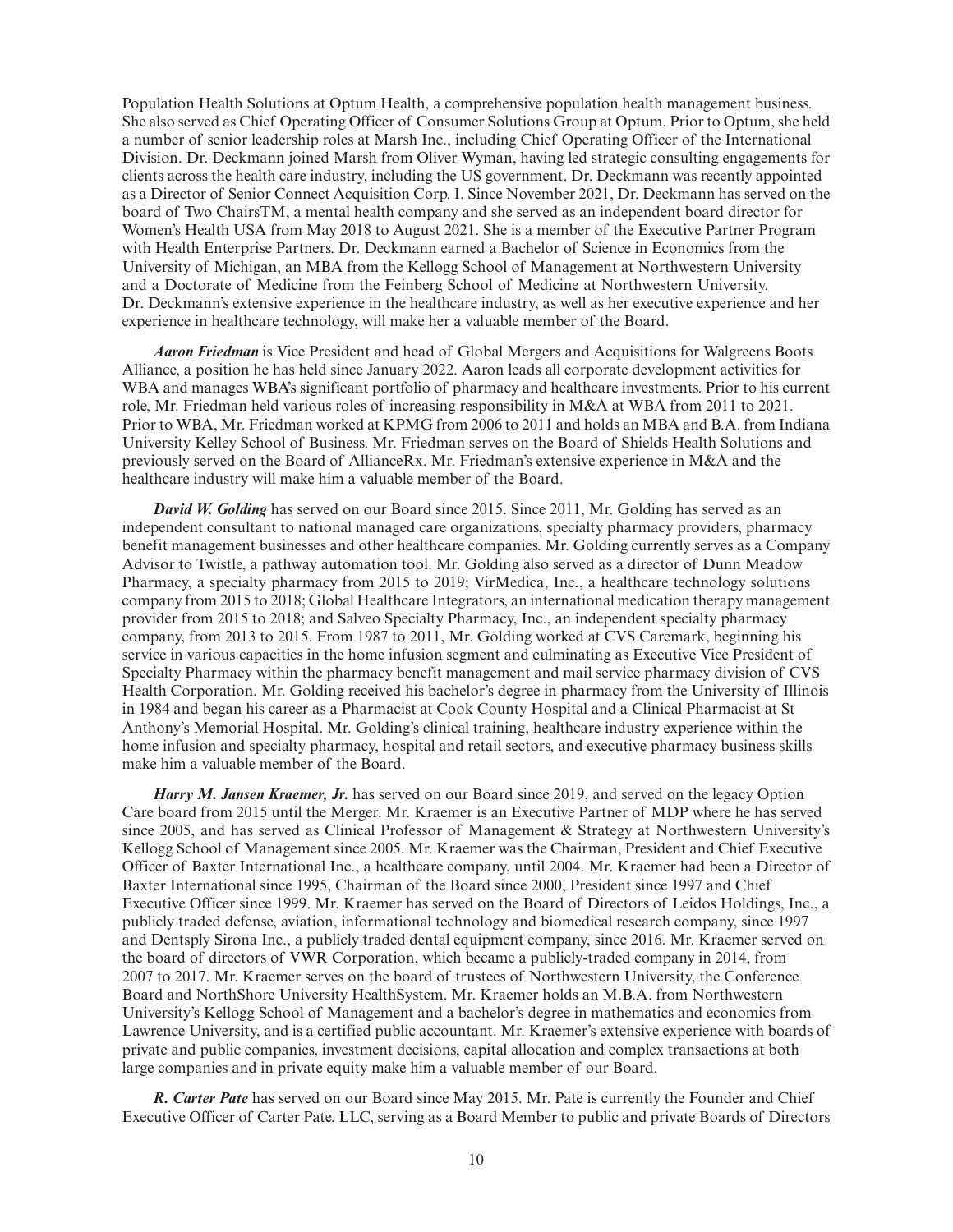Population Health Solutions at Optum Health, a comprehensive population health management business. She also served as Chief Operating Officer of Consumer Solutions Group at Optum. Prior to Optum, she held a number of senior leadership roles at Marsh Inc., including Chief Operating Officer of the International Division. Dr. Deckmann joined Marsh from Oliver Wyman, having led strategic consulting engagements for clients across the health care industry, including the US government. Dr. Deckmann was recently appointed as a Director of Senior Connect Acquisition Corp. I. Since November 2021, Dr. Deckmann has served on the board of Two ChairsTM, a mental health company and she served as an independent board director for Women's Health USA from May 2018 to August 2021. She is a member of the Executive Partner Program with Health Enterprise Partners. Dr. Deckmann earned a Bachelor of Science in Economics from the University of Michigan, an MBA from the Kellogg School of Management at Northwestern University and a Doctorate of Medicine from the Feinberg School of Medicine at Northwestern University. Dr. Deckmann's extensive experience in the healthcare industry, as well as her executive experience and her experience in healthcare technology, will make her a valuable member of the Board.

***Aaron Friedman*** is Vice President and head of Global Mergers and Acquisitions for Walgreens Boots Alliance, a position he has held since January 2022. Aaron leads all corporate development activities for WBA and manages WBA's significant portfolio of pharmacy and healthcare investments. Prior to his current role, Mr. Friedman held various roles of increasing responsibility in M&A at WBA from 2011 to 2021. Prior to WBA, Mr. Friedman worked at KPMG from 2006 to 2011 and holds an MBA and B.A. from Indiana University Kelley School of Business. Mr. Friedman serves on the Board of Shields Health Solutions and previously served on the Board of AllianceRx. Mr. Friedman's extensive experience in M&A and the healthcare industry will make him a valuable member of the Board.

***David W. Golding*** has served on our Board since 2015. Since 2011, Mr. Golding has served as an independent consultant to national managed care organizations, specialty pharmacy providers, pharmacy benefit management businesses and other healthcare companies. Mr. Golding currently serves as a Company Advisor to Twistle, a pathway automation tool. Mr. Golding also served as a director of Dunn Meadow Pharmacy, a specialty pharmacy from 2015 to 2019; VirMedica, Inc., a healthcare technology solutions company from 2015 to 2018; Global Healthcare Integrators, an international medication therapy management provider from 2015 to 2018; and Salveo Specialty Pharmacy, Inc., an independent specialty pharmacy company, from 2013 to 2015. From 1987 to 2011, Mr. Golding worked at CVS Caremark, beginning his service in various capacities in the home infusion segment and culminating as Executive Vice President of Specialty Pharmacy within the pharmacy benefit management and mail service pharmacy division of CVS Health Corporation. Mr. Golding received his bachelor's degree in pharmacy from the University of Illinois in 1984 and began his career as a Pharmacist at Cook County Hospital and a Clinical Pharmacist at St Anthony's Memorial Hospital. Mr. Golding's clinical training, healthcare industry experience within the home infusion and specialty pharmacy, hospital and retail sectors, and executive pharmacy business skills make him a valuable member of the Board.

***Harry M. Jansen Kraemer, Jr.*** has served on our Board since 2019, and served on the legacy Option Care board from 2015 until the Merger. Mr. Kraemer is an Executive Partner of MDP where he has served since 2005, and has served as Clinical Professor of Management & Strategy at Northwestern University's Kellogg School of Management since 2005. Mr. Kraemer was the Chairman, President and Chief Executive Officer of Baxter International Inc., a healthcare company, until 2004. Mr. Kraemer had been a Director of Baxter International since 1995, Chairman of the Board since 2000, President since 1997 and Chief Executive Officer since 1999. Mr. Kraemer has served on the Board of Directors of Leidos Holdings, Inc., a publicly traded defense, aviation, informational technology and biomedical research company, since 1997 and Dentsply Sirona Inc., a publicly traded dental equipment company, since 2016. Mr. Kraemer served on the board of directors of VWR Corporation, which became a publicly-traded company in 2014, from 2007 to 2017. Mr. Kraemer serves on the board of trustees of Northwestern University, the Conference Board and NorthShore University HealthSystem. Mr. Kraemer holds an M.B.A. from Northwestern University's Kellogg School of Management and a bachelor's degree in mathematics and economics from Lawrence University, and is a certified public accountant. Mr. Kraemer's extensive experience with boards of private and public companies, investment decisions, capital allocation and complex transactions at both large companies and in private equity make him a valuable member of our Board.

***R. Carter Pate*** has served on our Board since May 2015. Mr. Pate is currently the Founder and Chief Executive Officer of Carter Pate, LLC, serving as a Board Member to public and private Boards of Directors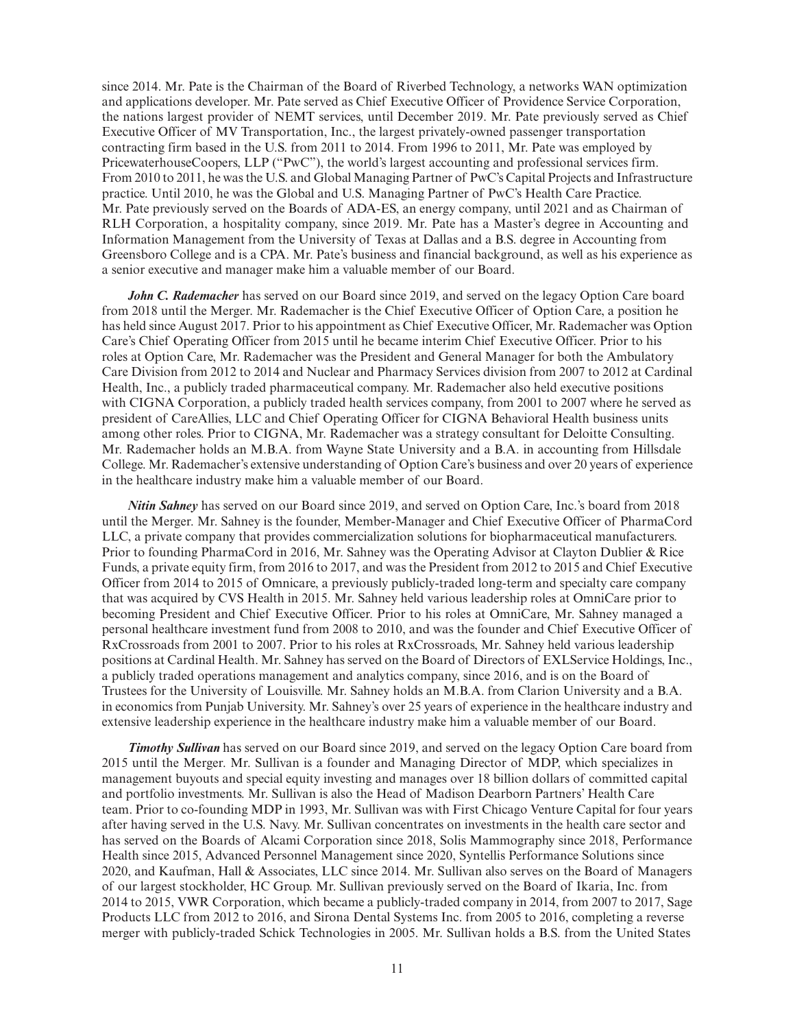since 2014. Mr. Pate is the Chairman of the Board of Riverbed Technology, a networks WAN optimization and applications developer. Mr. Pate served as Chief Executive Officer of Providence Service Corporation, the nations largest provider of NEMT services, until December 2019. Mr. Pate previously served as Chief Executive Officer of MV Transportation, Inc., the largest privately-owned passenger transportation contracting firm based in the U.S. from 2011 to 2014. From 1996 to 2011, Mr. Pate was employed by PricewaterhouseCoopers, LLP ("PwC"), the world's largest accounting and professional services firm. From 2010 to 2011, he was the U.S. and Global Managing Partner of PwC's Capital Projects and Infrastructure practice. Until 2010, he was the Global and U.S. Managing Partner of PwC's Health Care Practice. Mr. Pate previously served on the Boards of ADA-ES, an energy company, until 2021 and as Chairman of RLH Corporation, a hospitality company, since 2019. Mr. Pate has a Master's degree in Accounting and Information Management from the University of Texas at Dallas and a B.S. degree in Accounting from Greensboro College and is a CPA. Mr. Pate's business and financial background, as well as his experience as a senior executive and manager make him a valuable member of our Board.

***John C. Rademacher*** has served on our Board since 2019, and served on the legacy Option Care board from 2018 until the Merger. Mr. Rademacher is the Chief Executive Officer of Option Care, a position he has held since August 2017. Prior to his appointment as Chief Executive Officer, Mr. Rademacher was Option Care's Chief Operating Officer from 2015 until he became interim Chief Executive Officer. Prior to his roles at Option Care, Mr. Rademacher was the President and General Manager for both the Ambulatory Care Division from 2012 to 2014 and Nuclear and Pharmacy Services division from 2007 to 2012 at Cardinal Health, Inc., a publicly traded pharmaceutical company. Mr. Rademacher also held executive positions with CIGNA Corporation, a publicly traded health services company, from 2001 to 2007 where he served as president of CareAllies, LLC and Chief Operating Officer for CIGNA Behavioral Health business units among other roles. Prior to CIGNA, Mr. Rademacher was a strategy consultant for Deloitte Consulting. Mr. Rademacher holds an M.B.A. from Wayne State University and a B.A. in accounting from Hillsdale College. Mr. Rademacher's extensive understanding of Option Care's business and over 20 years of experience in the healthcare industry make him a valuable member of our Board.

***Nitin Sahney*** has served on our Board since 2019, and served on Option Care, Inc.'s board from 2018 until the Merger. Mr. Sahney is the founder, Member-Manager and Chief Executive Officer of PharmaCord LLC, a private company that provides commercialization solutions for biopharmaceutical manufacturers. Prior to founding PharmaCord in 2016, Mr. Sahney was the Operating Advisor at Clayton Dublier & Rice Funds, a private equity firm, from 2016 to 2017, and was the President from 2012 to 2015 and Chief Executive Officer from 2014 to 2015 of Omnicare, a previously publicly-traded long-term and specialty care company that was acquired by CVS Health in 2015. Mr. Sahney held various leadership roles at OmniCare prior to becoming President and Chief Executive Officer. Prior to his roles at OmniCare, Mr. Sahney managed a personal healthcare investment fund from 2008 to 2010, and was the founder and Chief Executive Officer of RxCrossroads from 2001 to 2007. Prior to his roles at RxCrossroads, Mr. Sahney held various leadership positions at Cardinal Health. Mr. Sahney has served on the Board of Directors of EXLService Holdings, Inc., a publicly traded operations management and analytics company, since 2016, and is on the Board of Trustees for the University of Louisville. Mr. Sahney holds an M.B.A. from Clarion University and a B.A. in economics from Punjab University. Mr. Sahney's over 25 years of experience in the healthcare industry and extensive leadership experience in the healthcare industry make him a valuable member of our Board.

***Timothy Sullivan*** has served on our Board since 2019, and served on the legacy Option Care board from 2015 until the Merger. Mr. Sullivan is a founder and Managing Director of MDP, which specializes in management buyouts and special equity investing and manages over 18 billion dollars of committed capital and portfolio investments. Mr. Sullivan is also the Head of Madison Dearborn Partners' Health Care team. Prior to co-founding MDP in 1993, Mr. Sullivan was with First Chicago Venture Capital for four years after having served in the U.S. Navy. Mr. Sullivan concentrates on investments in the health care sector and has served on the Boards of Alcami Corporation since 2018, Solis Mammography since 2018, Performance Health since 2015, Advanced Personnel Management since 2020, Syntellis Performance Solutions since 2020, and Kaufman, Hall & Associates, LLC since 2014. Mr. Sullivan also serves on the Board of Managers of our largest stockholder, HC Group. Mr. Sullivan previously served on the Board of Ikaria, Inc. from 2014 to 2015, VWR Corporation, which became a publicly-traded company in 2014, from 2007 to 2017, Sage Products LLC from 2012 to 2016, and Sirona Dental Systems Inc. from 2005 to 2016, completing a reverse merger with publicly-traded Schick Technologies in 2005. Mr. Sullivan holds a B.S. from the United States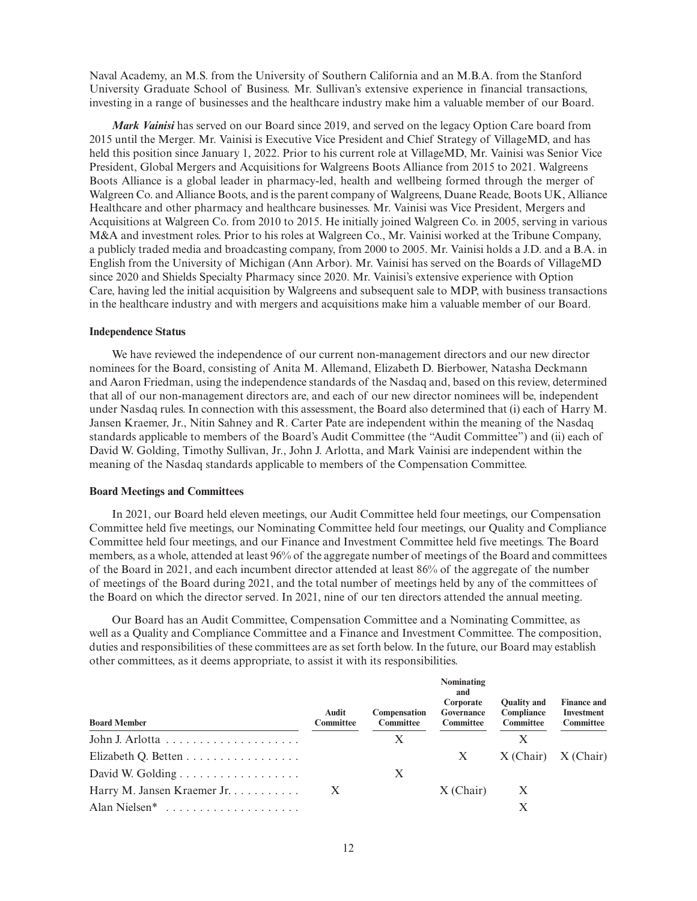Naval Academy, an M.S. from the University of Southern California and an M.B.A. from the Stanford University Graduate School of Business. Mr. Sullivan's extensive experience in financial transactions, investing in a range of businesses and the healthcare industry make him a valuable member of our Board.

***Mark Vainisi*** has served on our Board since 2019, and served on the legacy Option Care board from 2015 until the Merger. Mr. Vainisi is Executive Vice President and Chief Strategy of VillageMD, and has held this position since January 1, 2022. Prior to his current role at VillageMD, Mr. Vainisi was Senior Vice President, Global Mergers and Acquisitions for Walgreens Boots Alliance from 2015 to 2021. Walgreens Boots Alliance is a global leader in pharmacy-led, health and wellbeing formed through the merger of Walgreen Co. and Alliance Boots, and is the parent company of Walgreens, Duane Reade, Boots UK, Alliance Healthcare and other pharmacy and healthcare businesses. Mr. Vainisi was Vice President, Mergers and Acquisitions at Walgreen Co. from 2010 to 2015. He initially joined Walgreen Co. in 2005, serving in various M&A and investment roles. Prior to his roles at Walgreen Co., Mr. Vainisi worked at the Tribune Company, a publicly traded media and broadcasting company, from 2000 to 2005. Mr. Vainisi holds a J.D. and a B.A. in English from the University of Michigan (Ann Arbor). Mr. Vainisi has served on the Boards of VillageMD since 2020 and Shields Specialty Pharmacy since 2020. Mr. Vainisi's extensive experience with Option Care, having led the initial acquisition by Walgreens and subsequent sale to MDP, with business transactions in the healthcare industry and with mergers and acquisitions make him a valuable member of our Board.

**Independence Status**

We have reviewed the independence of our current non-management directors and our new director nominees for the Board, consisting of Anita M. Allemand, Elizabeth D. Bierbower, Natasha Deckmann and Aaron Friedman, using the independence standards of the Nasdaq and, based on this review, determined that all of our non-management directors are, and each of our new director nominees will be, independent under Nasdaq rules. In connection with this assessment, the Board also determined that (i) each of Harry M. Jansen Kraemer, Jr., Nitin Sahney and R. Carter Pate are independent within the meaning of the Nasdaq standards applicable to members of the Board's Audit Committee (the "Audit Committee") and (ii) each of David W. Golding, Timothy Sullivan, Jr., John J. Arlotta, and Mark Vainisi are independent within the meaning of the Nasdaq standards applicable to members of the Compensation Committee.

**Board Meetings and Committees**

In 2021, our Board held eleven meetings, our Audit Committee held four meetings, our Compensation Committee held five meetings, our Nominating Committee held four meetings, our Quality and Compliance Committee held four meetings, and our Finance and Investment Committee held five meetings. The Board members, as a whole, attended at least 96% of the aggregate number of meetings of the Board and committees of the Board in 2021, and each incumbent director attended at least 86% of the aggregate of the number of meetings of the Board during 2021, and the total number of meetings held by any of the committees of the Board on which the director served. In 2021, nine of our ten directors attended the annual meeting.

Our Board has an Audit Committee, Compensation Committee and a Nominating Committee, as well as a Quality and Compliance Committee and a Finance and Investment Committee. The composition, duties and responsibilities of these committees are as set forth below. In the future, our Board may establish other committees, as it deems appropriate, to assist it with its responsibilities.

| Board Member | Audit Committee | Compensation Committee | Nominating and Corporate Governance Committee | Quality and Compliance Committee | Finance and Investment Committee |
|---|---|---|---|---|---|
| John J. Arlotta | | X | | X | |
| Elizabeth Q. Betten | | | X | X (Chair) | X (Chair) |
| David W. Golding | | X | | | |
| Harry M. Jansen Kraemer Jr. | X | | X (Chair) | X | |
| Alan Nielsen* | | | | X | |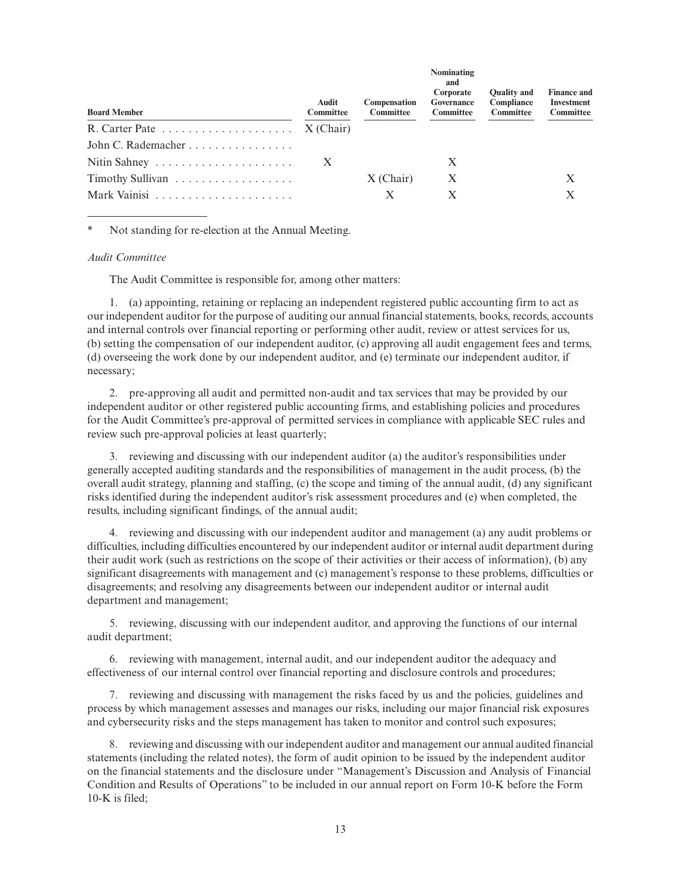| Board Member | Audit Committee | Compensation Committee | Nominating and Corporate Governance Committee | Quality and Compliance Committee | Finance and Investment Committee |
| --- | --- | --- | --- | --- | --- |
| R. Carter Pate | X (Chair) | | | | |
| John C. Rademacher | | | | | |
| Nitin Sahney | X | | X | | |
| Timothy Sullivan | | X (Chair) | X | | X |
| Mark Vainisi | | X | X | | X |

\* Not standing for re-election at the Annual Meeting.

*Audit Committee*

The Audit Committee is responsible for, among other matters:

1. (a) appointing, retaining or replacing an independent registered public accounting firm to act as our independent auditor for the purpose of auditing our annual financial statements, books, records, accounts and internal controls over financial reporting or performing other audit, review or attest services for us, (b) setting the compensation of our independent auditor, (c) approving all audit engagement fees and terms, (d) overseeing the work done by our independent auditor, and (e) terminate our independent auditor, if necessary;

2. pre-approving all audit and permitted non-audit and tax services that may be provided by our independent auditor or other registered public accounting firms, and establishing policies and procedures for the Audit Committee's pre-approval of permitted services in compliance with applicable SEC rules and review such pre-approval policies at least quarterly;

3. reviewing and discussing with our independent auditor (a) the auditor's responsibilities under generally accepted auditing standards and the responsibilities of management in the audit process, (b) the overall audit strategy, planning and staffing, (c) the scope and timing of the annual audit, (d) any significant risks identified during the independent auditor's risk assessment procedures and (e) when completed, the results, including significant findings, of the annual audit;

4. reviewing and discussing with our independent auditor and management (a) any audit problems or difficulties, including difficulties encountered by our independent auditor or internal audit department during their audit work (such as restrictions on the scope of their activities or their access of information), (b) any significant disagreements with management and (c) management's response to these problems, difficulties or disagreements; and resolving any disagreements between our independent auditor or internal audit department and management;

5. reviewing, discussing with our independent auditor, and approving the functions of our internal audit department;

6. reviewing with management, internal audit, and our independent auditor the adequacy and effectiveness of our internal control over financial reporting and disclosure controls and procedures;

7. reviewing and discussing with management the risks faced by us and the policies, guidelines and process by which management assesses and manages our risks, including our major financial risk exposures and cybersecurity risks and the steps management has taken to monitor and control such exposures;

8. reviewing and discussing with our independent auditor and management our annual audited financial statements (including the related notes), the form of audit opinion to be issued by the independent auditor on the financial statements and the disclosure under "Management's Discussion and Analysis of Financial Condition and Results of Operations" to be included in our annual report on Form 10-K before the Form 10-K is filed;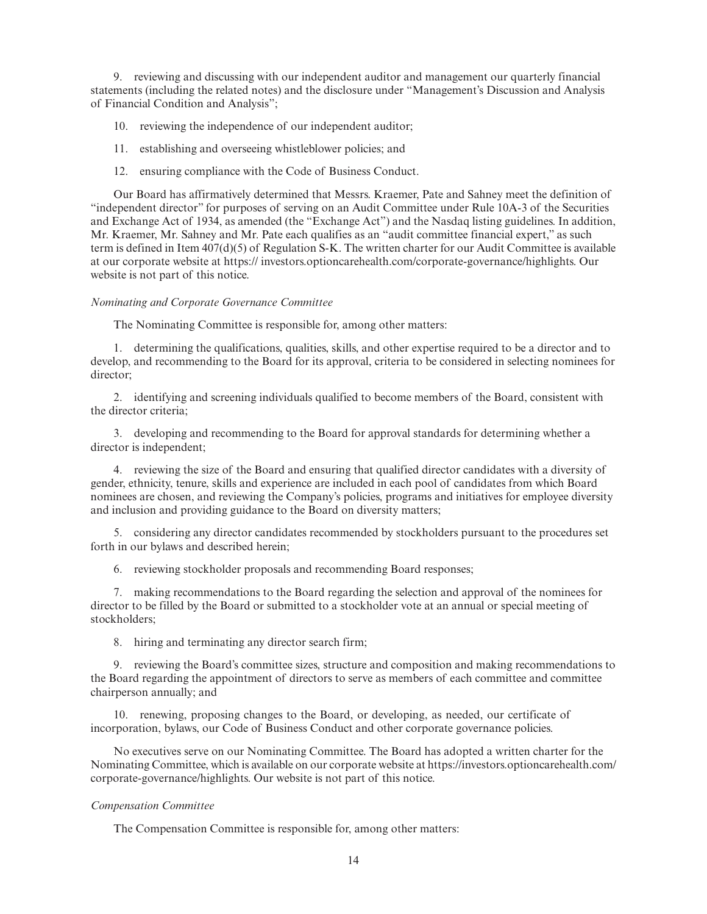9. reviewing and discussing with our independent auditor and management our quarterly financial statements (including the related notes) and the disclosure under "Management's Discussion and Analysis of Financial Condition and Analysis";

10. reviewing the independence of our independent auditor;

11. establishing and overseeing whistleblower policies; and

12. ensuring compliance with the Code of Business Conduct.

Our Board has affirmatively determined that Messrs. Kraemer, Pate and Sahney meet the definition of "independent director" for purposes of serving on an Audit Committee under Rule 10A-3 of the Securities and Exchange Act of 1934, as amended (the "Exchange Act") and the Nasdaq listing guidelines. In addition, Mr. Kraemer, Mr. Sahney and Mr. Pate each qualifies as an "audit committee financial expert," as such term is defined in Item 407(d)(5) of Regulation S-K. The written charter for our Audit Committee is available at our corporate website at https:// investors.optioncarehealth.com/corporate-governance/highlights. Our website is not part of this notice.

*Nominating and Corporate Governance Committee*

The Nominating Committee is responsible for, among other matters:

1. determining the qualifications, qualities, skills, and other expertise required to be a director and to develop, and recommending to the Board for its approval, criteria to be considered in selecting nominees for director;

2. identifying and screening individuals qualified to become members of the Board, consistent with the director criteria;

3. developing and recommending to the Board for approval standards for determining whether a director is independent;

4. reviewing the size of the Board and ensuring that qualified director candidates with a diversity of gender, ethnicity, tenure, skills and experience are included in each pool of candidates from which Board nominees are chosen, and reviewing the Company's policies, programs and initiatives for employee diversity and inclusion and providing guidance to the Board on diversity matters;

5. considering any director candidates recommended by stockholders pursuant to the procedures set forth in our bylaws and described herein;

6. reviewing stockholder proposals and recommending Board responses;

7. making recommendations to the Board regarding the selection and approval of the nominees for director to be filled by the Board or submitted to a stockholder vote at an annual or special meeting of stockholders;

8. hiring and terminating any director search firm;

9. reviewing the Board's committee sizes, structure and composition and making recommendations to the Board regarding the appointment of directors to serve as members of each committee and committee chairperson annually; and

10. renewing, proposing changes to the Board, or developing, as needed, our certificate of incorporation, bylaws, our Code of Business Conduct and other corporate governance policies.

No executives serve on our Nominating Committee. The Board has adopted a written charter for the Nominating Committee, which is available on our corporate website at https://investors.optioncarehealth.com/corporate-governance/highlights. Our website is not part of this notice.

*Compensation Committee*

The Compensation Committee is responsible for, among other matters: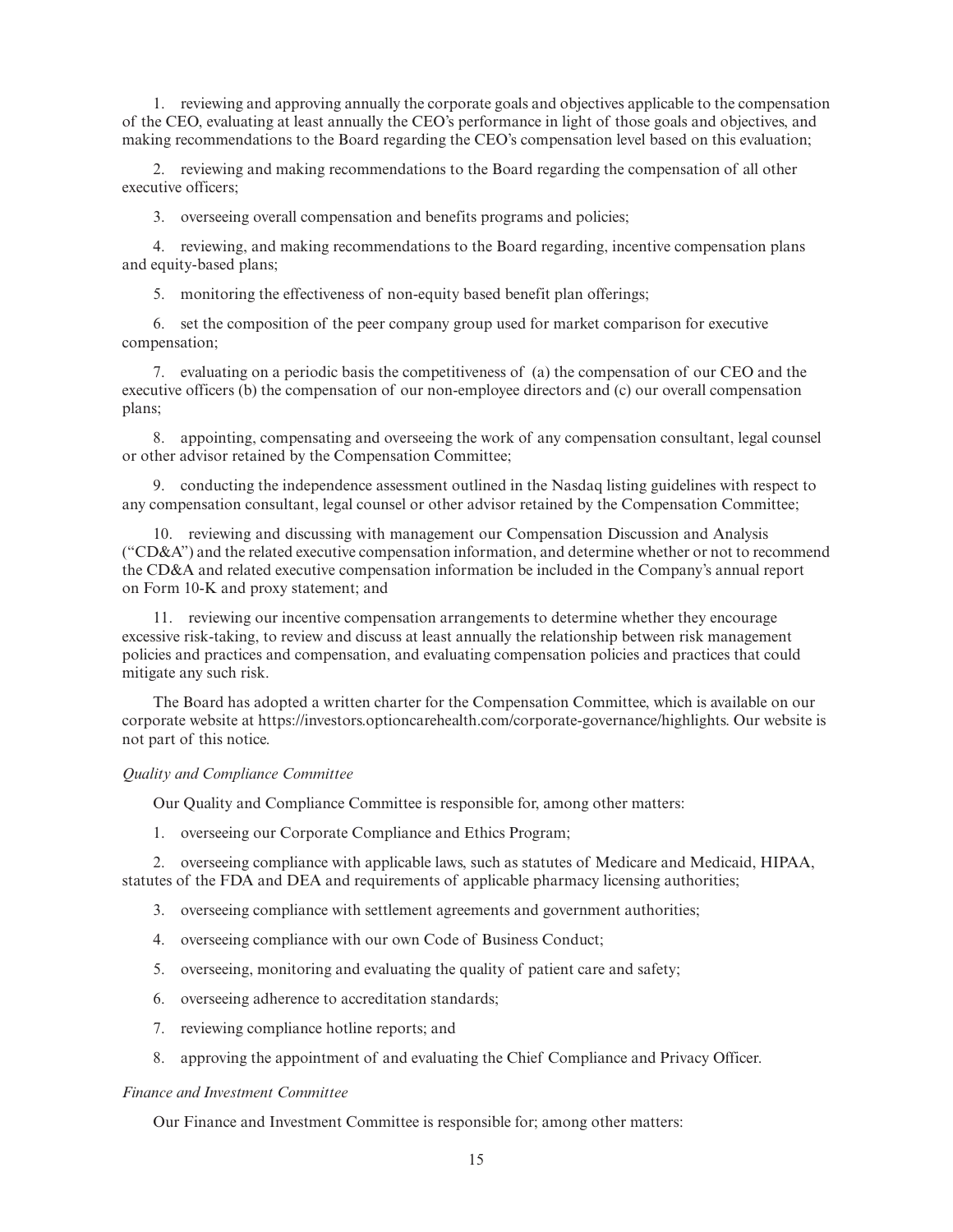1. reviewing and approving annually the corporate goals and objectives applicable to the compensation of the CEO, evaluating at least annually the CEO's performance in light of those goals and objectives, and making recommendations to the Board regarding the CEO's compensation level based on this evaluation;

2. reviewing and making recommendations to the Board regarding the compensation of all other executive officers;

3. overseeing overall compensation and benefits programs and policies;

4. reviewing, and making recommendations to the Board regarding, incentive compensation plans and equity-based plans;

5. monitoring the effectiveness of non-equity based benefit plan offerings;

6. set the composition of the peer company group used for market comparison for executive compensation;

7. evaluating on a periodic basis the competitiveness of (a) the compensation of our CEO and the executive officers (b) the compensation of our non-employee directors and (c) our overall compensation plans;

8. appointing, compensating and overseeing the work of any compensation consultant, legal counsel or other advisor retained by the Compensation Committee;

9. conducting the independence assessment outlined in the Nasdaq listing guidelines with respect to any compensation consultant, legal counsel or other advisor retained by the Compensation Committee;

10. reviewing and discussing with management our Compensation Discussion and Analysis ("CD&A") and the related executive compensation information, and determine whether or not to recommend the CD&A and related executive compensation information be included in the Company's annual report on Form 10-K and proxy statement; and

11. reviewing our incentive compensation arrangements to determine whether they encourage excessive risk-taking, to review and discuss at least annually the relationship between risk management policies and practices and compensation, and evaluating compensation policies and practices that could mitigate any such risk.

The Board has adopted a written charter for the Compensation Committee, which is available on our corporate website at https://investors.optioncarehealth.com/corporate-governance/highlights. Our website is not part of this notice.

*Quality and Compliance Committee*

Our Quality and Compliance Committee is responsible for, among other matters:

1. overseeing our Corporate Compliance and Ethics Program;

2. overseeing compliance with applicable laws, such as statutes of Medicare and Medicaid, HIPAA, statutes of the FDA and DEA and requirements of applicable pharmacy licensing authorities;

3. overseeing compliance with settlement agreements and government authorities;

4. overseeing compliance with our own Code of Business Conduct;

5. overseeing, monitoring and evaluating the quality of patient care and safety;

6. overseeing adherence to accreditation standards;

7. reviewing compliance hotline reports; and

8. approving the appointment of and evaluating the Chief Compliance and Privacy Officer.

*Finance and Investment Committee*

Our Finance and Investment Committee is responsible for; among other matters: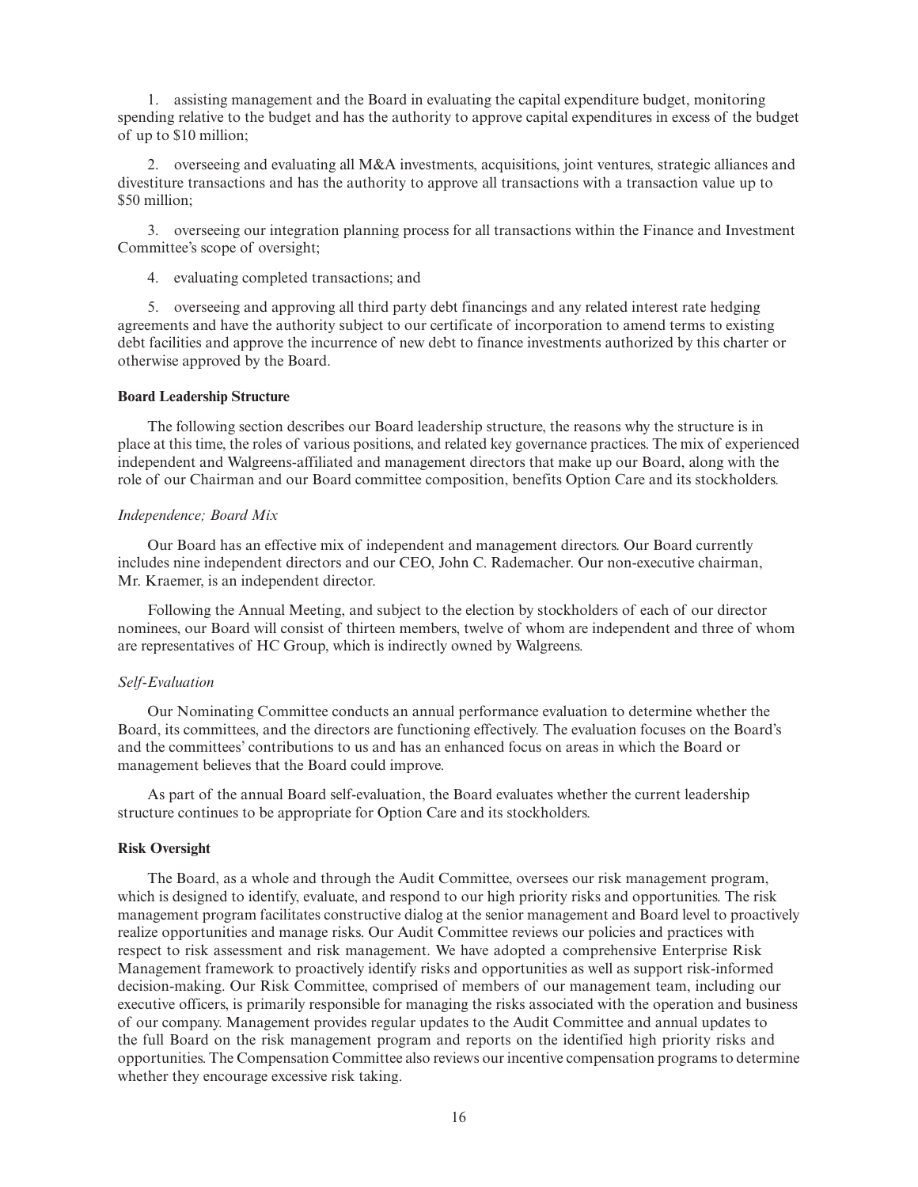1. assisting management and the Board in evaluating the capital expenditure budget, monitoring spending relative to the budget and has the authority to approve capital expenditures in excess of the budget of up to $10 million;

2. overseeing and evaluating all M&A investments, acquisitions, joint ventures, strategic alliances and divestiture transactions and has the authority to approve all transactions with a transaction value up to $50 million;

3. overseeing our integration planning process for all transactions within the Finance and Investment Committee's scope of oversight;

4. evaluating completed transactions; and

5. overseeing and approving all third party debt financings and any related interest rate hedging agreements and have the authority subject to our certificate of incorporation to amend terms to existing debt facilities and approve the incurrence of new debt to finance investments authorized by this charter or otherwise approved by the Board.

**Board Leadership Structure**

The following section describes our Board leadership structure, the reasons why the structure is in place at this time, the roles of various positions, and related key governance practices. The mix of experienced independent and Walgreens-affiliated and management directors that make up our Board, along with the role of our Chairman and our Board committee composition, benefits Option Care and its stockholders.

*Independence; Board Mix*

Our Board has an effective mix of independent and management directors. Our Board currently includes nine independent directors and our CEO, John C. Rademacher. Our non-executive chairman, Mr. Kraemer, is an independent director.

Following the Annual Meeting, and subject to the election by stockholders of each of our director nominees, our Board will consist of thirteen members, twelve of whom are independent and three of whom are representatives of HC Group, which is indirectly owned by Walgreens.

*Self-Evaluation*

Our Nominating Committee conducts an annual performance evaluation to determine whether the Board, its committees, and the directors are functioning effectively. The evaluation focuses on the Board's and the committees' contributions to us and has an enhanced focus on areas in which the Board or management believes that the Board could improve.

As part of the annual Board self-evaluation, the Board evaluates whether the current leadership structure continues to be appropriate for Option Care and its stockholders.

**Risk Oversight**

The Board, as a whole and through the Audit Committee, oversees our risk management program, which is designed to identify, evaluate, and respond to our high priority risks and opportunities. The risk management program facilitates constructive dialog at the senior management and Board level to proactively realize opportunities and manage risks. Our Audit Committee reviews our policies and practices with respect to risk assessment and risk management. We have adopted a comprehensive Enterprise Risk Management framework to proactively identify risks and opportunities as well as support risk-informed decision-making. Our Risk Committee, comprised of members of our management team, including our executive officers, is primarily responsible for managing the risks associated with the operation and business of our company. Management provides regular updates to the Audit Committee and annual updates to the full Board on the risk management program and reports on the identified high priority risks and opportunities. The Compensation Committee also reviews our incentive compensation programs to determine whether they encourage excessive risk taking.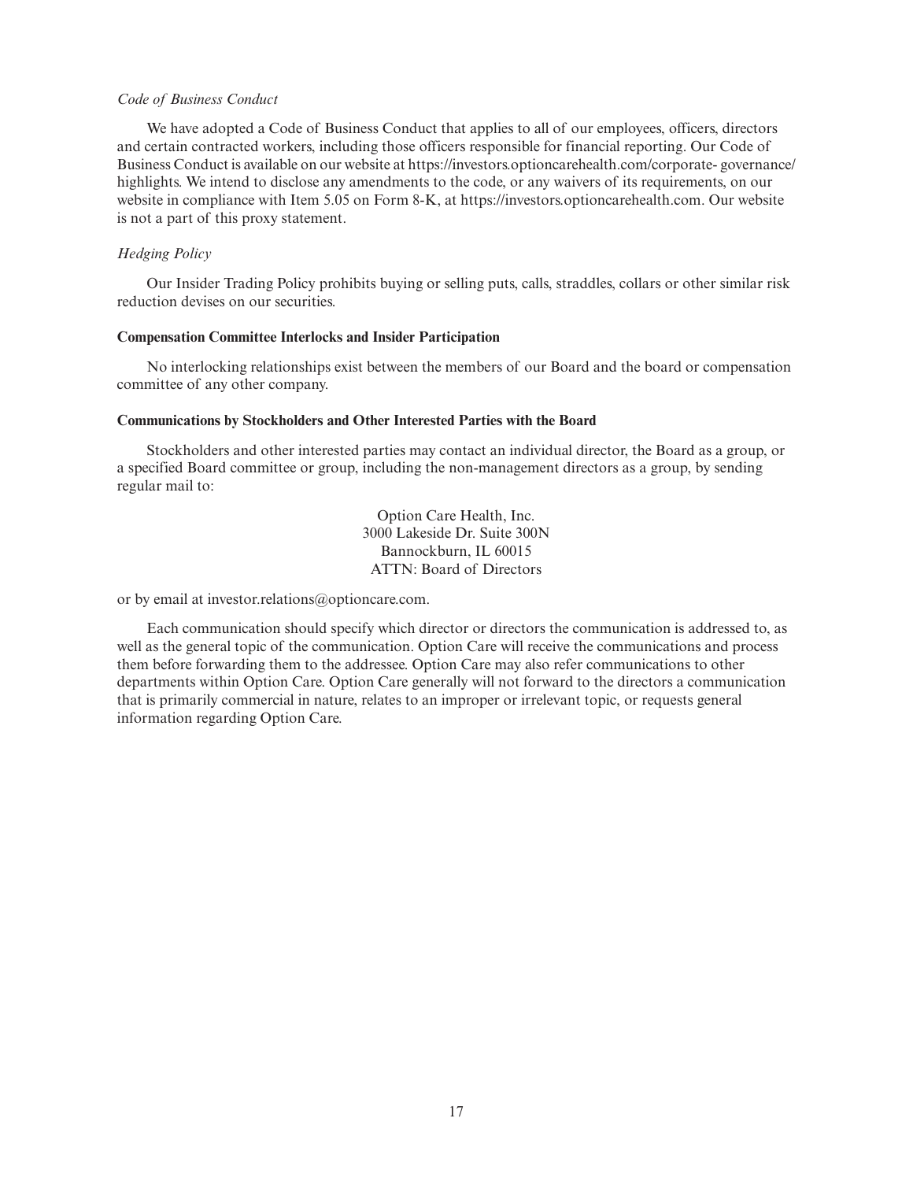*Code of Business Conduct*

We have adopted a Code of Business Conduct that applies to all of our employees, officers, directors and certain contracted workers, including those officers responsible for financial reporting. Our Code of Business Conduct is available on our website at https://investors.optioncarehealth.com/corporate- governance/highlights. We intend to disclose any amendments to the code, or any waivers of its requirements, on our website in compliance with Item 5.05 on Form 8-K, at https://investors.optioncarehealth.com. Our website is not a part of this proxy statement.

*Hedging Policy*

Our Insider Trading Policy prohibits buying or selling puts, calls, straddles, collars or other similar risk reduction devises on our securities.

**Compensation Committee Interlocks and Insider Participation**

No interlocking relationships exist between the members of our Board and the board or compensation committee of any other company.

**Communications by Stockholders and Other Interested Parties with the Board**

Stockholders and other interested parties may contact an individual director, the Board as a group, or a specified Board committee or group, including the non-management directors as a group, by sending regular mail to:

Option Care Health, Inc.
3000 Lakeside Dr. Suite 300N
Bannockburn, IL 60015
ATTN: Board of Directors

or by email at investor.relations@optioncare.com.

Each communication should specify which director or directors the communication is addressed to, as well as the general topic of the communication. Option Care will receive the communications and process them before forwarding them to the addressee. Option Care may also refer communications to other departments within Option Care. Option Care generally will not forward to the directors a communication that is primarily commercial in nature, relates to an improper or irrelevant topic, or requests general information regarding Option Care.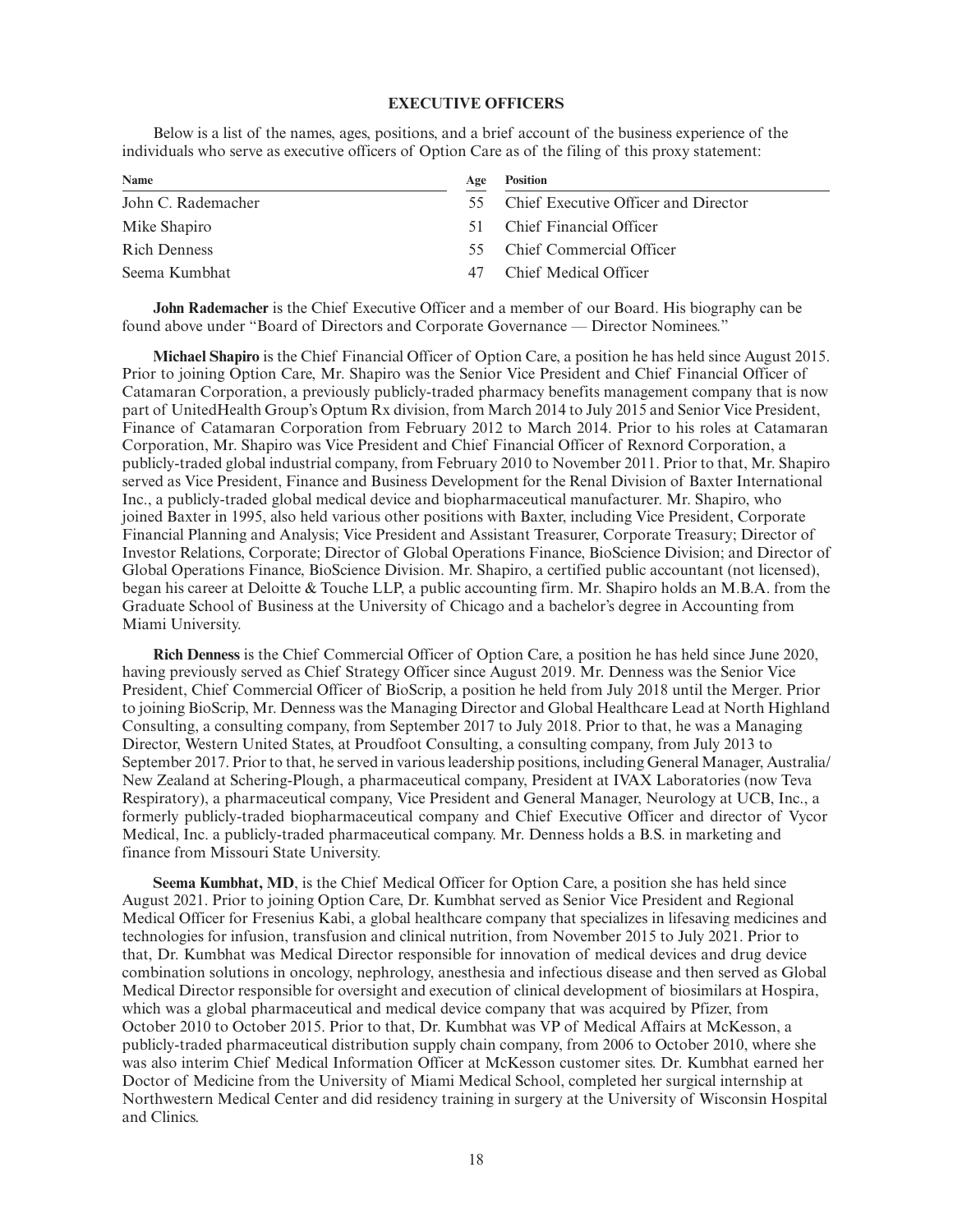## EXECUTIVE OFFICERS

Below is a list of the names, ages, positions, and a brief account of the business experience of the individuals who serve as executive officers of Option Care as of the filing of this proxy statement:

| Name | Age | Position |
|---|---|---|
| John C. Rademacher | 55 | Chief Executive Officer and Director |
| Mike Shapiro | 51 | Chief Financial Officer |
| Rich Denness | 55 | Chief Commercial Officer |
| Seema Kumbhat | 47 | Chief Medical Officer |

**John Rademacher** is the Chief Executive Officer and a member of our Board. His biography can be found above under "Board of Directors and Corporate Governance — Director Nominees."

**Michael Shapiro** is the Chief Financial Officer of Option Care, a position he has held since August 2015. Prior to joining Option Care, Mr. Shapiro was the Senior Vice President and Chief Financial Officer of Catamaran Corporation, a previously publicly-traded pharmacy benefits management company that is now part of UnitedHealth Group's Optum Rx division, from March 2014 to July 2015 and Senior Vice President, Finance of Catamaran Corporation from February 2012 to March 2014. Prior to his roles at Catamaran Corporation, Mr. Shapiro was Vice President and Chief Financial Officer of Rexnord Corporation, a publicly-traded global industrial company, from February 2010 to November 2011. Prior to that, Mr. Shapiro served as Vice President, Finance and Business Development for the Renal Division of Baxter International Inc., a publicly-traded global medical device and biopharmaceutical manufacturer. Mr. Shapiro, who joined Baxter in 1995, also held various other positions with Baxter, including Vice President, Corporate Financial Planning and Analysis; Vice President and Assistant Treasurer, Corporate Treasury; Director of Investor Relations, Corporate; Director of Global Operations Finance, BioScience Division; and Director of Global Operations Finance, BioScience Division. Mr. Shapiro, a certified public accountant (not licensed), began his career at Deloitte & Touche LLP, a public accounting firm. Mr. Shapiro holds an M.B.A. from the Graduate School of Business at the University of Chicago and a bachelor's degree in Accounting from Miami University.

**Rich Denness** is the Chief Commercial Officer of Option Care, a position he has held since June 2020, having previously served as Chief Strategy Officer since August 2019. Mr. Denness was the Senior Vice President, Chief Commercial Officer of BioScrip, a position he held from July 2018 until the Merger. Prior to joining BioScrip, Mr. Denness was the Managing Director and Global Healthcare Lead at North Highland Consulting, a consulting company, from September 2017 to July 2018. Prior to that, he was a Managing Director, Western United States, at Proudfoot Consulting, a consulting company, from July 2013 to September 2017. Prior to that, he served in various leadership positions, including General Manager, Australia/New Zealand at Schering-Plough, a pharmaceutical company, President at IVAX Laboratories (now Teva Respiratory), a pharmaceutical company, Vice President and General Manager, Neurology at UCB, Inc., a formerly publicly-traded biopharmaceutical company and Chief Executive Officer and director of Vycor Medical, Inc. a publicly-traded pharmaceutical company. Mr. Denness holds a B.S. in marketing and finance from Missouri State University.

**Seema Kumbhat, MD**, is the Chief Medical Officer for Option Care, a position she has held since August 2021. Prior to joining Option Care, Dr. Kumbhat served as Senior Vice President and Regional Medical Officer for Fresenius Kabi, a global healthcare company that specializes in lifesaving medicines and technologies for infusion, transfusion and clinical nutrition, from November 2015 to July 2021. Prior to that, Dr. Kumbhat was Medical Director responsible for innovation of medical devices and drug device combination solutions in oncology, nephrology, anesthesia and infectious disease and then served as Global Medical Director responsible for oversight and execution of clinical development of biosimilars at Hospira, which was a global pharmaceutical and medical device company that was acquired by Pfizer, from October 2010 to October 2015. Prior to that, Dr. Kumbhat was VP of Medical Affairs at McKesson, a publicly-traded pharmaceutical distribution supply chain company, from 2006 to October 2010, where she was also interim Chief Medical Information Officer at McKesson customer sites. Dr. Kumbhat earned her Doctor of Medicine from the University of Miami Medical School, completed her surgical internship at Northwestern Medical Center and did residency training in surgery at the University of Wisconsin Hospital and Clinics.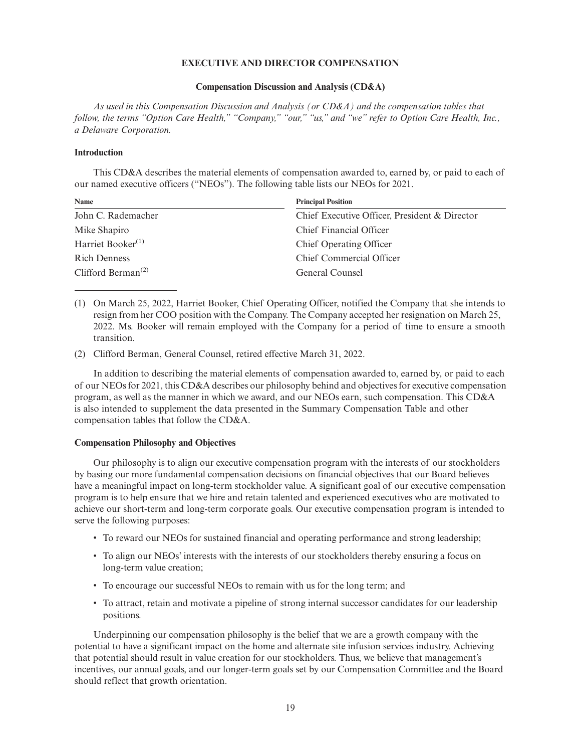## EXECUTIVE AND DIRECTOR COMPENSATION

### Compensation Discussion and Analysis (CD&A)

*As used in this Compensation Discussion and Analysis (or CD&A) and the compensation tables that follow, the terms "Option Care Health," "Company," "our," "us," and "we" refer to Option Care Health, Inc., a Delaware Corporation.*

#### Introduction

This CD&A describes the material elements of compensation awarded to, earned by, or paid to each of our named executive officers ("NEOs"). The following table lists our NEOs for 2021.

| Name | Principal Position |
|---|---|
| John C. Rademacher | Chief Executive Officer, President & Director |
| Mike Shapiro | Chief Financial Officer |
| Harriet Booker[(1)] | Chief Operating Officer |
| Rich Denness | Chief Commercial Officer |
| Clifford Berman[(2)] | General Counsel |

(1) On March 25, 2022, Harriet Booker, Chief Operating Officer, notified the Company that she intends to resign from her COO position with the Company. The Company accepted her resignation on March 25, 2022. Ms. Booker will remain employed with the Company for a period of time to ensure a smooth transition.

(2) Clifford Berman, General Counsel, retired effective March 31, 2022.

In addition to describing the material elements of compensation awarded to, earned by, or paid to each of our NEOs for 2021, this CD&A describes our philosophy behind and objectives for executive compensation program, as well as the manner in which we award, and our NEOs earn, such compensation. This CD&A is also intended to supplement the data presented in the Summary Compensation Table and other compensation tables that follow the CD&A.

#### Compensation Philosophy and Objectives

Our philosophy is to align our executive compensation program with the interests of our stockholders by basing our more fundamental compensation decisions on financial objectives that our Board believes have a meaningful impact on long-term stockholder value. A significant goal of our executive compensation program is to help ensure that we hire and retain talented and experienced executives who are motivated to achieve our short-term and long-term corporate goals. Our executive compensation program is intended to serve the following purposes:

- To reward our NEOs for sustained financial and operating performance and strong leadership;
- To align our NEOs' interests with the interests of our stockholders thereby ensuring a focus on long-term value creation;
- To encourage our successful NEOs to remain with us for the long term; and
- To attract, retain and motivate a pipeline of strong internal successor candidates for our leadership positions.

Underpinning our compensation philosophy is the belief that we are a growth company with the potential to have a significant impact on the home and alternate site infusion services industry. Achieving that potential should result in value creation for our stockholders. Thus, we believe that management's incentives, our annual goals, and our longer-term goals set by our Compensation Committee and the Board should reflect that growth orientation.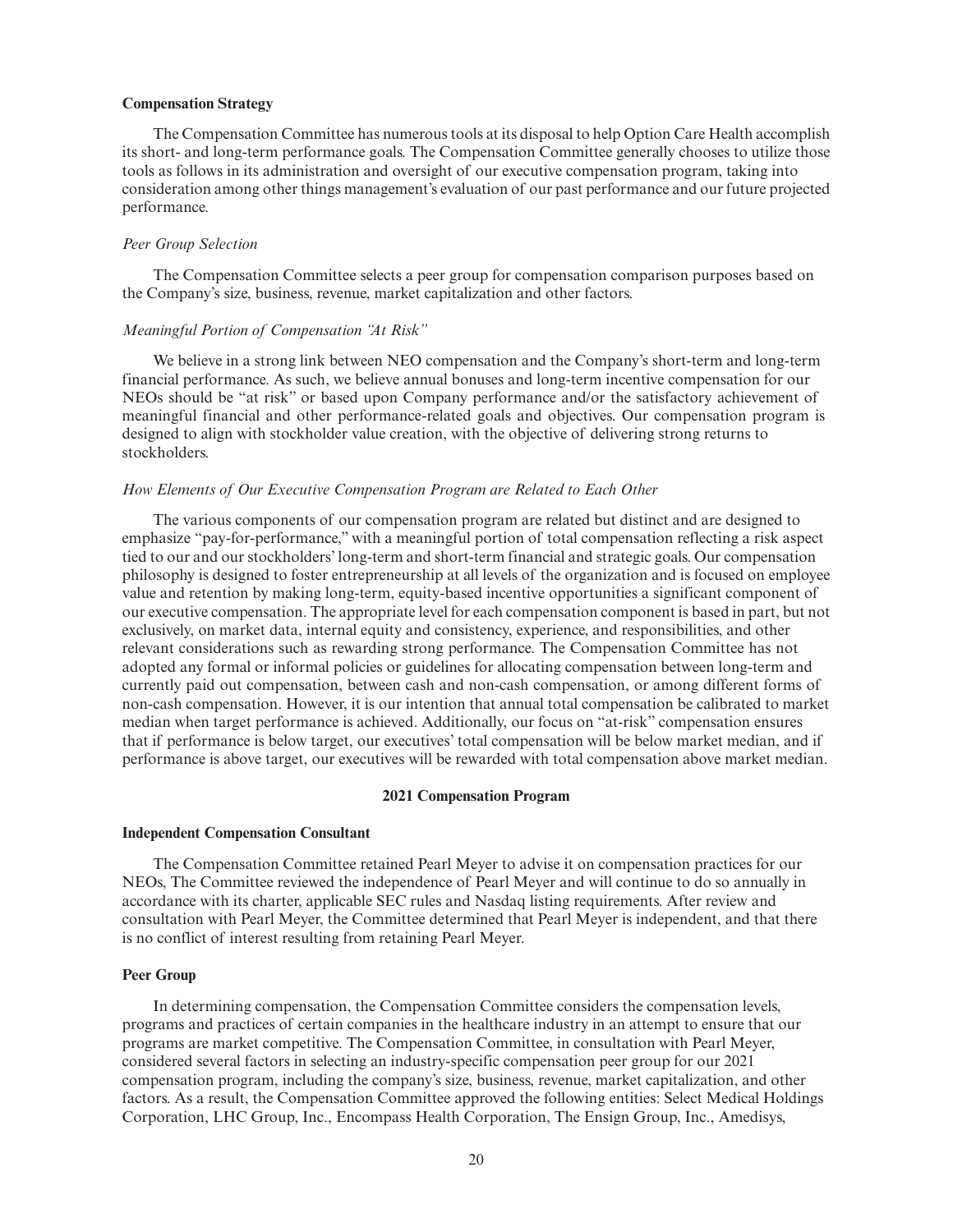**Compensation Strategy**

The Compensation Committee has numerous tools at its disposal to help Option Care Health accomplish its short- and long-term performance goals. The Compensation Committee generally chooses to utilize those tools as follows in its administration and oversight of our executive compensation program, taking into consideration among other things management's evaluation of our past performance and our future projected performance.

*Peer Group Selection*

The Compensation Committee selects a peer group for compensation comparison purposes based on the Company's size, business, revenue, market capitalization and other factors.

*Meaningful Portion of Compensation "At Risk"*

We believe in a strong link between NEO compensation and the Company's short-term and long-term financial performance. As such, we believe annual bonuses and long-term incentive compensation for our NEOs should be "at risk" or based upon Company performance and/or the satisfactory achievement of meaningful financial and other performance-related goals and objectives. Our compensation program is designed to align with stockholder value creation, with the objective of delivering strong returns to stockholders.

*How Elements of Our Executive Compensation Program are Related to Each Other*

The various components of our compensation program are related but distinct and are designed to emphasize "pay-for-performance," with a meaningful portion of total compensation reflecting a risk aspect tied to our and our stockholders' long-term and short-term financial and strategic goals. Our compensation philosophy is designed to foster entrepreneurship at all levels of the organization and is focused on employee value and retention by making long-term, equity-based incentive opportunities a significant component of our executive compensation. The appropriate level for each compensation component is based in part, but not exclusively, on market data, internal equity and consistency, experience, and responsibilities, and other relevant considerations such as rewarding strong performance. The Compensation Committee has not adopted any formal or informal policies or guidelines for allocating compensation between long-term and currently paid out compensation, between cash and non-cash compensation, or among different forms of non-cash compensation. However, it is our intention that annual total compensation be calibrated to market median when target performance is achieved. Additionally, our focus on "at-risk" compensation ensures that if performance is below target, our executives' total compensation will be below market median, and if performance is above target, our executives will be rewarded with total compensation above market median.

## 2021 Compensation Program

**Independent Compensation Consultant**

The Compensation Committee retained Pearl Meyer to advise it on compensation practices for our NEOs, The Committee reviewed the independence of Pearl Meyer and will continue to do so annually in accordance with its charter, applicable SEC rules and Nasdaq listing requirements. After review and consultation with Pearl Meyer, the Committee determined that Pearl Meyer is independent, and that there is no conflict of interest resulting from retaining Pearl Meyer.

**Peer Group**

In determining compensation, the Compensation Committee considers the compensation levels, programs and practices of certain companies in the healthcare industry in an attempt to ensure that our programs are market competitive. The Compensation Committee, in consultation with Pearl Meyer, considered several factors in selecting an industry-specific compensation peer group for our 2021 compensation program, including the company's size, business, revenue, market capitalization, and other factors. As a result, the Compensation Committee approved the following entities: Select Medical Holdings Corporation, LHC Group, Inc., Encompass Health Corporation, The Ensign Group, Inc., Amedisys,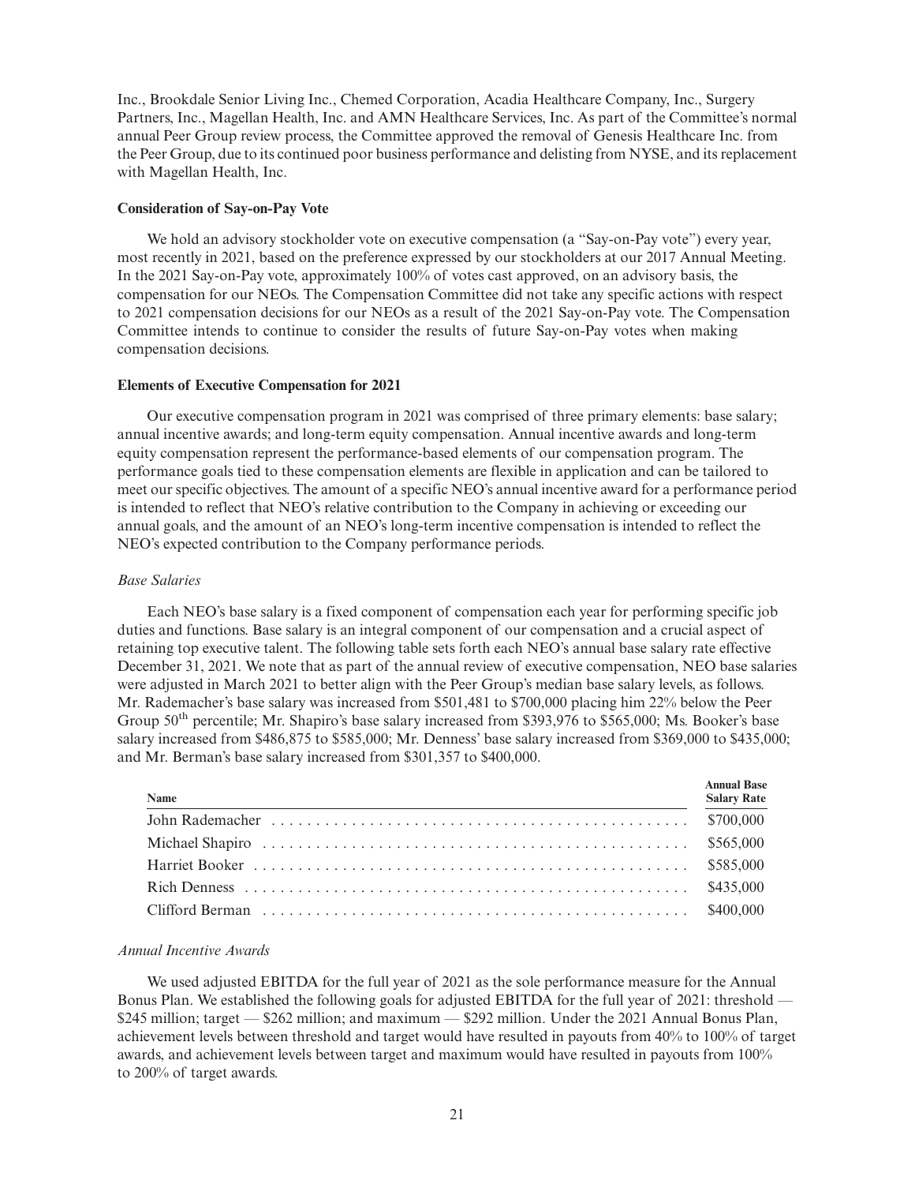Inc., Brookdale Senior Living Inc., Chemed Corporation, Acadia Healthcare Company, Inc., Surgery Partners, Inc., Magellan Health, Inc. and AMN Healthcare Services, Inc. As part of the Committee's normal annual Peer Group review process, the Committee approved the removal of Genesis Healthcare Inc. from the Peer Group, due to its continued poor business performance and delisting from NYSE, and its replacement with Magellan Health, Inc.

**Consideration of Say-on-Pay Vote**

We hold an advisory stockholder vote on executive compensation (a "Say-on-Pay vote") every year, most recently in 2021, based on the preference expressed by our stockholders at our 2017 Annual Meeting. In the 2021 Say-on-Pay vote, approximately 100% of votes cast approved, on an advisory basis, the compensation for our NEOs. The Compensation Committee did not take any specific actions with respect to 2021 compensation decisions for our NEOs as a result of the 2021 Say-on-Pay vote. The Compensation Committee intends to continue to consider the results of future Say-on-Pay votes when making compensation decisions.

**Elements of Executive Compensation for 2021**

Our executive compensation program in 2021 was comprised of three primary elements: base salary; annual incentive awards; and long-term equity compensation. Annual incentive awards and long-term equity compensation represent the performance-based elements of our compensation program. The performance goals tied to these compensation elements are flexible in application and can be tailored to meet our specific objectives. The amount of a specific NEO's annual incentive award for a performance period is intended to reflect that NEO's relative contribution to the Company in achieving or exceeding our annual goals, and the amount of an NEO's long-term incentive compensation is intended to reflect the NEO's expected contribution to the Company performance periods.

*Base Salaries*

Each NEO's base salary is a fixed component of compensation each year for performing specific job duties and functions. Base salary is an integral component of our compensation and a crucial aspect of retaining top executive talent. The following table sets forth each NEO's annual base salary rate effective December 31, 2021. We note that as part of the annual review of executive compensation, NEO base salaries were adjusted in March 2021 to better align with the Peer Group's median base salary levels, as follows. Mr. Rademacher's base salary was increased from $501,481 to $700,000 placing him 22% below the Peer Group 50th percentile; Mr. Shapiro's base salary increased from $393,976 to $565,000; Ms. Booker's base salary increased from $486,875 to $585,000; Mr. Denness' base salary increased from $369,000 to $435,000; and Mr. Berman's base salary increased from $301,357 to $400,000.

| Name | Annual Base Salary Rate |
|---|---|
| John Rademacher | $700,000 |
| Michael Shapiro | $565,000 |
| Harriet Booker | $585,000 |
| Rich Denness | $435,000 |
| Clifford Berman | $400,000 |

*Annual Incentive Awards*

We used adjusted EBITDA for the full year of 2021 as the sole performance measure for the Annual Bonus Plan. We established the following goals for adjusted EBITDA for the full year of 2021: threshold — $245 million; target — $262 million; and maximum — $292 million. Under the 2021 Annual Bonus Plan, achievement levels between threshold and target would have resulted in payouts from 40% to 100% of target awards, and achievement levels between target and maximum would have resulted in payouts from 100% to 200% of target awards.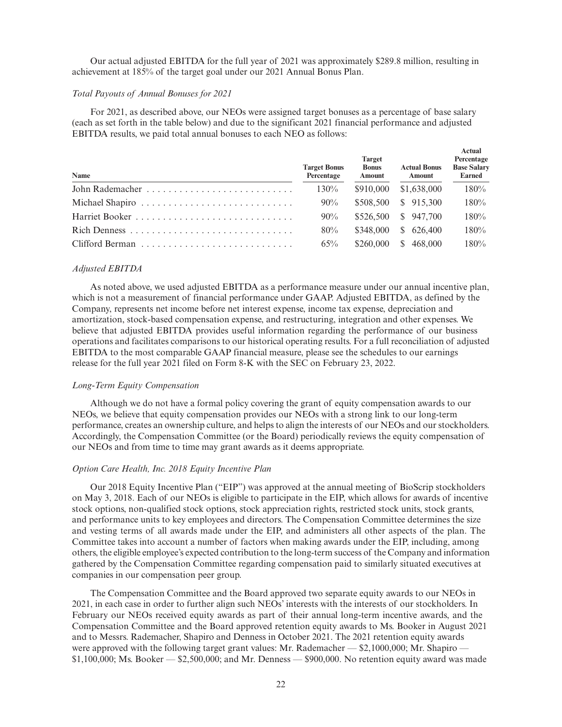Our actual adjusted EBITDA for the full year of 2021 was approximately $289.8 million, resulting in achievement at 185% of the target goal under our 2021 Annual Bonus Plan.

*Total Payouts of Annual Bonuses for 2021*

For 2021, as described above, our NEOs were assigned target bonuses as a percentage of base salary (each as set forth in the table below) and due to the significant 2021 financial performance and adjusted EBITDA results, we paid total annual bonuses to each NEO as follows:

| Name | Target Bonus Percentage | Target Bonus Amount | Actual Bonus Amount | Actual Percentage Base Salary Earned |
|---|---|---|---|---|
| John Rademacher | 130% | $910,000 | $1,638,000 | 180% |
| Michael Shapiro | 90% | $508,500 | $ 915,300 | 180% |
| Harriet Booker | 90% | $526,500 | $ 947,700 | 180% |
| Rich Denness | 80% | $348,000 | $ 626,400 | 180% |
| Clifford Berman | 65% | $260,000 | $ 468,000 | 180% |

*Adjusted EBITDA*

As noted above, we used adjusted EBITDA as a performance measure under our annual incentive plan, which is not a measurement of financial performance under GAAP. Adjusted EBITDA, as defined by the Company, represents net income before net interest expense, income tax expense, depreciation and amortization, stock-based compensation expense, and restructuring, integration and other expenses. We believe that adjusted EBITDA provides useful information regarding the performance of our business operations and facilitates comparisons to our historical operating results. For a full reconciliation of adjusted EBITDA to the most comparable GAAP financial measure, please see the schedules to our earnings release for the full year 2021 filed on Form 8-K with the SEC on February 23, 2022.

*Long-Term Equity Compensation*

Although we do not have a formal policy covering the grant of equity compensation awards to our NEOs, we believe that equity compensation provides our NEOs with a strong link to our long-term performance, creates an ownership culture, and helps to align the interests of our NEOs and our stockholders. Accordingly, the Compensation Committee (or the Board) periodically reviews the equity compensation of our NEOs and from time to time may grant awards as it deems appropriate.

*Option Care Health, Inc. 2018 Equity Incentive Plan*

Our 2018 Equity Incentive Plan ("EIP") was approved at the annual meeting of BioScrip stockholders on May 3, 2018. Each of our NEOs is eligible to participate in the EIP, which allows for awards of incentive stock options, non-qualified stock options, stock appreciation rights, restricted stock units, stock grants, and performance units to key employees and directors. The Compensation Committee determines the size and vesting terms of all awards made under the EIP, and administers all other aspects of the plan. The Committee takes into account a number of factors when making awards under the EIP, including, among others, the eligible employee's expected contribution to the long-term success of the Company and information gathered by the Compensation Committee regarding compensation paid to similarly situated executives at companies in our compensation peer group.

The Compensation Committee and the Board approved two separate equity awards to our NEOs in 2021, in each case in order to further align such NEOs' interests with the interests of our stockholders. In February our NEOs received equity awards as part of their annual long-term incentive awards, and the Compensation Committee and the Board approved retention equity awards to Ms. Booker in August 2021 and to Messrs. Rademacher, Shapiro and Denness in October 2021. The 2021 retention equity awards were approved with the following target grant values: Mr. Rademacher — $2,1000,000; Mr. Shapiro — $1,100,000; Ms. Booker — $2,500,000; and Mr. Denness — $900,000. No retention equity award was made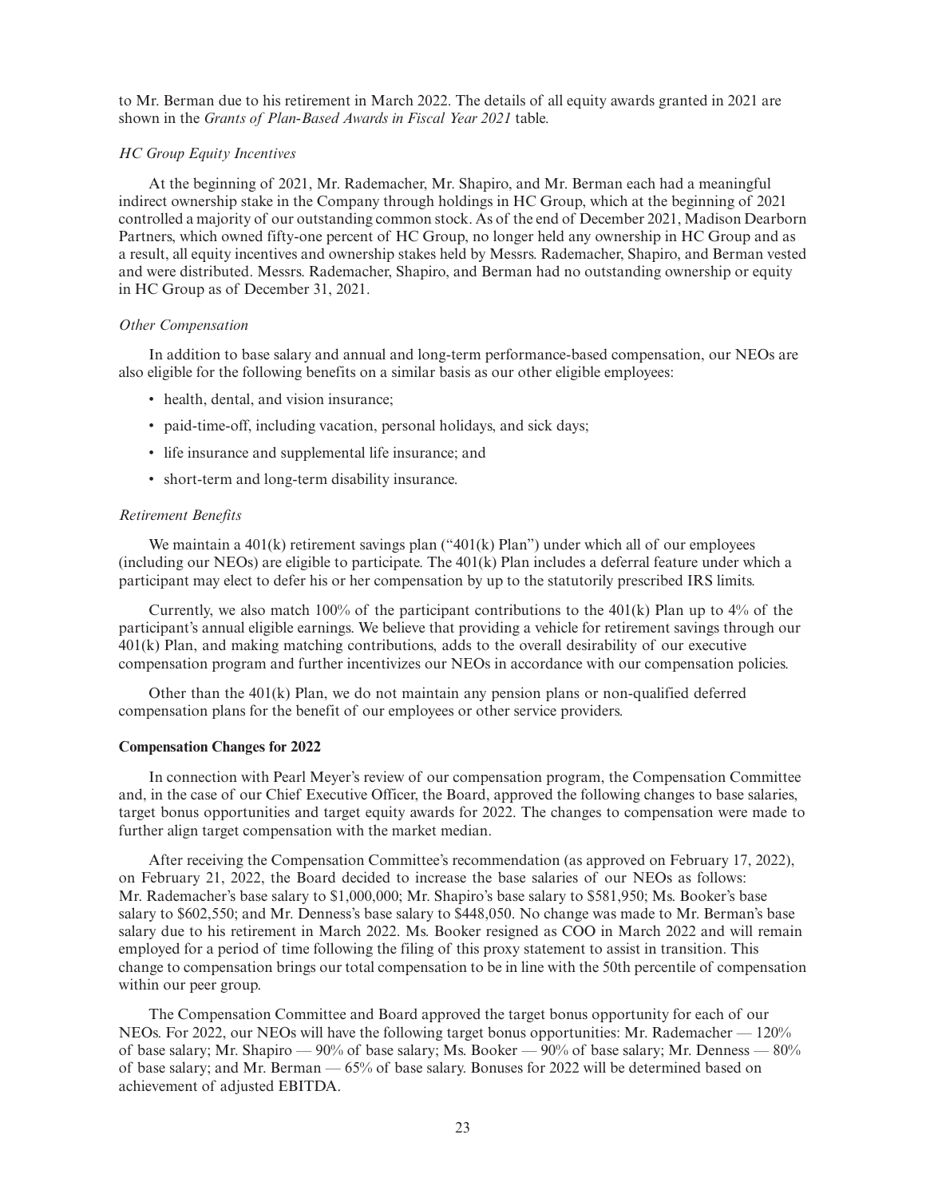to Mr. Berman due to his retirement in March 2022. The details of all equity awards granted in 2021 are shown in the *Grants of Plan-Based Awards in Fiscal Year 2021* table.

*HC Group Equity Incentives*

At the beginning of 2021, Mr. Rademacher, Mr. Shapiro, and Mr. Berman each had a meaningful indirect ownership stake in the Company through holdings in HC Group, which at the beginning of 2021 controlled a majority of our outstanding common stock. As of the end of December 2021, Madison Dearborn Partners, which owned fifty-one percent of HC Group, no longer held any ownership in HC Group and as a result, all equity incentives and ownership stakes held by Messrs. Rademacher, Shapiro, and Berman vested and were distributed. Messrs. Rademacher, Shapiro, and Berman had no outstanding ownership or equity in HC Group as of December 31, 2021.

*Other Compensation*

In addition to base salary and annual and long-term performance-based compensation, our NEOs are also eligible for the following benefits on a similar basis as our other eligible employees:

- health, dental, and vision insurance;
- paid-time-off, including vacation, personal holidays, and sick days;
- life insurance and supplemental life insurance; and
- short-term and long-term disability insurance.

*Retirement Benefits*

We maintain a 401(k) retirement savings plan ("401(k) Plan") under which all of our employees (including our NEOs) are eligible to participate. The 401(k) Plan includes a deferral feature under which a participant may elect to defer his or her compensation by up to the statutorily prescribed IRS limits.

Currently, we also match 100% of the participant contributions to the 401(k) Plan up to 4% of the participant's annual eligible earnings. We believe that providing a vehicle for retirement savings through our 401(k) Plan, and making matching contributions, adds to the overall desirability of our executive compensation program and further incentivizes our NEOs in accordance with our compensation policies.

Other than the 401(k) Plan, we do not maintain any pension plans or non-qualified deferred compensation plans for the benefit of our employees or other service providers.

**Compensation Changes for 2022**

In connection with Pearl Meyer's review of our compensation program, the Compensation Committee and, in the case of our Chief Executive Officer, the Board, approved the following changes to base salaries, target bonus opportunities and target equity awards for 2022. The changes to compensation were made to further align target compensation with the market median.

After receiving the Compensation Committee's recommendation (as approved on February 17, 2022), on February 21, 2022, the Board decided to increase the base salaries of our NEOs as follows: Mr. Rademacher's base salary to $1,000,000; Mr. Shapiro's base salary to $581,950; Ms. Booker's base salary to $602,550; and Mr. Denness's base salary to $448,050. No change was made to Mr. Berman's base salary due to his retirement in March 2022. Ms. Booker resigned as COO in March 2022 and will remain employed for a period of time following the filing of this proxy statement to assist in transition. This change to compensation brings our total compensation to be in line with the 50th percentile of compensation within our peer group.

The Compensation Committee and Board approved the target bonus opportunity for each of our NEOs. For 2022, our NEOs will have the following target bonus opportunities: Mr. Rademacher — 120% of base salary; Mr. Shapiro — 90% of base salary; Ms. Booker — 90% of base salary; Mr. Denness — 80% of base salary; and Mr. Berman — 65% of base salary. Bonuses for 2022 will be determined based on achievement of adjusted EBITDA.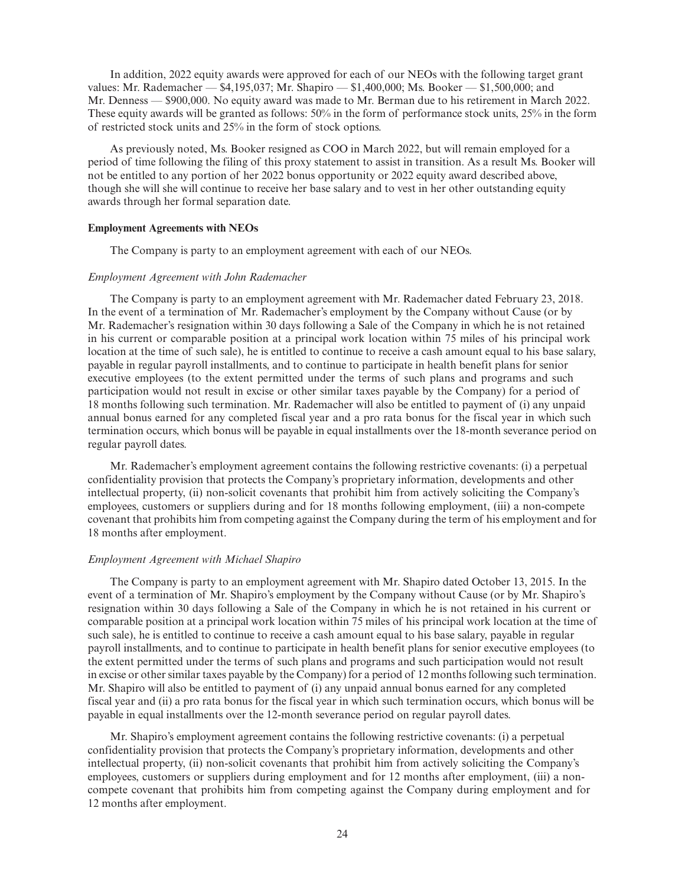In addition, 2022 equity awards were approved for each of our NEOs with the following target grant values: Mr. Rademacher — $4,195,037; Mr. Shapiro — $1,400,000; Ms. Booker — $1,500,000; and Mr. Denness — $900,000. No equity award was made to Mr. Berman due to his retirement in March 2022. These equity awards will be granted as follows: 50% in the form of performance stock units, 25% in the form of restricted stock units and 25% in the form of stock options.

As previously noted, Ms. Booker resigned as COO in March 2022, but will remain employed for a period of time following the filing of this proxy statement to assist in transition. As a result Ms. Booker will not be entitled to any portion of her 2022 bonus opportunity or 2022 equity award described above, though she will she will continue to receive her base salary and to vest in her other outstanding equity awards through her formal separation date.

**Employment Agreements with NEOs**

The Company is party to an employment agreement with each of our NEOs.

*Employment Agreement with John Rademacher*

The Company is party to an employment agreement with Mr. Rademacher dated February 23, 2018. In the event of a termination of Mr. Rademacher's employment by the Company without Cause (or by Mr. Rademacher's resignation within 30 days following a Sale of the Company in which he is not retained in his current or comparable position at a principal work location within 75 miles of his principal work location at the time of such sale), he is entitled to continue to receive a cash amount equal to his base salary, payable in regular payroll installments, and to continue to participate in health benefit plans for senior executive employees (to the extent permitted under the terms of such plans and programs and such participation would not result in excise or other similar taxes payable by the Company) for a period of 18 months following such termination. Mr. Rademacher will also be entitled to payment of (i) any unpaid annual bonus earned for any completed fiscal year and a pro rata bonus for the fiscal year in which such termination occurs, which bonus will be payable in equal installments over the 18-month severance period on regular payroll dates.

Mr. Rademacher's employment agreement contains the following restrictive covenants: (i) a perpetual confidentiality provision that protects the Company's proprietary information, developments and other intellectual property, (ii) non-solicit covenants that prohibit him from actively soliciting the Company's employees, customers or suppliers during and for 18 months following employment, (iii) a non-compete covenant that prohibits him from competing against the Company during the term of his employment and for 18 months after employment.

*Employment Agreement with Michael Shapiro*

The Company is party to an employment agreement with Mr. Shapiro dated October 13, 2015. In the event of a termination of Mr. Shapiro's employment by the Company without Cause (or by Mr. Shapiro's resignation within 30 days following a Sale of the Company in which he is not retained in his current or comparable position at a principal work location within 75 miles of his principal work location at the time of such sale), he is entitled to continue to receive a cash amount equal to his base salary, payable in regular payroll installments, and to continue to participate in health benefit plans for senior executive employees (to the extent permitted under the terms of such plans and programs and such participation would not result in excise or other similar taxes payable by the Company) for a period of 12 months following such termination. Mr. Shapiro will also be entitled to payment of (i) any unpaid annual bonus earned for any completed fiscal year and (ii) a pro rata bonus for the fiscal year in which such termination occurs, which bonus will be payable in equal installments over the 12-month severance period on regular payroll dates.

Mr. Shapiro's employment agreement contains the following restrictive covenants: (i) a perpetual confidentiality provision that protects the Company's proprietary information, developments and other intellectual property, (ii) non-solicit covenants that prohibit him from actively soliciting the Company's employees, customers or suppliers during employment and for 12 months after employment, (iii) a non-compete covenant that prohibits him from competing against the Company during employment and for 12 months after employment.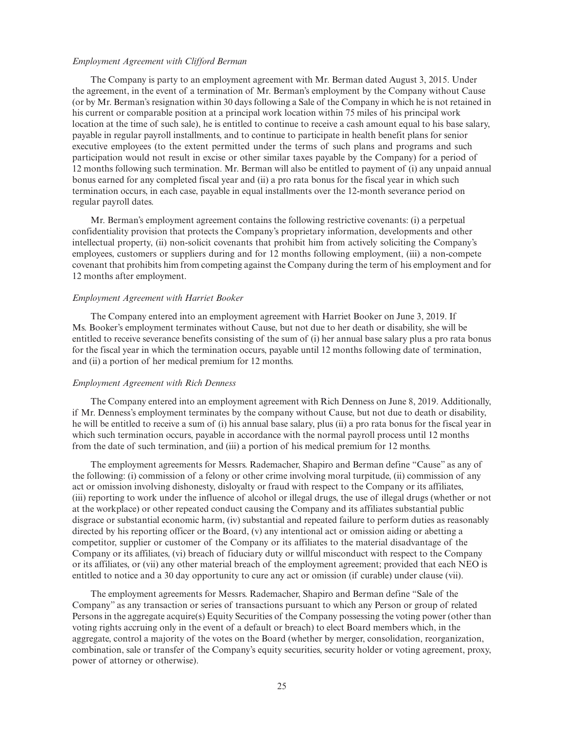*Employment Agreement with Clifford Berman*

The Company is party to an employment agreement with Mr. Berman dated August 3, 2015. Under the agreement, in the event of a termination of Mr. Berman's employment by the Company without Cause (or by Mr. Berman's resignation within 30 days following a Sale of the Company in which he is not retained in his current or comparable position at a principal work location within 75 miles of his principal work location at the time of such sale), he is entitled to continue to receive a cash amount equal to his base salary, payable in regular payroll installments, and to continue to participate in health benefit plans for senior executive employees (to the extent permitted under the terms of such plans and programs and such participation would not result in excise or other similar taxes payable by the Company) for a period of 12 months following such termination. Mr. Berman will also be entitled to payment of (i) any unpaid annual bonus earned for any completed fiscal year and (ii) a pro rata bonus for the fiscal year in which such termination occurs, in each case, payable in equal installments over the 12-month severance period on regular payroll dates.

Mr. Berman's employment agreement contains the following restrictive covenants: (i) a perpetual confidentiality provision that protects the Company's proprietary information, developments and other intellectual property, (ii) non-solicit covenants that prohibit him from actively soliciting the Company's employees, customers or suppliers during and for 12 months following employment, (iii) a non-compete covenant that prohibits him from competing against the Company during the term of his employment and for 12 months after employment.

*Employment Agreement with Harriet Booker*

The Company entered into an employment agreement with Harriet Booker on June 3, 2019. If Ms. Booker's employment terminates without Cause, but not due to her death or disability, she will be entitled to receive severance benefits consisting of the sum of (i) her annual base salary plus a pro rata bonus for the fiscal year in which the termination occurs, payable until 12 months following date of termination, and (ii) a portion of her medical premium for 12 months.

*Employment Agreement with Rich Denness*

The Company entered into an employment agreement with Rich Denness on June 8, 2019. Additionally, if Mr. Denness's employment terminates by the company without Cause, but not due to death or disability, he will be entitled to receive a sum of (i) his annual base salary, plus (ii) a pro rata bonus for the fiscal year in which such termination occurs, payable in accordance with the normal payroll process until 12 months from the date of such termination, and (iii) a portion of his medical premium for 12 months.

The employment agreements for Messrs. Rademacher, Shapiro and Berman define "Cause" as any of the following: (i) commission of a felony or other crime involving moral turpitude, (ii) commission of any act or omission involving dishonesty, disloyalty or fraud with respect to the Company or its affiliates, (iii) reporting to work under the influence of alcohol or illegal drugs, the use of illegal drugs (whether or not at the workplace) or other repeated conduct causing the Company and its affiliates substantial public disgrace or substantial economic harm, (iv) substantial and repeated failure to perform duties as reasonably directed by his reporting officer or the Board, (v) any intentional act or omission aiding or abetting a competitor, supplier or customer of the Company or its affiliates to the material disadvantage of the Company or its affiliates, (vi) breach of fiduciary duty or willful misconduct with respect to the Company or its affiliates, or (vii) any other material breach of the employment agreement; provided that each NEO is entitled to notice and a 30 day opportunity to cure any act or omission (if curable) under clause (vii).

The employment agreements for Messrs. Rademacher, Shapiro and Berman define "Sale of the Company" as any transaction or series of transactions pursuant to which any Person or group of related Persons in the aggregate acquire(s) Equity Securities of the Company possessing the voting power (other than voting rights accruing only in the event of a default or breach) to elect Board members which, in the aggregate, control a majority of the votes on the Board (whether by merger, consolidation, reorganization, combination, sale or transfer of the Company's equity securities, security holder or voting agreement, proxy, power of attorney or otherwise).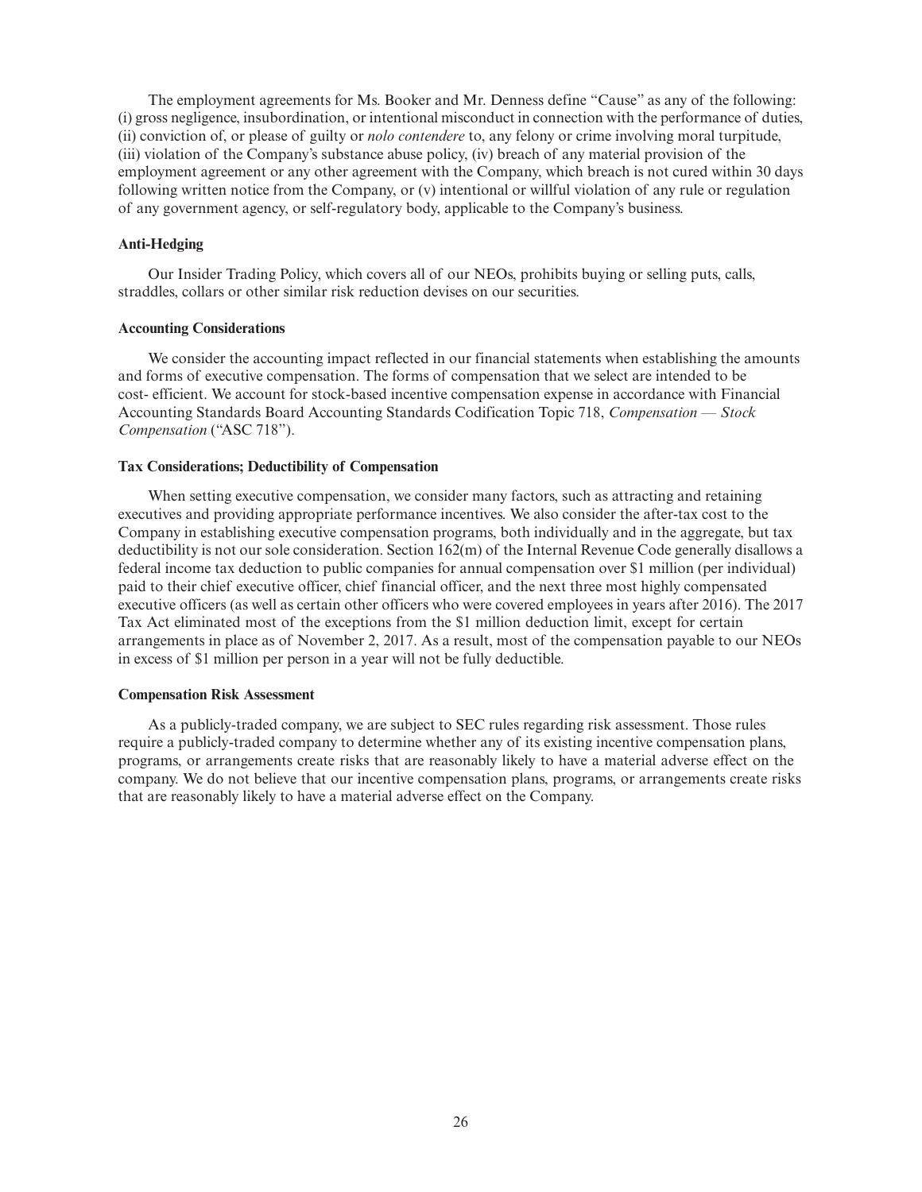The employment agreements for Ms. Booker and Mr. Denness define "Cause" as any of the following: (i) gross negligence, insubordination, or intentional misconduct in connection with the performance of duties, (ii) conviction of, or please of guilty or *nolo contendere* to, any felony or crime involving moral turpitude, (iii) violation of the Company's substance abuse policy, (iv) breach of any material provision of the employment agreement or any other agreement with the Company, which breach is not cured within 30 days following written notice from the Company, or (v) intentional or willful violation of any rule or regulation of any government agency, or self-regulatory body, applicable to the Company's business.

**Anti-Hedging**

Our Insider Trading Policy, which covers all of our NEOs, prohibits buying or selling puts, calls, straddles, collars or other similar risk reduction devises on our securities.

**Accounting Considerations**

We consider the accounting impact reflected in our financial statements when establishing the amounts and forms of executive compensation. The forms of compensation that we select are intended to be cost- efficient. We account for stock-based incentive compensation expense in accordance with Financial Accounting Standards Board Accounting Standards Codification Topic 718, *Compensation — Stock Compensation* ("ASC 718").

**Tax Considerations; Deductibility of Compensation**

When setting executive compensation, we consider many factors, such as attracting and retaining executives and providing appropriate performance incentives. We also consider the after-tax cost to the Company in establishing executive compensation programs, both individually and in the aggregate, but tax deductibility is not our sole consideration. Section 162(m) of the Internal Revenue Code generally disallows a federal income tax deduction to public companies for annual compensation over $1 million (per individual) paid to their chief executive officer, chief financial officer, and the next three most highly compensated executive officers (as well as certain other officers who were covered employees in years after 2016). The 2017 Tax Act eliminated most of the exceptions from the $1 million deduction limit, except for certain arrangements in place as of November 2, 2017. As a result, most of the compensation payable to our NEOs in excess of $1 million per person in a year will not be fully deductible.

**Compensation Risk Assessment**

As a publicly-traded company, we are subject to SEC rules regarding risk assessment. Those rules require a publicly-traded company to determine whether any of its existing incentive compensation plans, programs, or arrangements create risks that are reasonably likely to have a material adverse effect on the company. We do not believe that our incentive compensation plans, programs, or arrangements create risks that are reasonably likely to have a material adverse effect on the Company.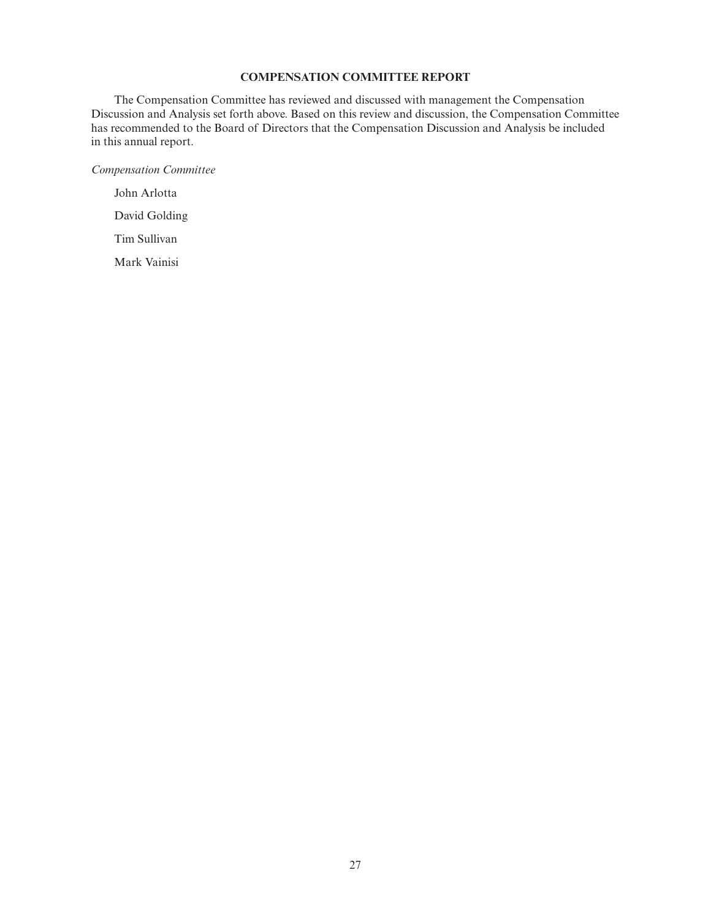## COMPENSATION COMMITTEE REPORT

The Compensation Committee has reviewed and discussed with management the Compensation Discussion and Analysis set forth above. Based on this review and discussion, the Compensation Committee has recommended to the Board of Directors that the Compensation Discussion and Analysis be included in this annual report.

*Compensation Committee*

John Arlotta

David Golding

Tim Sullivan

Mark Vainisi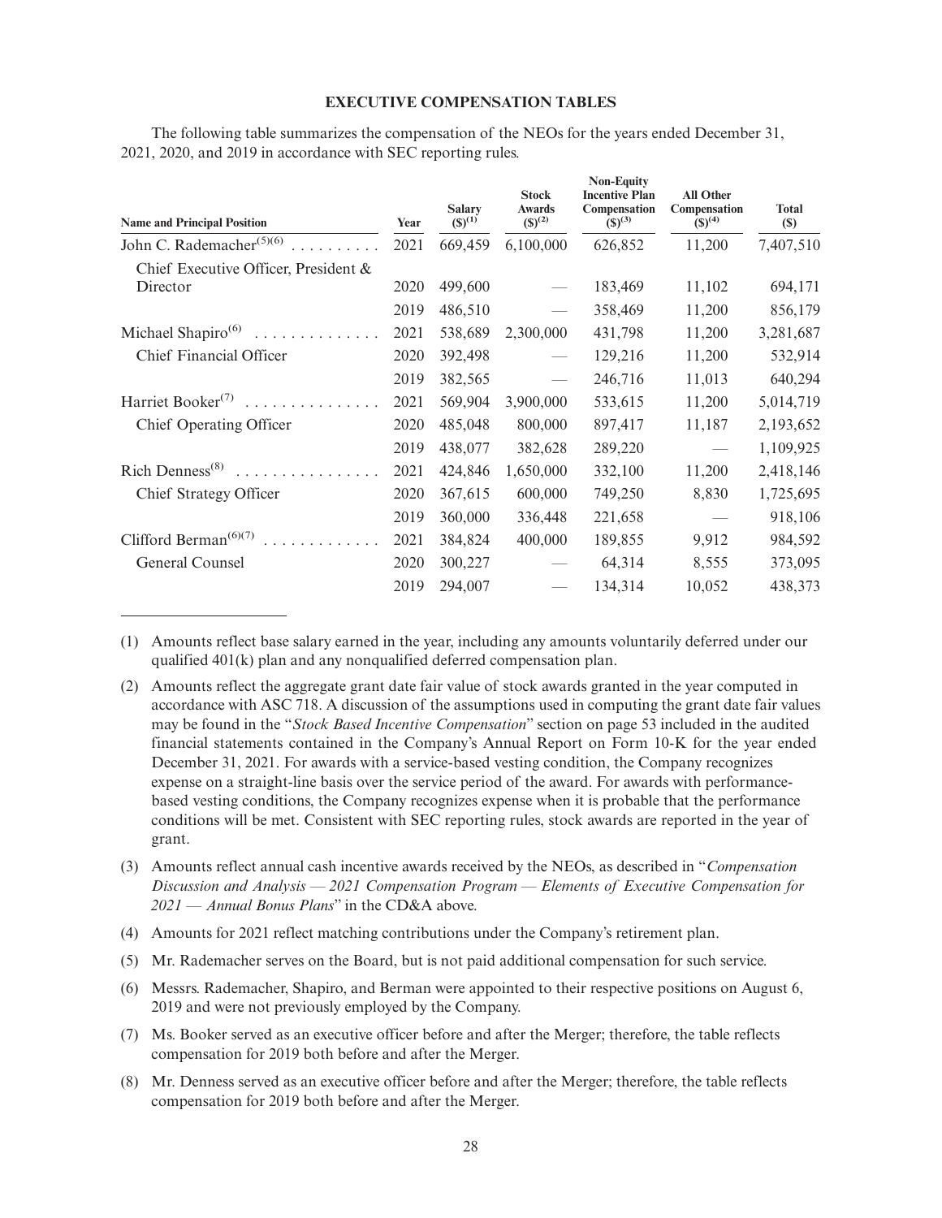## EXECUTIVE COMPENSATION TABLES

The following table summarizes the compensation of the NEOs for the years ended December 31, 2021, 2020, and 2019 in accordance with SEC reporting rules.

| Name and Principal Position | Year | Salary ($)[1] | Stock Awards ($)[2] | Non-Equity Incentive Plan Compensation ($)[3] | All Other Compensation ($)[4] | Total ($) |
|---|---|---|---|---|---|---|
| John C. Rademacher[5][6] | 2021 | 669,459 | 6,100,000 | 626,852 | 11,200 | 7,407,510 |
| Chief Executive Officer, President & Director | 2020 | 499,600 | — | 183,469 | 11,102 | 694,171 |
| | 2019 | 486,510 | — | 358,469 | 11,200 | 856,179 |
| Michael Shapiro[6] | 2021 | 538,689 | 2,300,000 | 431,798 | 11,200 | 3,281,687 |
| Chief Financial Officer | 2020 | 392,498 | — | 129,216 | 11,200 | 532,914 |
| | 2019 | 382,565 | — | 246,716 | 11,013 | 640,294 |
| Harriet Booker[7] | 2021 | 569,904 | 3,900,000 | 533,615 | 11,200 | 5,014,719 |
| Chief Operating Officer | 2020 | 485,048 | 800,000 | 897,417 | 11,187 | 2,193,652 |
| | 2019 | 438,077 | 382,628 | 289,220 | — | 1,109,925 |
| Rich Denness[8] | 2021 | 424,846 | 1,650,000 | 332,100 | 11,200 | 2,418,146 |
| Chief Strategy Officer | 2020 | 367,615 | 600,000 | 749,250 | 8,830 | 1,725,695 |
| | 2019 | 360,000 | 336,448 | 221,658 | — | 918,106 |
| Clifford Berman[6][7] | 2021 | 384,824 | 400,000 | 189,855 | 9,912 | 984,592 |
| General Counsel | 2020 | 300,227 | — | 64,314 | 8,555 | 373,095 |
| | 2019 | 294,007 | — | 134,314 | 10,052 | 438,373 |

(1) Amounts reflect base salary earned in the year, including any amounts voluntarily deferred under our qualified 401(k) plan and any nonqualified deferred compensation plan.

(2) Amounts reflect the aggregate grant date fair value of stock awards granted in the year computed in accordance with ASC 718. A discussion of the assumptions used in computing the grant date fair values may be found in the "*Stock Based Incentive Compensation*" section on page 53 included in the audited financial statements contained in the Company's Annual Report on Form 10-K for the year ended December 31, 2021. For awards with a service-based vesting condition, the Company recognizes expense on a straight-line basis over the service period of the award. For awards with performance-based vesting conditions, the Company recognizes expense when it is probable that the performance conditions will be met. Consistent with SEC reporting rules, stock awards are reported in the year of grant.

(3) Amounts reflect annual cash incentive awards received by the NEOs, as described in "*Compensation Discussion and Analysis — 2021 Compensation Program — Elements of Executive Compensation for 2021 — Annual Bonus Plans*" in the CD&A above.

(4) Amounts for 2021 reflect matching contributions under the Company's retirement plan.

(5) Mr. Rademacher serves on the Board, but is not paid additional compensation for such service.

(6) Messrs. Rademacher, Shapiro, and Berman were appointed to their respective positions on August 6, 2019 and were not previously employed by the Company.

(7) Ms. Booker served as an executive officer before and after the Merger; therefore, the table reflects compensation for 2019 both before and after the Merger.

(8) Mr. Denness served as an executive officer before and after the Merger; therefore, the table reflects compensation for 2019 both before and after the Merger.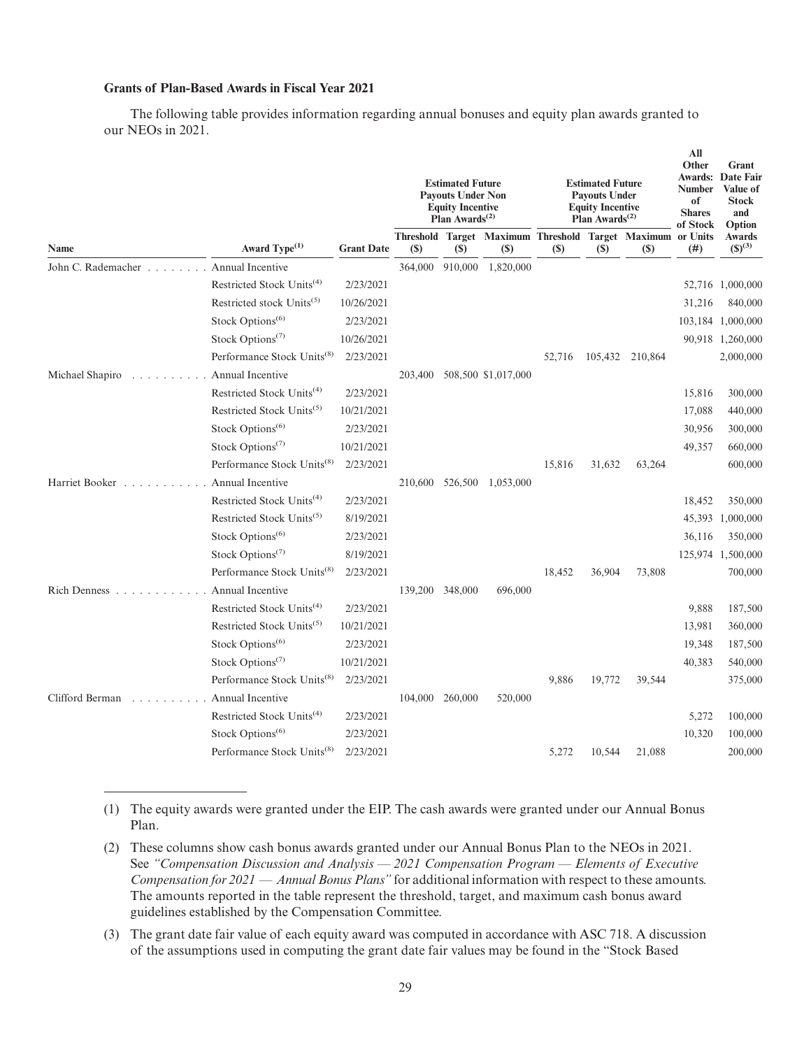### Grants of Plan-Based Awards in Fiscal Year 2021

The following table provides information regarding annual bonuses and equity plan awards granted to our NEOs in 2021.

| Name | Award Type[1] | Grant Date | Estimated Future Payouts Under Non Equity Incentive Plan Awards[2] | | | Estimated Future Payouts Under Equity Incentive Plan Awards[2] | | | All Other Awards: Number of Shares of Stock or Units | Grant Date Fair Value of Stock and Option Awards |
|---|---|---|---|---|---|---|---|---|---|---|
| | | | Threshold ($) | Target ($) | Maximum ($) | Threshold ($) | Target ($) | Maximum ($) | (#) | ($)[3] |
| John C. Rademacher | Annual Incentive | | 364,000 | 910,000 | 1,820,000 | | | | | |
| | Restricted Stock Units[4] | 2/23/2021 | | | | | | | 52,716 | 1,000,000 |
| | Restricted stock Units[5] | 10/26/2021 | | | | | | | 31,216 | 840,000 |
| | Stock Options[6] | 2/23/2021 | | | | | | | 103,184 | 1,000,000 |
| | Stock Options[7] | 10/26/2021 | | | | | | | 90,918 | 1,260,000 |
| | Performance Stock Units[8] | 2/23/2021 | | | | 52,716 | 105,432 | 210,864 | | 2,000,000 |
| Michael Shapiro | Annual Incentive | | 203,400 | 508,500 | $1,017,000 | | | | | |
| | Restricted Stock Units[4] | 2/23/2021 | | | | | | | 15,816 | 300,000 |
| | Restricted Stock Units[5] | 10/21/2021 | | | | | | | 17,088 | 440,000 |
| | Stock Options[6] | 2/23/2021 | | | | | | | 30,956 | 300,000 |
| | Stock Options[7] | 10/21/2021 | | | | | | | 49,357 | 660,000 |
| | Performance Stock Units[8] | 2/23/2021 | | | | 15,816 | 31,632 | 63,264 | | 600,000 |
| Harriet Booker | Annual Incentive | | 210,600 | 526,500 | 1,053,000 | | | | | |
| | Restricted Stock Units[4] | 2/23/2021 | | | | | | | 18,452 | 350,000 |
| | Restricted Stock Units[5] | 8/19/2021 | | | | | | | 45,393 | 1,000,000 |
| | Stock Options[6] | 2/23/2021 | | | | | | | 36,116 | 350,000 |
| | Stock Options[7] | 8/19/2021 | | | | | | | 125,974 | 1,500,000 |
| | Performance Stock Units[8] | 2/23/2021 | | | | 18,452 | 36,904 | 73,808 | | 700,000 |
| Rich Denness | Annual Incentive | | 139,200 | 348,000 | 696,000 | | | | | |
| | Restricted Stock Units[4] | 2/23/2021 | | | | | | | 9,888 | 187,500 |
| | Restricted Stock Units[5] | 10/21/2021 | | | | | | | 13,981 | 360,000 |
| | Stock Options[6] | 2/23/2021 | | | | | | | 19,348 | 187,500 |
| | Stock Options[7] | 10/21/2021 | | | | | | | 40,383 | 540,000 |
| | Performance Stock Units[8] | 2/23/2021 | | | | 9,886 | 19,772 | 39,544 | | 375,000 |
| Clifford Berman | Annual Incentive | | 104,000 | 260,000 | 520,000 | | | | | |
| | Restricted Stock Units[4] | 2/23/2021 | | | | | | | 5,272 | 100,000 |
| | Stock Options[6] | 2/23/2021 | | | | | | | 10,320 | 100,000 |
| | Performance Stock Units[8] | 2/23/2021 | | | | 5,272 | 10,544 | 21,088 | | 200,000 |

(1) The equity awards were granted under the EIP. The cash awards were granted under our Annual Bonus Plan.

(2) These columns show cash bonus awards granted under our Annual Bonus Plan to the NEOs in 2021. See *"Compensation Discussion and Analysis — 2021 Compensation Program — Elements of Executive Compensation for 2021 — Annual Bonus Plans"* for additional information with respect to these amounts. The amounts reported in the table represent the threshold, target, and maximum cash bonus award guidelines established by the Compensation Committee.

(3) The grant date fair value of each equity award was computed in accordance with ASC 718. A discussion of the assumptions used in computing the grant date fair values may be found in the "Stock Based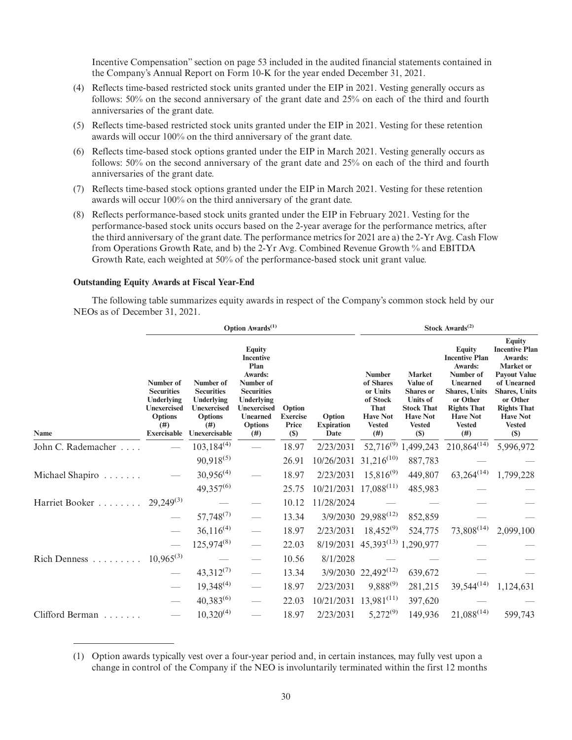Incentive Compensation" section on page 53 included in the audited financial statements contained in the Company's Annual Report on Form 10-K for the year ended December 31, 2021.

(4) Reflects time-based restricted stock units granted under the EIP in 2021. Vesting generally occurs as follows: 50% on the second anniversary of the grant date and 25% on each of the third and fourth anniversaries of the grant date.

(5) Reflects time-based restricted stock units granted under the EIP in 2021. Vesting for these retention awards will occur 100% on the third anniversary of the grant date.

(6) Reflects time-based stock options granted under the EIP in March 2021. Vesting generally occurs as follows: 50% on the second anniversary of the grant date and 25% on each of the third and fourth anniversaries of the grant date.

(7) Reflects time-based stock options granted under the EIP in March 2021. Vesting for these retention awards will occur 100% on the third anniversary of the grant date.

(8) Reflects performance-based stock units granted under the EIP in February 2021. Vesting for the performance-based stock units occurs based on the 2-year average for the performance metrics, after the third anniversary of the grant date. The performance metrics for 2021 are a) the 2-Yr Avg. Cash Flow from Operations Growth Rate, and b) the 2-Yr Avg. Combined Revenue Growth % and EBITDA Growth Rate, each weighted at 50% of the performance-based stock unit grant value.

### Outstanding Equity Awards at Fiscal Year-End

The following table summarizes equity awards in respect of the Company's common stock held by our NEOs as of December 31, 2021.

| | Option Awards[1] | | | | | Stock Awards[2] | | | |
|---|---|---|---|---|---|---|---|---|---|
| Name | Number of Securities Underlying Unexercised Options (#) Exercisable | Number of Securities Underlying Unexercised Options (#) Unexercisable | Equity Incentive Plan Awards: Number of Securities Underlying Unexercised Unearned Options (#) | Option Exercise Price ($) | Option Expiration Date | Number of Shares or Units of Stock That Have Not Vested (#) | Market Value of Shares or Units of Stock That Have Not Vested ($) | Equity Incentive Plan Awards: Number of Unearned Shares, Units or Other Rights That Have Not Vested (#) | Equity Incentive Plan Awards: Market or Payout Value of Unearned Shares, Units or Other Rights That Have Not Vested ($) |
| John C. Rademacher | — | 103,184[4] | — | 18.97 | 2/23/2031 | 52,716[9] | 1,499,243 | 210,864[14] | 5,996,972 |
| | | 90,918[5] | | 26.91 | 10/26/2031 | 31,216[10] | 887,783 | — | — |
| Michael Shapiro | — | 30,956[4] | — | 18.97 | 2/23/2031 | 15,816[9] | 449,807 | 63,264[14] | 1,799,228 |
| | | 49,357[6] | | 25.75 | 10/21/2031 | 17,088[11] | 485,983 | — | — |
| Harriet Booker | 29,249[3] | — | — | 10.12 | 11/28/2024 | — | — | — | — |
| | — | 57,748[7] | — | 13.34 | 3/9/2030 | 29,988[12] | 852,859 | — | — |
| | — | 36,116[4] | — | 18.97 | 2/23/2031 | 18,452[9] | 524,775 | 73,808[14] | 2,099,100 |
| | — | 125,974[8] | — | 22.03 | 8/19/2031 | 45,393[13] | 1,290,977 | — | — |
| Rich Denness | 10,965[3] | — | — | 10.56 | 8/1/2028 | — | — | — | — |
| | — | 43,312[7] | — | 13.34 | 3/9/2030 | 22,492[12] | 639,672 | — | — |
| | — | 19,348[4] | — | 18.97 | 2/23/2031 | 9,888[9] | 281,215 | 39,544[14] | 1,124,631 |
| | — | 40,383[6] | — | 22.03 | 10/21/2031 | 13,981[11] | 397,620 | — | — |
| Clifford Berman | — | 10,320[4] | — | 18.97 | 2/23/2031 | 5,272[9] | 149,936 | 21,088[14] | 599,743 |

(1) Option awards typically vest over a four-year period and, in certain instances, may fully vest upon a change in control of the Company if the NEO is involuntarily terminated within the first 12 months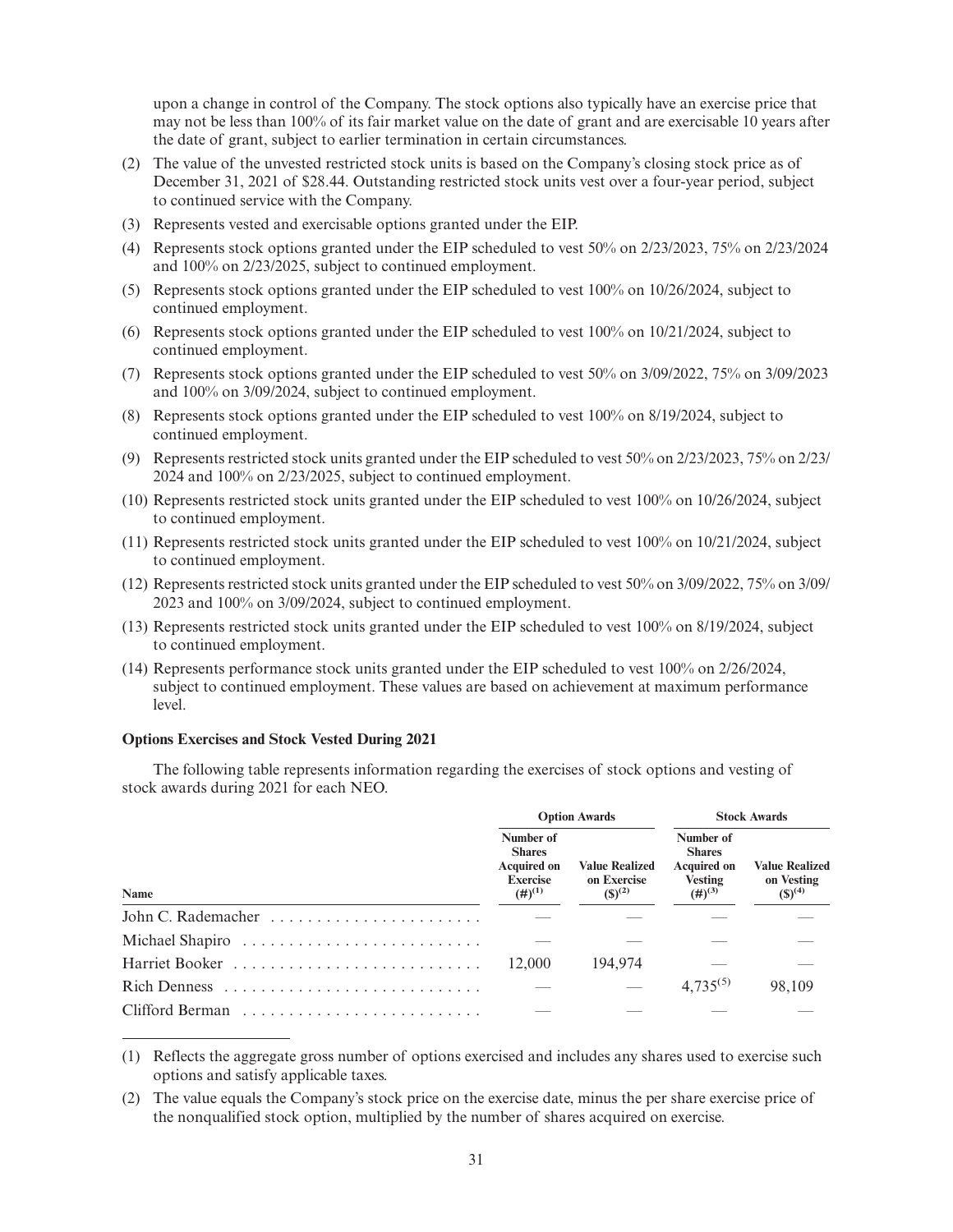upon a change in control of the Company. The stock options also typically have an exercise price that may not be less than 100% of its fair market value on the date of grant and are exercisable 10 years after the date of grant, subject to earlier termination in certain circumstances.

(2) The value of the unvested restricted stock units is based on the Company's closing stock price as of December 31, 2021 of $28.44. Outstanding restricted stock units vest over a four-year period, subject to continued service with the Company.

(3) Represents vested and exercisable options granted under the EIP.

(4) Represents stock options granted under the EIP scheduled to vest 50% on 2/23/2023, 75% on 2/23/2024 and 100% on 2/23/2025, subject to continued employment.

(5) Represents stock options granted under the EIP scheduled to vest 100% on 10/26/2024, subject to continued employment.

(6) Represents stock options granted under the EIP scheduled to vest 100% on 10/21/2024, subject to continued employment.

(7) Represents stock options granted under the EIP scheduled to vest 50% on 3/09/2022, 75% on 3/09/2023 and 100% on 3/09/2024, subject to continued employment.

(8) Represents stock options granted under the EIP scheduled to vest 100% on 8/19/2024, subject to continued employment.

(9) Represents restricted stock units granted under the EIP scheduled to vest 50% on 2/23/2023, 75% on 2/23/2024 and 100% on 2/23/2025, subject to continued employment.

(10) Represents restricted stock units granted under the EIP scheduled to vest 100% on 10/26/2024, subject to continued employment.

(11) Represents restricted stock units granted under the EIP scheduled to vest 100% on 10/21/2024, subject to continued employment.

(12) Represents restricted stock units granted under the EIP scheduled to vest 50% on 3/09/2022, 75% on 3/09/2023 and 100% on 3/09/2024, subject to continued employment.

(13) Represents restricted stock units granted under the EIP scheduled to vest 100% on 8/19/2024, subject to continued employment.

(14) Represents performance stock units granted under the EIP scheduled to vest 100% on 2/26/2024, subject to continued employment. These values are based on achievement at maximum performance level.

**Options Exercises and Stock Vested During 2021**

The following table represents information regarding the exercises of stock options and vesting of stock awards during 2021 for each NEO.

| | Option Awards | | Stock Awards | |
|---|---|---|---|---|
| **Name** | **Number of Shares Acquired on Exercise (#)[1]** | **Value Realized on Exercise ($)[2]** | **Number of Shares Acquired on Vesting (#)[3]** | **Value Realized on Vesting ($)[4]** |
| John C. Rademacher | — | — | — | — |
| Michael Shapiro | — | — | — | — |
| Harriet Booker | 12,000 | 194,974 | — | — |
| Rich Denness | — | — | 4,735[5] | 98,109 |
| Clifford Berman | — | — | — | — |

(1) Reflects the aggregate gross number of options exercised and includes any shares used to exercise such options and satisfy applicable taxes.

(2) The value equals the Company's stock price on the exercise date, minus the per share exercise price of the nonqualified stock option, multiplied by the number of shares acquired on exercise.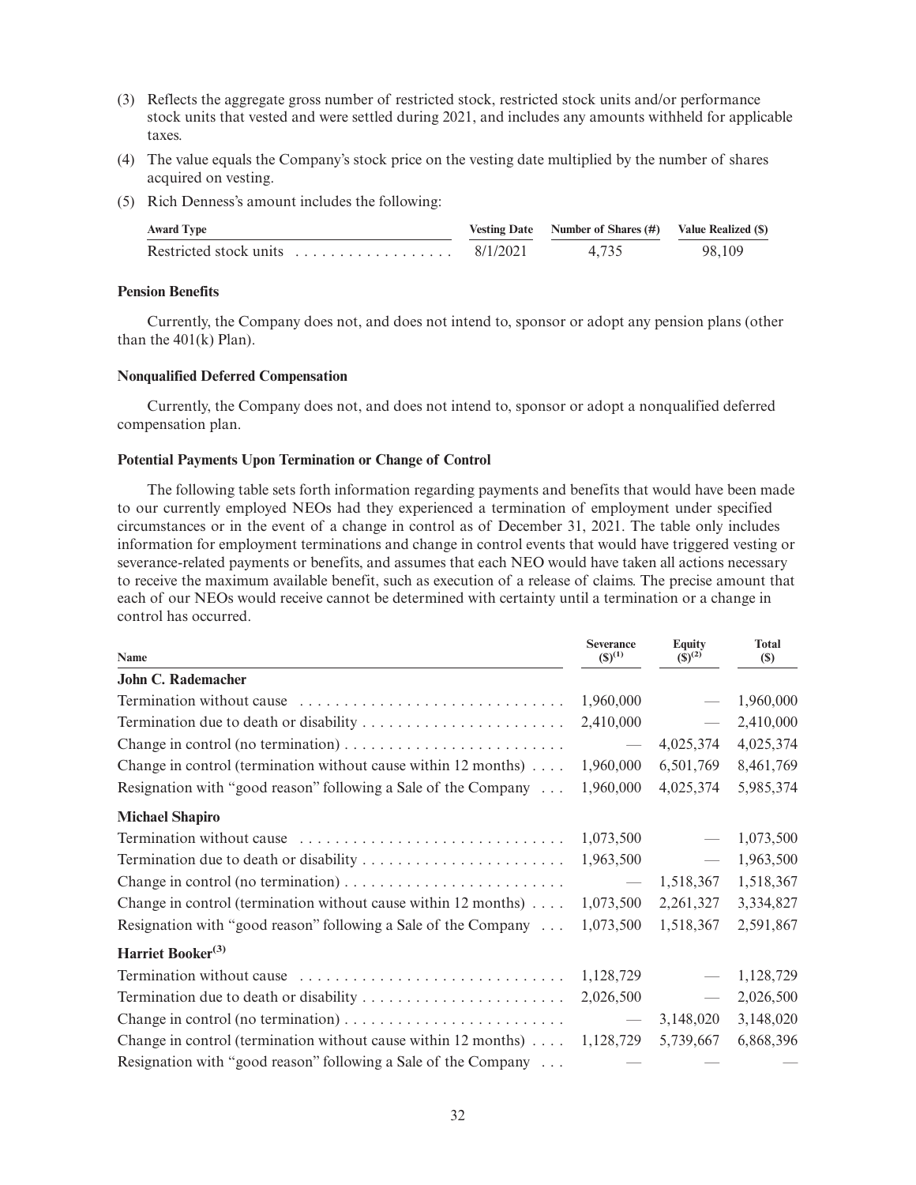(3) Reflects the aggregate gross number of restricted stock, restricted stock units and/or performance stock units that vested and were settled during 2021, and includes any amounts withheld for applicable taxes.

(4) The value equals the Company's stock price on the vesting date multiplied by the number of shares acquired on vesting.

(5) Rich Denness's amount includes the following:

| Award Type | Vesting Date | Number of Shares (#) | Value Realized ($) |
|---|---|---|---|
| Restricted stock units | 8/1/2021 | 4,735 | 98,109 |

**Pension Benefits**

Currently, the Company does not, and does not intend to, sponsor or adopt any pension plans (other than the 401(k) Plan).

**Nonqualified Deferred Compensation**

Currently, the Company does not, and does not intend to, sponsor or adopt a nonqualified deferred compensation plan.

**Potential Payments Upon Termination or Change of Control**

The following table sets forth information regarding payments and benefits that would have been made to our currently employed NEOs had they experienced a termination of employment under specified circumstances or in the event of a change in control as of December 31, 2021. The table only includes information for employment terminations and change in control events that would have triggered vesting or severance-related payments or benefits, and assumes that each NEO would have taken all actions necessary to receive the maximum available benefit, such as execution of a release of claims. The precise amount that each of our NEOs would receive cannot be determined with certainty until a termination or a change in control has occurred.

| Name | Severance ($)[1] | Equity ($)[2] | Total ($) |
|---|---|---|---|
| **John C. Rademacher** | | | |
| Termination without cause | 1,960,000 | — | 1,960,000 |
| Termination due to death or disability | 2,410,000 | — | 2,410,000 |
| Change in control (no termination) | — | 4,025,374 | 4,025,374 |
| Change in control (termination without cause within 12 months) | 1,960,000 | 6,501,769 | 8,461,769 |
| Resignation with "good reason" following a Sale of the Company | 1,960,000 | 4,025,374 | 5,985,374 |
| **Michael Shapiro** | | | |
| Termination without cause | 1,073,500 | — | 1,073,500 |
| Termination due to death or disability | 1,963,500 | — | 1,963,500 |
| Change in control (no termination) | — | 1,518,367 | 1,518,367 |
| Change in control (termination without cause within 12 months) | 1,073,500 | 2,261,327 | 3,334,827 |
| Resignation with "good reason" following a Sale of the Company | 1,073,500 | 1,518,367 | 2,591,867 |
| **Harriet Booker**[3] | | | |
| Termination without cause | 1,128,729 | — | 1,128,729 |
| Termination due to death or disability | 2,026,500 | — | 2,026,500 |
| Change in control (no termination) | — | 3,148,020 | 3,148,020 |
| Change in control (termination without cause within 12 months) | 1,128,729 | 5,739,667 | 6,868,396 |
| Resignation with "good reason" following a Sale of the Company | — | — | — |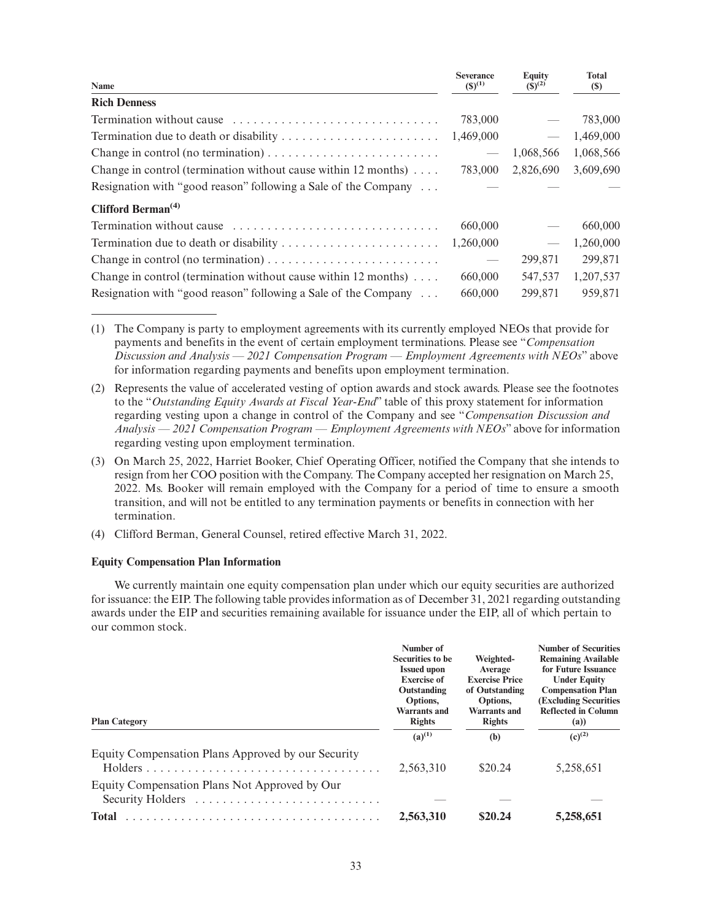| Name | Severance ($)[1] | Equity ($)[2] | Total ($) |
|---|---|---|---|
| **Rich Denness** | | | |
| Termination without cause | 783,000 | — | 783,000 |
| Termination due to death or disability | 1,469,000 | — | 1,469,000 |
| Change in control (no termination) | — | 1,068,566 | 1,068,566 |
| Change in control (termination without cause within 12 months) | 783,000 | 2,826,690 | 3,609,690 |
| Resignation with "good reason" following a Sale of the Company | — | — | — |
| **Clifford Berman[4]** | | | |
| Termination without cause | 660,000 | — | 660,000 |
| Termination due to death or disability | 1,260,000 | — | 1,260,000 |
| Change in control (no termination) | — | 299,871 | 299,871 |
| Change in control (termination without cause within 12 months) | 660,000 | 547,537 | 1,207,537 |
| Resignation with "good reason" following a Sale of the Company | 660,000 | 299,871 | 959,871 |

(1) The Company is party to employment agreements with its currently employed NEOs that provide for payments and benefits in the event of certain employment terminations. Please see "*Compensation Discussion and Analysis — 2021 Compensation Program — Employment Agreements with NEOs*" above for information regarding payments and benefits upon employment termination.

(2) Represents the value of accelerated vesting of option awards and stock awards. Please see the footnotes to the "*Outstanding Equity Awards at Fiscal Year-End*" table of this proxy statement for information regarding vesting upon a change in control of the Company and see "*Compensation Discussion and Analysis — 2021 Compensation Program — Employment Agreements with NEOs*" above for information regarding vesting upon employment termination.

(3) On March 25, 2022, Harriet Booker, Chief Operating Officer, notified the Company that she intends to resign from her COO position with the Company. The Company accepted her resignation on March 25, 2022. Ms. Booker will remain employed with the Company for a period of time to ensure a smooth transition, and will not be entitled to any termination payments or benefits in connection with her termination.

(4) Clifford Berman, General Counsel, retired effective March 31, 2022.

**Equity Compensation Plan Information**

We currently maintain one equity compensation plan under which our equity securities are authorized for issuance: the EIP. The following table provides information as of December 31, 2021 regarding outstanding awards under the EIP and securities remaining available for issuance under the EIP, all of which pertain to our common stock.

| Plan Category | Number of Securities to be Issued upon Exercise of Outstanding Options, Warrants and Rights | Weighted-Average Exercise Price of Outstanding Options, Warrants and Rights | Number of Securities Remaining Available for Future Issuance Under Equity Compensation Plan (Excluding Securities Reflected in Column (a)) |
|---|---|---|---|
| | (a)[1] | (b) | (c)[2] |
| Equity Compensation Plans Approved by our Security Holders | 2,563,310 | $20.24 | 5,258,651 |
| Equity Compensation Plans Not Approved by Our Security Holders | — | — | — |
| **Total** | **2,563,310** | **$20.24** | **5,258,651** |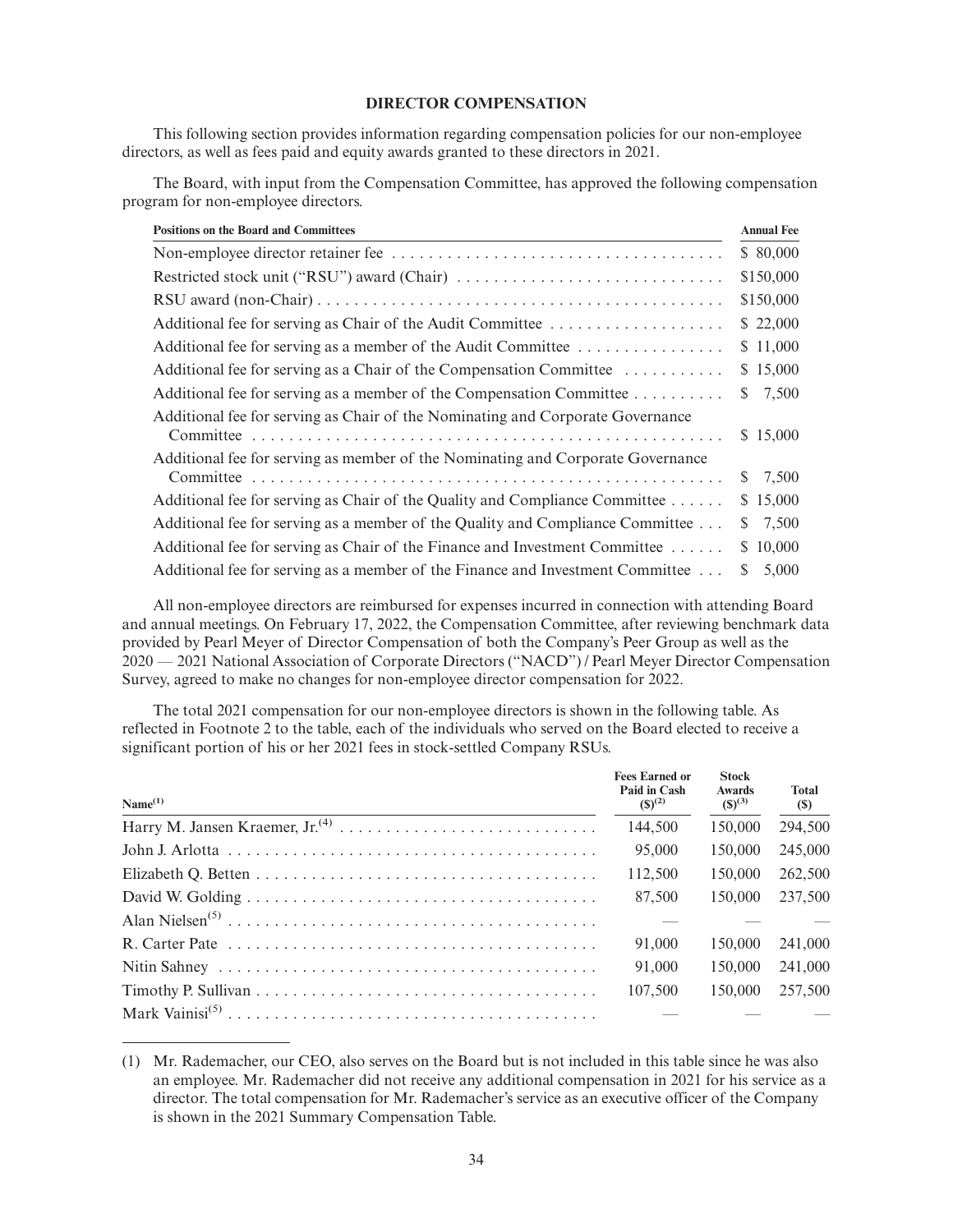## DIRECTOR COMPENSATION

This following section provides information regarding compensation policies for our non-employee directors, as well as fees paid and equity awards granted to these directors in 2021.

The Board, with input from the Compensation Committee, has approved the following compensation program for non-employee directors.

| Positions on the Board and Committees | Annual Fee |
|---|---|
| Non-employee director retainer fee | $ 80,000 |
| Restricted stock unit ("RSU") award (Chair) | $150,000 |
| RSU award (non-Chair) | $150,000 |
| Additional fee for serving as Chair of the Audit Committee | $ 22,000 |
| Additional fee for serving as a member of the Audit Committee | $ 11,000 |
| Additional fee for serving as a Chair of the Compensation Committee | $ 15,000 |
| Additional fee for serving as a member of the Compensation Committee | $ 7,500 |
| Additional fee for serving as Chair of the Nominating and Corporate Governance Committee | $ 15,000 |
| Additional fee for serving as member of the Nominating and Corporate Governance Committee | $ 7,500 |
| Additional fee for serving as Chair of the Quality and Compliance Committee | $ 15,000 |
| Additional fee for serving as a member of the Quality and Compliance Committee | $ 7,500 |
| Additional fee for serving as Chair of the Finance and Investment Committee | $ 10,000 |
| Additional fee for serving as a member of the Finance and Investment Committee | $ 5,000 |

All non-employee directors are reimbursed for expenses incurred in connection with attending Board and annual meetings. On February 17, 2022, the Compensation Committee, after reviewing benchmark data provided by Pearl Meyer of Director Compensation of both the Company's Peer Group as well as the 2020 — 2021 National Association of Corporate Directors ("NACD") / Pearl Meyer Director Compensation Survey, agreed to make no changes for non-employee director compensation for 2022.

The total 2021 compensation for our non-employee directors is shown in the following table. As reflected in Footnote 2 to the table, each of the individuals who served on the Board elected to receive a significant portion of his or her 2021 fees in stock-settled Company RSUs.

| Name[(1)] | Fees Earned or Paid in Cash ($)[(2)] | Stock Awards ($)[(3)] | Total ($) |
|---|---|---|---|
| Harry M. Jansen Kraemer, Jr.[(4)] | 144,500 | 150,000 | 294,500 |
| John J. Arlotta | 95,000 | 150,000 | 245,000 |
| Elizabeth Q. Betten | 112,500 | 150,000 | 262,500 |
| David W. Golding | 87,500 | 150,000 | 237,500 |
| Alan Nielsen[(5)] | — | — | — |
| R. Carter Pate | 91,000 | 150,000 | 241,000 |
| Nitin Sahney | 91,000 | 150,000 | 241,000 |
| Timothy P. Sullivan | 107,500 | 150,000 | 257,500 |
| Mark Vainisi[(5)] | — | — | — |

(1) Mr. Rademacher, our CEO, also serves on the Board but is not included in this table since he was also an employee. Mr. Rademacher did not receive any additional compensation in 2021 for his service as a director. The total compensation for Mr. Rademacher's service as an executive officer of the Company is shown in the 2021 Summary Compensation Table.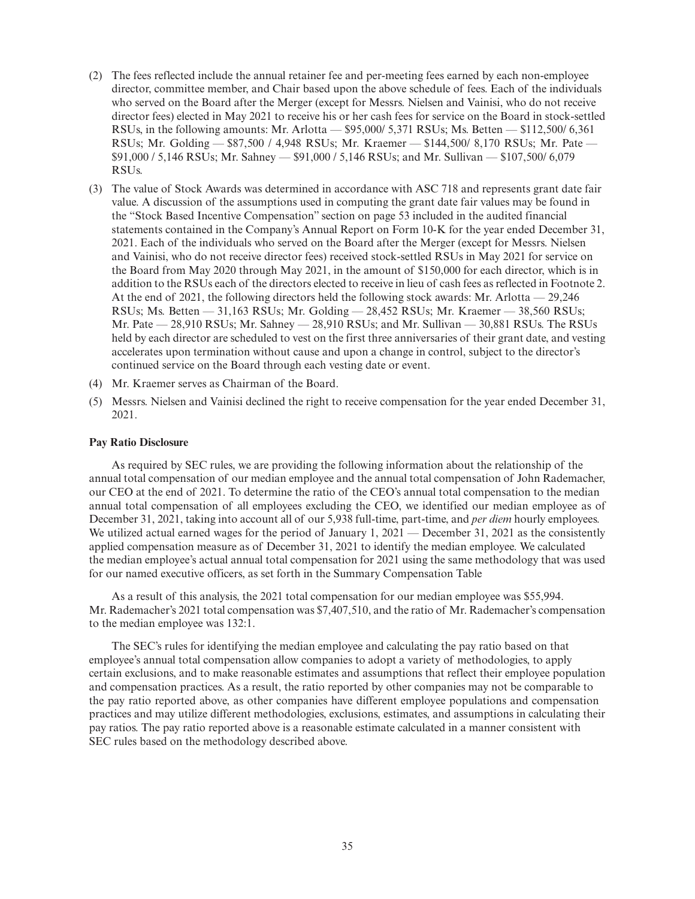(2) The fees reflected include the annual retainer fee and per-meeting fees earned by each non-employee director, committee member, and Chair based upon the above schedule of fees. Each of the individuals who served on the Board after the Merger (except for Messrs. Nielsen and Vainisi, who do not receive director fees) elected in May 2021 to receive his or her cash fees for service on the Board in stock-settled RSUs, in the following amounts: Mr. Arlotta — $95,000/ 5,371 RSUs; Ms. Betten — $112,500/ 6,361 RSUs; Mr. Golding — $87,500 / 4,948 RSUs; Mr. Kraemer — $144,500/ 8,170 RSUs; Mr. Pate — $91,000 / 5,146 RSUs; Mr. Sahney — $91,000 / 5,146 RSUs; and Mr. Sullivan — $107,500/ 6,079 RSUs.

(3) The value of Stock Awards was determined in accordance with ASC 718 and represents grant date fair value. A discussion of the assumptions used in computing the grant date fair values may be found in the "Stock Based Incentive Compensation" section on page 53 included in the audited financial statements contained in the Company's Annual Report on Form 10-K for the year ended December 31, 2021. Each of the individuals who served on the Board after the Merger (except for Messrs. Nielsen and Vainisi, who do not receive director fees) received stock-settled RSUs in May 2021 for service on the Board from May 2020 through May 2021, in the amount of $150,000 for each director, which is in addition to the RSUs each of the directors elected to receive in lieu of cash fees as reflected in Footnote 2. At the end of 2021, the following directors held the following stock awards: Mr. Arlotta — 29,246 RSUs; Ms. Betten — 31,163 RSUs; Mr. Golding — 28,452 RSUs; Mr. Kraemer — 38,560 RSUs; Mr. Pate — 28,910 RSUs; Mr. Sahney — 28,910 RSUs; and Mr. Sullivan — 30,881 RSUs. The RSUs held by each director are scheduled to vest on the first three anniversaries of their grant date, and vesting accelerates upon termination without cause and upon a change in control, subject to the director's continued service on the Board through each vesting date or event.

(4) Mr. Kraemer serves as Chairman of the Board.

(5) Messrs. Nielsen and Vainisi declined the right to receive compensation for the year ended December 31, 2021.

**Pay Ratio Disclosure**

As required by SEC rules, we are providing the following information about the relationship of the annual total compensation of our median employee and the annual total compensation of John Rademacher, our CEO at the end of 2021. To determine the ratio of the CEO's annual total compensation to the median annual total compensation of all employees excluding the CEO, we identified our median employee as of December 31, 2021, taking into account all of our 5,938 full-time, part-time, and *per diem* hourly employees. We utilized actual earned wages for the period of January 1, 2021 — December 31, 2021 as the consistently applied compensation measure as of December 31, 2021 to identify the median employee. We calculated the median employee's actual annual total compensation for 2021 using the same methodology that was used for our named executive officers, as set forth in the Summary Compensation Table

As a result of this analysis, the 2021 total compensation for our median employee was $55,994. Mr. Rademacher's 2021 total compensation was $7,407,510, and the ratio of Mr. Rademacher's compensation to the median employee was 132:1.

The SEC's rules for identifying the median employee and calculating the pay ratio based on that employee's annual total compensation allow companies to adopt a variety of methodologies, to apply certain exclusions, and to make reasonable estimates and assumptions that reflect their employee population and compensation practices. As a result, the ratio reported by other companies may not be comparable to the pay ratio reported above, as other companies have different employee populations and compensation practices and may utilize different methodologies, exclusions, estimates, and assumptions in calculating their pay ratios. The pay ratio reported above is a reasonable estimate calculated in a manner consistent with SEC rules based on the methodology described above.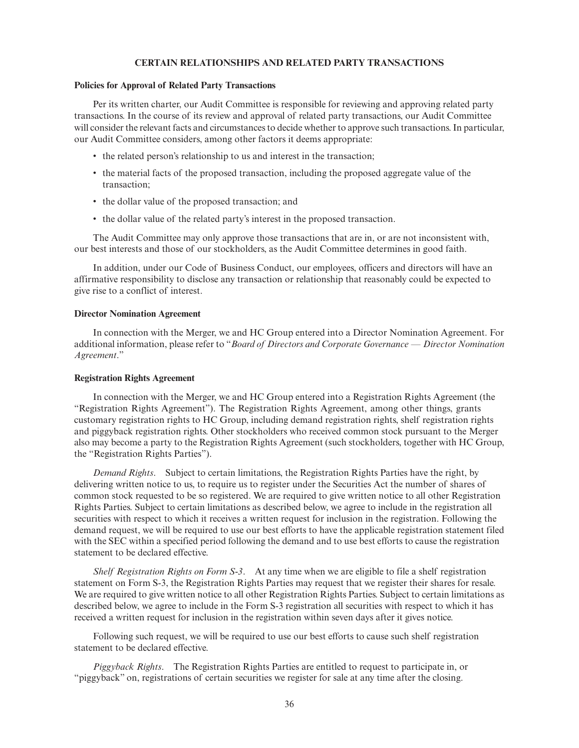## CERTAIN RELATIONSHIPS AND RELATED PARTY TRANSACTIONS

### Policies for Approval of Related Party Transactions

Per its written charter, our Audit Committee is responsible for reviewing and approving related party transactions. In the course of its review and approval of related party transactions, our Audit Committee will consider the relevant facts and circumstances to decide whether to approve such transactions. In particular, our Audit Committee considers, among other factors it deems appropriate:

- the related person's relationship to us and interest in the transaction;
- the material facts of the proposed transaction, including the proposed aggregate value of the transaction;
- the dollar value of the proposed transaction; and
- the dollar value of the related party's interest in the proposed transaction.

The Audit Committee may only approve those transactions that are in, or are not inconsistent with, our best interests and those of our stockholders, as the Audit Committee determines in good faith.

In addition, under our Code of Business Conduct, our employees, officers and directors will have an affirmative responsibility to disclose any transaction or relationship that reasonably could be expected to give rise to a conflict of interest.

### Director Nomination Agreement

In connection with the Merger, we and HC Group entered into a Director Nomination Agreement. For additional information, please refer to "*Board of Directors and Corporate Governance — Director Nomination Agreement*."

### Registration Rights Agreement

In connection with the Merger, we and HC Group entered into a Registration Rights Agreement (the "Registration Rights Agreement"). The Registration Rights Agreement, among other things, grants customary registration rights to HC Group, including demand registration rights, shelf registration rights and piggyback registration rights. Other stockholders who received common stock pursuant to the Merger also may become a party to the Registration Rights Agreement (such stockholders, together with HC Group, the "Registration Rights Parties").

*Demand Rights*. Subject to certain limitations, the Registration Rights Parties have the right, by delivering written notice to us, to require us to register under the Securities Act the number of shares of common stock requested to be so registered. We are required to give written notice to all other Registration Rights Parties. Subject to certain limitations as described below, we agree to include in the registration all securities with respect to which it receives a written request for inclusion in the registration. Following the demand request, we will be required to use our best efforts to have the applicable registration statement filed with the SEC within a specified period following the demand and to use best efforts to cause the registration statement to be declared effective.

*Shelf Registration Rights on Form S-3*. At any time when we are eligible to file a shelf registration statement on Form S-3, the Registration Rights Parties may request that we register their shares for resale. We are required to give written notice to all other Registration Rights Parties. Subject to certain limitations as described below, we agree to include in the Form S-3 registration all securities with respect to which it has received a written request for inclusion in the registration within seven days after it gives notice.

Following such request, we will be required to use our best efforts to cause such shelf registration statement to be declared effective.

*Piggyback Rights*. The Registration Rights Parties are entitled to request to participate in, or "piggyback" on, registrations of certain securities we register for sale at any time after the closing.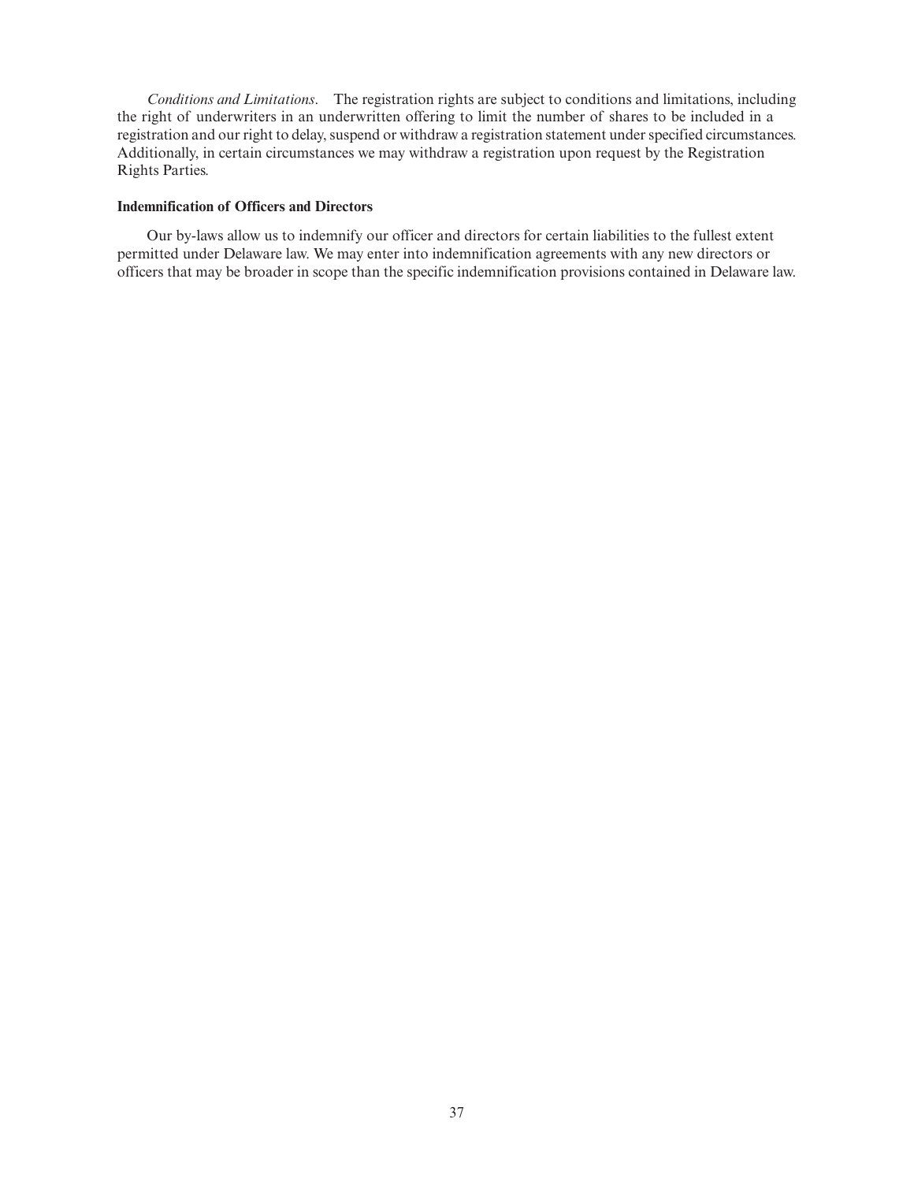*Conditions and Limitations*. The registration rights are subject to conditions and limitations, including the right of underwriters in an underwritten offering to limit the number of shares to be included in a registration and our right to delay, suspend or withdraw a registration statement under specified circumstances. Additionally, in certain circumstances we may withdraw a registration upon request by the Registration Rights Parties.

**Indemnification of Officers and Directors**

Our by-laws allow us to indemnify our officer and directors for certain liabilities to the fullest extent permitted under Delaware law. We may enter into indemnification agreements with any new directors or officers that may be broader in scope than the specific indemnification provisions contained in Delaware law.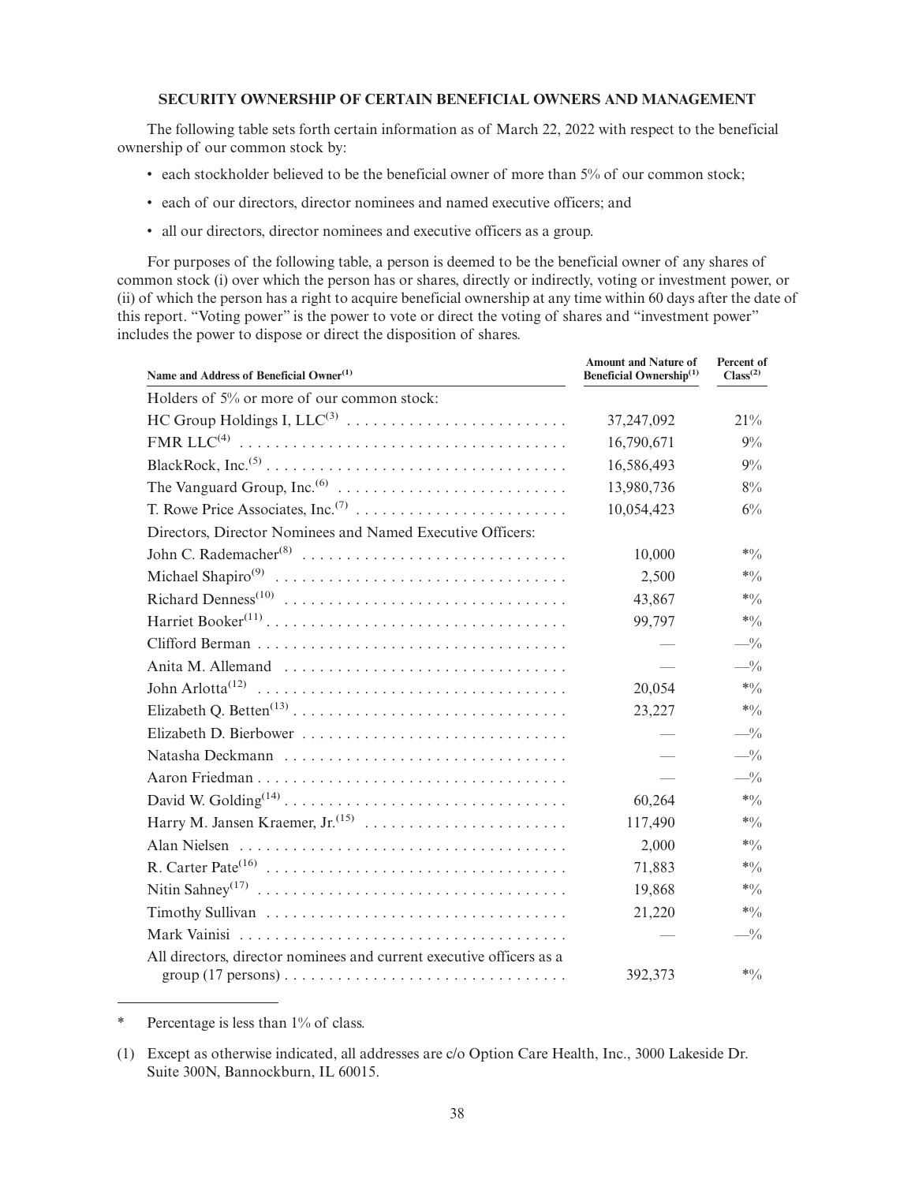**SECURITY OWNERSHIP OF CERTAIN BENEFICIAL OWNERS AND MANAGEMENT**

The following table sets forth certain information as of March 22, 2022 with respect to the beneficial ownership of our common stock by:

- each stockholder believed to be the beneficial owner of more than 5% of our common stock;
- each of our directors, director nominees and named executive officers; and
- all our directors, director nominees and executive officers as a group.

For purposes of the following table, a person is deemed to be the beneficial owner of any shares of common stock (i) over which the person has or shares, directly or indirectly, voting or investment power, or (ii) of which the person has a right to acquire beneficial ownership at any time within 60 days after the date of this report. "Voting power" is the power to vote or direct the voting of shares and "investment power" includes the power to dispose or direct the disposition of shares.

| Name and Address of Beneficial Owner[1] | Amount and Nature of Beneficial Ownership[1] | Percent of Class[2] |
|---|---|---|
| Holders of 5% or more of our common stock: | | |
| HC Group Holdings I, LLC[3] | 37,247,092 | 21% |
| FMR LLC[4] | 16,790,671 | 9% |
| BlackRock, Inc.[5] | 16,586,493 | 9% |
| The Vanguard Group, Inc.[6] | 13,980,736 | 8% |
| T. Rowe Price Associates, Inc.[7] | 10,054,423 | 6% |
| Directors, Director Nominees and Named Executive Officers: | | |
| John C. Rademacher[8] | 10,000 | *% |
| Michael Shapiro[9] | 2,500 | *% |
| Richard Denness[10] | 43,867 | *% |
| Harriet Booker[11] | 99,797 | *% |
| Clifford Berman | — | —% |
| Anita M. Allemand | — | —% |
| John Arlotta[12] | 20,054 | *% |
| Elizabeth Q. Betten[13] | 23,227 | *% |
| Elizabeth D. Bierbower | — | —% |
| Natasha Deckmann | — | —% |
| Aaron Friedman | — | —% |
| David W. Golding[14] | 60,264 | *% |
| Harry M. Jansen Kraemer, Jr.[15] | 117,490 | *% |
| Alan Nielsen | 2,000 | *% |
| R. Carter Pate[16] | 71,883 | *% |
| Nitin Sahney[17] | 19,868 | *% |
| Timothy Sullivan | 21,220 | *% |
| Mark Vainisi | — | —% |
| All directors, director nominees and current executive officers as a group (17 persons) | 392,373 | *% |

\* Percentage is less than 1% of class.

(1) Except as otherwise indicated, all addresses are c/o Option Care Health, Inc., 3000 Lakeside Dr. Suite 300N, Bannockburn, IL 60015.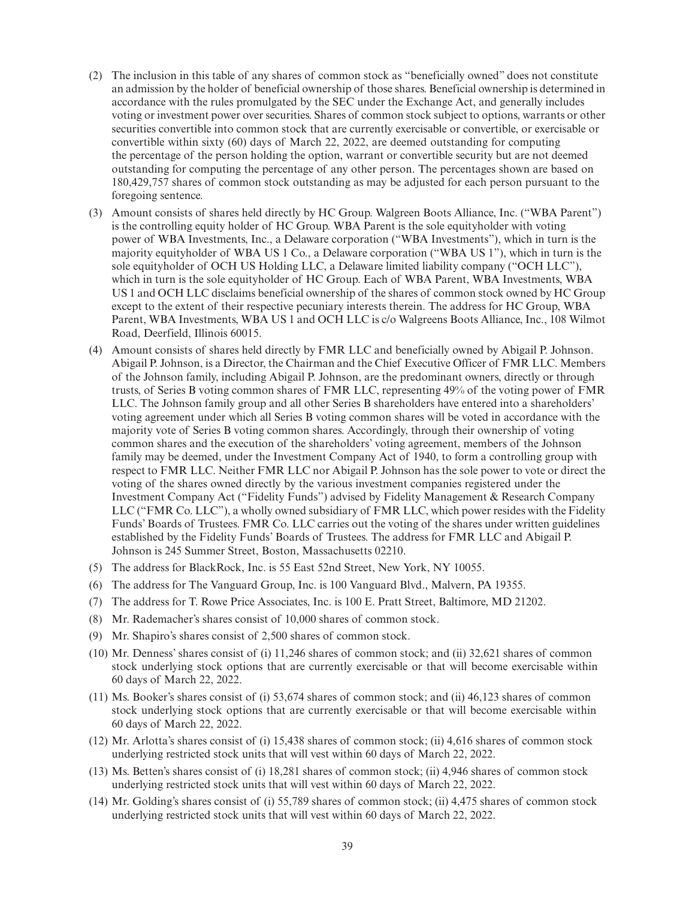(2) The inclusion in this table of any shares of common stock as "beneficially owned" does not constitute an admission by the holder of beneficial ownership of those shares. Beneficial ownership is determined in accordance with the rules promulgated by the SEC under the Exchange Act, and generally includes voting or investment power over securities. Shares of common stock subject to options, warrants or other securities convertible into common stock that are currently exercisable or convertible, or exercisable or convertible within sixty (60) days of March 22, 2022, are deemed outstanding for computing the percentage of the person holding the option, warrant or convertible security but are not deemed outstanding for computing the percentage of any other person. The percentages shown are based on 180,429,757 shares of common stock outstanding as may be adjusted for each person pursuant to the foregoing sentence.

(3) Amount consists of shares held directly by HC Group. Walgreen Boots Alliance, Inc. ("WBA Parent") is the controlling equity holder of HC Group. WBA Parent is the sole equityholder with voting power of WBA Investments, Inc., a Delaware corporation ("WBA Investments"), which in turn is the majority equityholder of WBA US 1 Co., a Delaware corporation ("WBA US 1"), which in turn is the sole equityholder of OCH US Holding LLC, a Delaware limited liability company ("OCH LLC"), which in turn is the sole equityholder of HC Group. Each of WBA Parent, WBA Investments, WBA US 1 and OCH LLC disclaims beneficial ownership of the shares of common stock owned by HC Group except to the extent of their respective pecuniary interests therein. The address for HC Group, WBA Parent, WBA Investments, WBA US 1 and OCH LLC is c/o Walgreens Boots Alliance, Inc., 108 Wilmot Road, Deerfield, Illinois 60015.

(4) Amount consists of shares held directly by FMR LLC and beneficially owned by Abigail P. Johnson. Abigail P. Johnson, is a Director, the Chairman and the Chief Executive Officer of FMR LLC. Members of the Johnson family, including Abigail P. Johnson, are the predominant owners, directly or through trusts, of Series B voting common shares of FMR LLC, representing 49% of the voting power of FMR LLC. The Johnson family group and all other Series B shareholders have entered into a shareholders' voting agreement under which all Series B voting common shares will be voted in accordance with the majority vote of Series B voting common shares. Accordingly, through their ownership of voting common shares and the execution of the shareholders' voting agreement, members of the Johnson family may be deemed, under the Investment Company Act of 1940, to form a controlling group with respect to FMR LLC. Neither FMR LLC nor Abigail P. Johnson has the sole power to vote or direct the voting of the shares owned directly by the various investment companies registered under the Investment Company Act ("Fidelity Funds") advised by Fidelity Management & Research Company LLC ("FMR Co. LLC"), a wholly owned subsidiary of FMR LLC, which power resides with the Fidelity Funds' Boards of Trustees. FMR Co. LLC carries out the voting of the shares under written guidelines established by the Fidelity Funds' Boards of Trustees. The address for FMR LLC and Abigail P. Johnson is 245 Summer Street, Boston, Massachusetts 02210.

(5) The address for BlackRock, Inc. is 55 East 52nd Street, New York, NY 10055.

(6) The address for The Vanguard Group, Inc. is 100 Vanguard Blvd., Malvern, PA 19355.

(7) The address for T. Rowe Price Associates, Inc. is 100 E. Pratt Street, Baltimore, MD 21202.

(8) Mr. Rademacher's shares consist of 10,000 shares of common stock.

(9) Mr. Shapiro's shares consist of 2,500 shares of common stock.

(10) Mr. Denness' shares consist of (i) 11,246 shares of common stock; and (ii) 32,621 shares of common stock underlying stock options that are currently exercisable or that will become exercisable within 60 days of March 22, 2022.

(11) Ms. Booker's shares consist of (i) 53,674 shares of common stock; and (ii) 46,123 shares of common stock underlying stock options that are currently exercisable or that will become exercisable within 60 days of March 22, 2022.

(12) Mr. Arlotta's shares consist of (i) 15,438 shares of common stock; (ii) 4,616 shares of common stock underlying restricted stock units that will vest within 60 days of March 22, 2022.

(13) Ms. Betten's shares consist of (i) 18,281 shares of common stock; (ii) 4,946 shares of common stock underlying restricted stock units that will vest within 60 days of March 22, 2022.

(14) Mr. Golding's shares consist of (i) 55,789 shares of common stock; (ii) 4,475 shares of common stock underlying restricted stock units that will vest within 60 days of March 22, 2022.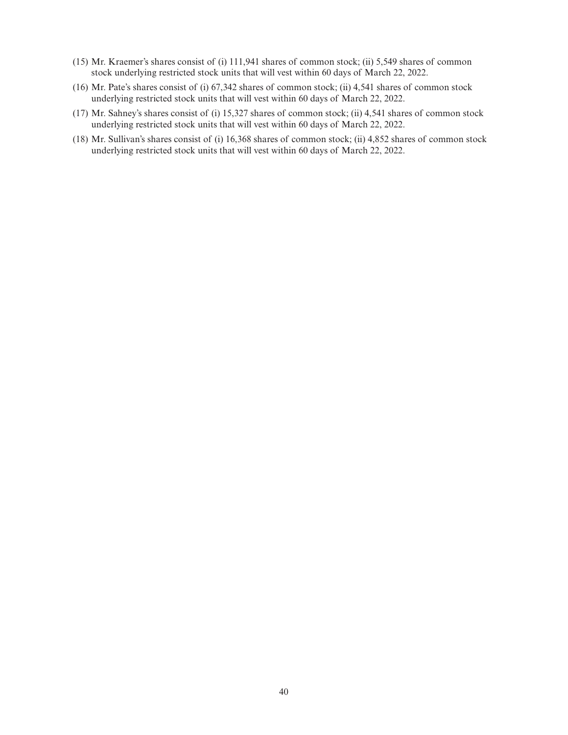(15) Mr. Kraemer's shares consist of (i) 111,941 shares of common stock; (ii) 5,549 shares of common stock underlying restricted stock units that will vest within 60 days of March 22, 2022.

(16) Mr. Pate's shares consist of (i) 67,342 shares of common stock; (ii) 4,541 shares of common stock underlying restricted stock units that will vest within 60 days of March 22, 2022.

(17) Mr. Sahney's shares consist of (i) 15,327 shares of common stock; (ii) 4,541 shares of common stock underlying restricted stock units that will vest within 60 days of March 22, 2022.

(18) Mr. Sullivan's shares consist of (i) 16,368 shares of common stock; (ii) 4,852 shares of common stock underlying restricted stock units that will vest within 60 days of March 22, 2022.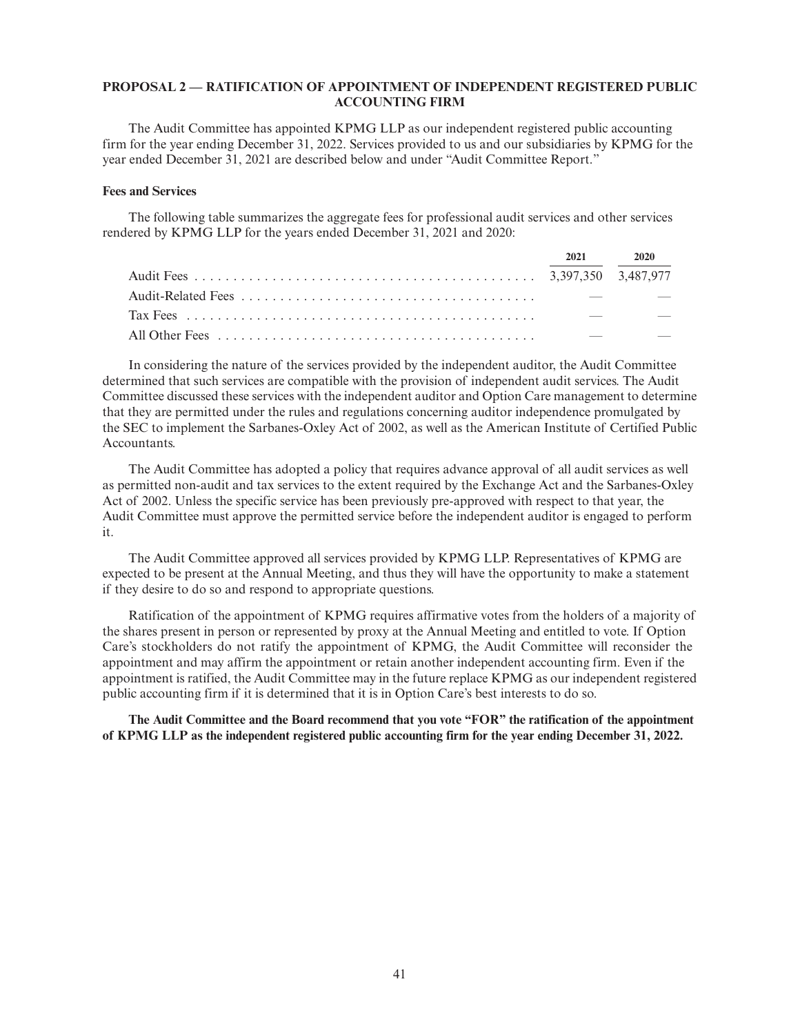## PROPOSAL 2 — RATIFICATION OF APPOINTMENT OF INDEPENDENT REGISTERED PUBLIC ACCOUNTING FIRM

The Audit Committee has appointed KPMG LLP as our independent registered public accounting firm for the year ending December 31, 2022. Services provided to us and our subsidiaries by KPMG for the year ended December 31, 2021 are described below and under "Audit Committee Report."

### Fees and Services

The following table summarizes the aggregate fees for professional audit services and other services rendered by KPMG LLP for the years ended December 31, 2021 and 2020:

| | 2021 | 2020 |
|---|---|---|
| Audit Fees | 3,397,350 | 3,487,977 |
| Audit-Related Fees | — | — |
| Tax Fees | — | — |
| All Other Fees | — | — |

In considering the nature of the services provided by the independent auditor, the Audit Committee determined that such services are compatible with the provision of independent audit services. The Audit Committee discussed these services with the independent auditor and Option Care management to determine that they are permitted under the rules and regulations concerning auditor independence promulgated by the SEC to implement the Sarbanes-Oxley Act of 2002, as well as the American Institute of Certified Public Accountants.

The Audit Committee has adopted a policy that requires advance approval of all audit services as well as permitted non-audit and tax services to the extent required by the Exchange Act and the Sarbanes-Oxley Act of 2002. Unless the specific service has been previously pre-approved with respect to that year, the Audit Committee must approve the permitted service before the independent auditor is engaged to perform it.

The Audit Committee approved all services provided by KPMG LLP. Representatives of KPMG are expected to be present at the Annual Meeting, and thus they will have the opportunity to make a statement if they desire to do so and respond to appropriate questions.

Ratification of the appointment of KPMG requires affirmative votes from the holders of a majority of the shares present in person or represented by proxy at the Annual Meeting and entitled to vote. If Option Care's stockholders do not ratify the appointment of KPMG, the Audit Committee will reconsider the appointment and may affirm the appointment or retain another independent accounting firm. Even if the appointment is ratified, the Audit Committee may in the future replace KPMG as our independent registered public accounting firm if it is determined that it is in Option Care's best interests to do so.

**The Audit Committee and the Board recommend that you vote "FOR" the ratification of the appointment of KPMG LLP as the independent registered public accounting firm for the year ending December 31, 2022.**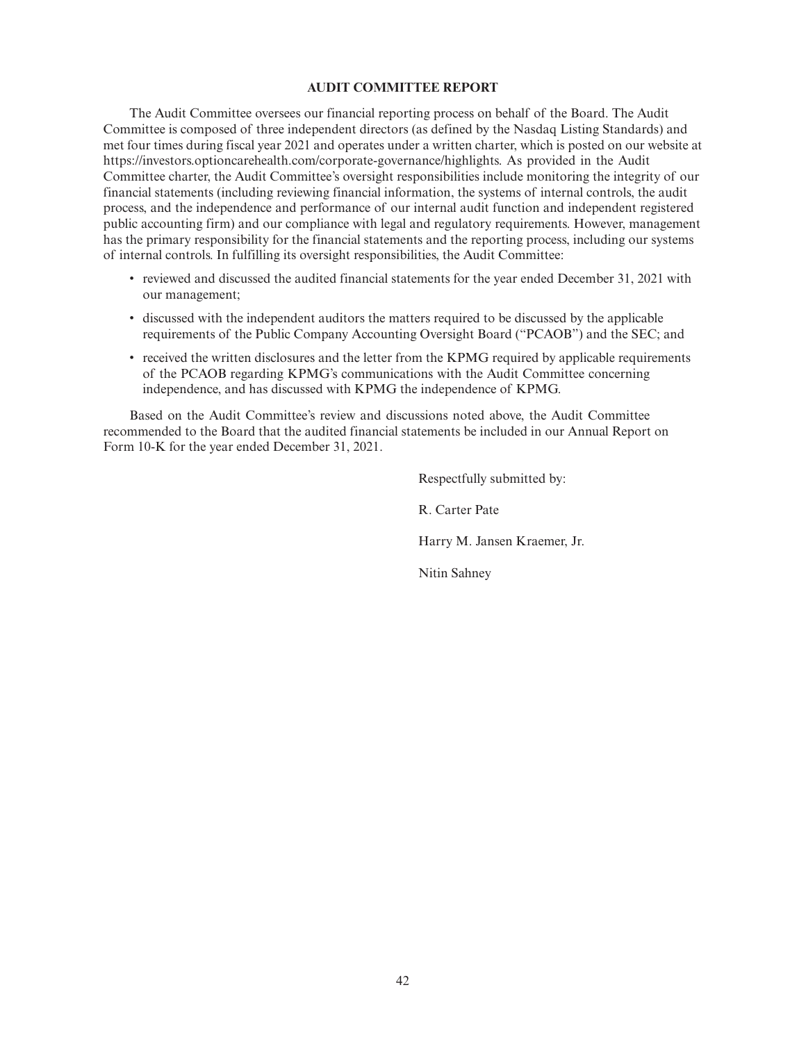## AUDIT COMMITTEE REPORT

The Audit Committee oversees our financial reporting process on behalf of the Board. The Audit Committee is composed of three independent directors (as defined by the Nasdaq Listing Standards) and met four times during fiscal year 2021 and operates under a written charter, which is posted on our website at https://investors.optioncarehealth.com/corporate-governance/highlights. As provided in the Audit Committee charter, the Audit Committee's oversight responsibilities include monitoring the integrity of our financial statements (including reviewing financial information, the systems of internal controls, the audit process, and the independence and performance of our internal audit function and independent registered public accounting firm) and our compliance with legal and regulatory requirements. However, management has the primary responsibility for the financial statements and the reporting process, including our systems of internal controls. In fulfilling its oversight responsibilities, the Audit Committee:

- reviewed and discussed the audited financial statements for the year ended December 31, 2021 with our management;
- discussed with the independent auditors the matters required to be discussed by the applicable requirements of the Public Company Accounting Oversight Board ("PCAOB") and the SEC; and
- received the written disclosures and the letter from the KPMG required by applicable requirements of the PCAOB regarding KPMG's communications with the Audit Committee concerning independence, and has discussed with KPMG the independence of KPMG.

Based on the Audit Committee's review and discussions noted above, the Audit Committee recommended to the Board that the audited financial statements be included in our Annual Report on Form 10-K for the year ended December 31, 2021.

Respectfully submitted by:

R. Carter Pate

Harry M. Jansen Kraemer, Jr.

Nitin Sahney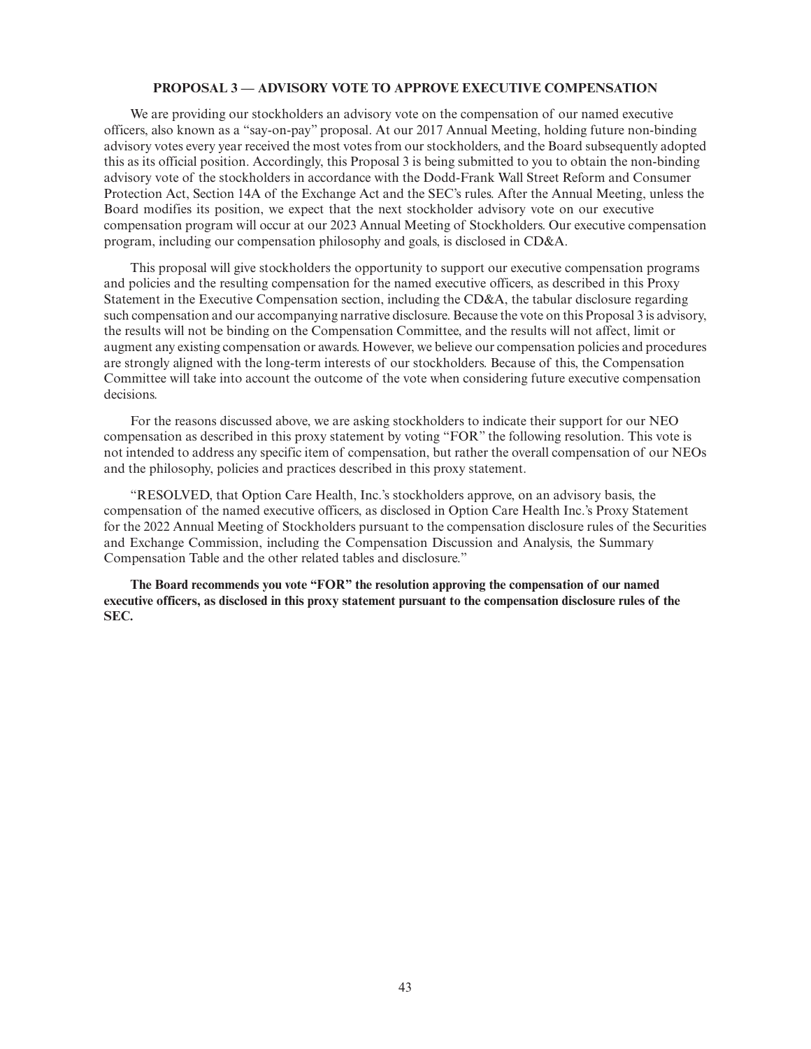## PROPOSAL 3 — ADVISORY VOTE TO APPROVE EXECUTIVE COMPENSATION

We are providing our stockholders an advisory vote on the compensation of our named executive officers, also known as a "say-on-pay" proposal. At our 2017 Annual Meeting, holding future non-binding advisory votes every year received the most votes from our stockholders, and the Board subsequently adopted this as its official position. Accordingly, this Proposal 3 is being submitted to you to obtain the non-binding advisory vote of the stockholders in accordance with the Dodd-Frank Wall Street Reform and Consumer Protection Act, Section 14A of the Exchange Act and the SEC's rules. After the Annual Meeting, unless the Board modifies its position, we expect that the next stockholder advisory vote on our executive compensation program will occur at our 2023 Annual Meeting of Stockholders. Our executive compensation program, including our compensation philosophy and goals, is disclosed in CD&A.

This proposal will give stockholders the opportunity to support our executive compensation programs and policies and the resulting compensation for the named executive officers, as described in this Proxy Statement in the Executive Compensation section, including the CD&A, the tabular disclosure regarding such compensation and our accompanying narrative disclosure. Because the vote on this Proposal 3 is advisory, the results will not be binding on the Compensation Committee, and the results will not affect, limit or augment any existing compensation or awards. However, we believe our compensation policies and procedures are strongly aligned with the long-term interests of our stockholders. Because of this, the Compensation Committee will take into account the outcome of the vote when considering future executive compensation decisions.

For the reasons discussed above, we are asking stockholders to indicate their support for our NEO compensation as described in this proxy statement by voting "FOR" the following resolution. This vote is not intended to address any specific item of compensation, but rather the overall compensation of our NEOs and the philosophy, policies and practices described in this proxy statement.

"RESOLVED, that Option Care Health, Inc.'s stockholders approve, on an advisory basis, the compensation of the named executive officers, as disclosed in Option Care Health Inc.'s Proxy Statement for the 2022 Annual Meeting of Stockholders pursuant to the compensation disclosure rules of the Securities and Exchange Commission, including the Compensation Discussion and Analysis, the Summary Compensation Table and the other related tables and disclosure."

**The Board recommends you vote "FOR" the resolution approving the compensation of our named executive officers, as disclosed in this proxy statement pursuant to the compensation disclosure rules of the SEC.**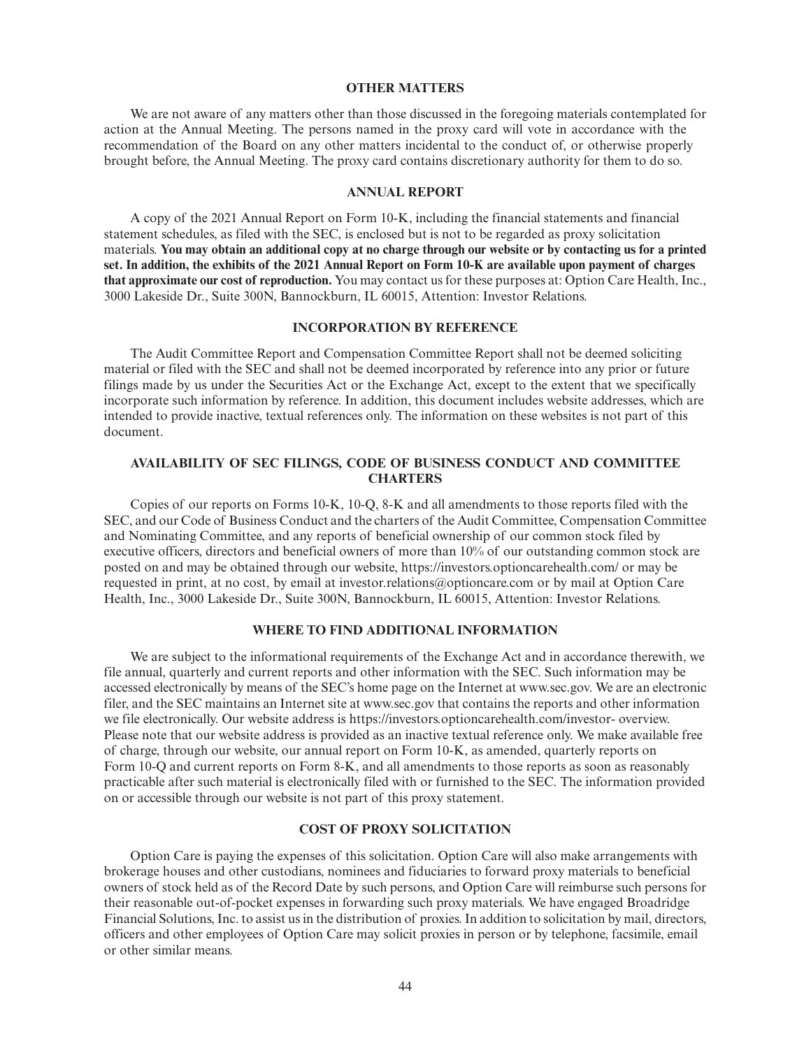## OTHER MATTERS

We are not aware of any matters other than those discussed in the foregoing materials contemplated for action at the Annual Meeting. The persons named in the proxy card will vote in accordance with the recommendation of the Board on any other matters incidental to the conduct of, or otherwise properly brought before, the Annual Meeting. The proxy card contains discretionary authority for them to do so.

## ANNUAL REPORT

A copy of the 2021 Annual Report on Form 10-K, including the financial statements and financial statement schedules, as filed with the SEC, is enclosed but is not to be regarded as proxy solicitation materials. **You may obtain an additional copy at no charge through our website or by contacting us for a printed set. In addition, the exhibits of the 2021 Annual Report on Form 10-K are available upon payment of charges that approximate our cost of reproduction.** You may contact us for these purposes at: Option Care Health, Inc., 3000 Lakeside Dr., Suite 300N, Bannockburn, IL 60015, Attention: Investor Relations.

## INCORPORATION BY REFERENCE

The Audit Committee Report and Compensation Committee Report shall not be deemed soliciting material or filed with the SEC and shall not be deemed incorporated by reference into any prior or future filings made by us under the Securities Act or the Exchange Act, except to the extent that we specifically incorporate such information by reference. In addition, this document includes website addresses, which are intended to provide inactive, textual references only. The information on these websites is not part of this document.

## AVAILABILITY OF SEC FILINGS, CODE OF BUSINESS CONDUCT AND COMMITTEE CHARTERS

Copies of our reports on Forms 10-K, 10-Q, 8-K and all amendments to those reports filed with the SEC, and our Code of Business Conduct and the charters of the Audit Committee, Compensation Committee and Nominating Committee, and any reports of beneficial ownership of our common stock filed by executive officers, directors and beneficial owners of more than 10% of our outstanding common stock are posted on and may be obtained through our website, https://investors.optioncarehealth.com/ or may be requested in print, at no cost, by email at investor.relations@optioncare.com or by mail at Option Care Health, Inc., 3000 Lakeside Dr., Suite 300N, Bannockburn, IL 60015, Attention: Investor Relations.

## WHERE TO FIND ADDITIONAL INFORMATION

We are subject to the informational requirements of the Exchange Act and in accordance therewith, we file annual, quarterly and current reports and other information with the SEC. Such information may be accessed electronically by means of the SEC's home page on the Internet at www.sec.gov. We are an electronic filer, and the SEC maintains an Internet site at www.sec.gov that contains the reports and other information we file electronically. Our website address is https://investors.optioncarehealth.com/investor- overview. Please note that our website address is provided as an inactive textual reference only. We make available free of charge, through our website, our annual report on Form 10-K, as amended, quarterly reports on Form 10-Q and current reports on Form 8-K, and all amendments to those reports as soon as reasonably practicable after such material is electronically filed with or furnished to the SEC. The information provided on or accessible through our website is not part of this proxy statement.

## COST OF PROXY SOLICITATION

Option Care is paying the expenses of this solicitation. Option Care will also make arrangements with brokerage houses and other custodians, nominees and fiduciaries to forward proxy materials to beneficial owners of stock held as of the Record Date by such persons, and Option Care will reimburse such persons for their reasonable out-of-pocket expenses in forwarding such proxy materials. We have engaged Broadridge Financial Solutions, Inc. to assist us in the distribution of proxies. In addition to solicitation by mail, directors, officers and other employees of Option Care may solicit proxies in person or by telephone, facsimile, email or other similar means.